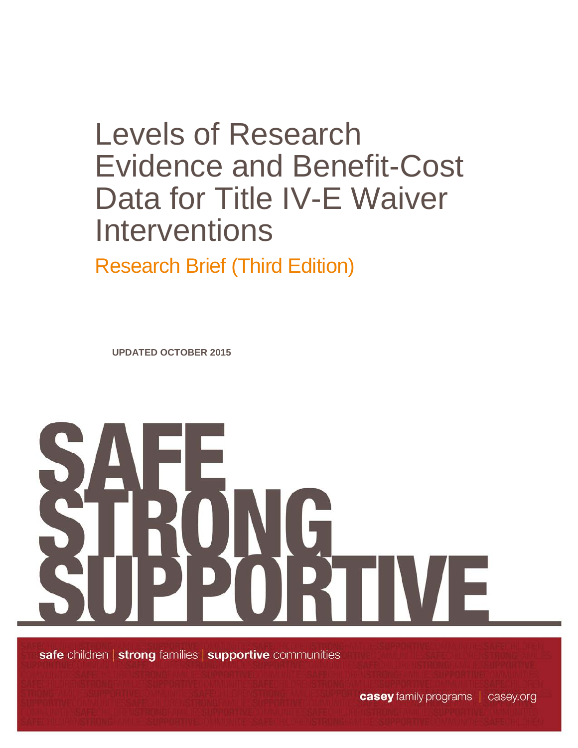# Levels of Research Evidence and Benefit-Cost Data for Title IV-E Waiver Interventions

## Research Brief (Third Edition)

**UPDATED OCTOBER 2015**

SAFE
STRONG
SUPPORTIVE

**safe** children | **strong** families | **supportive** communities

**casey** family programs | casey.org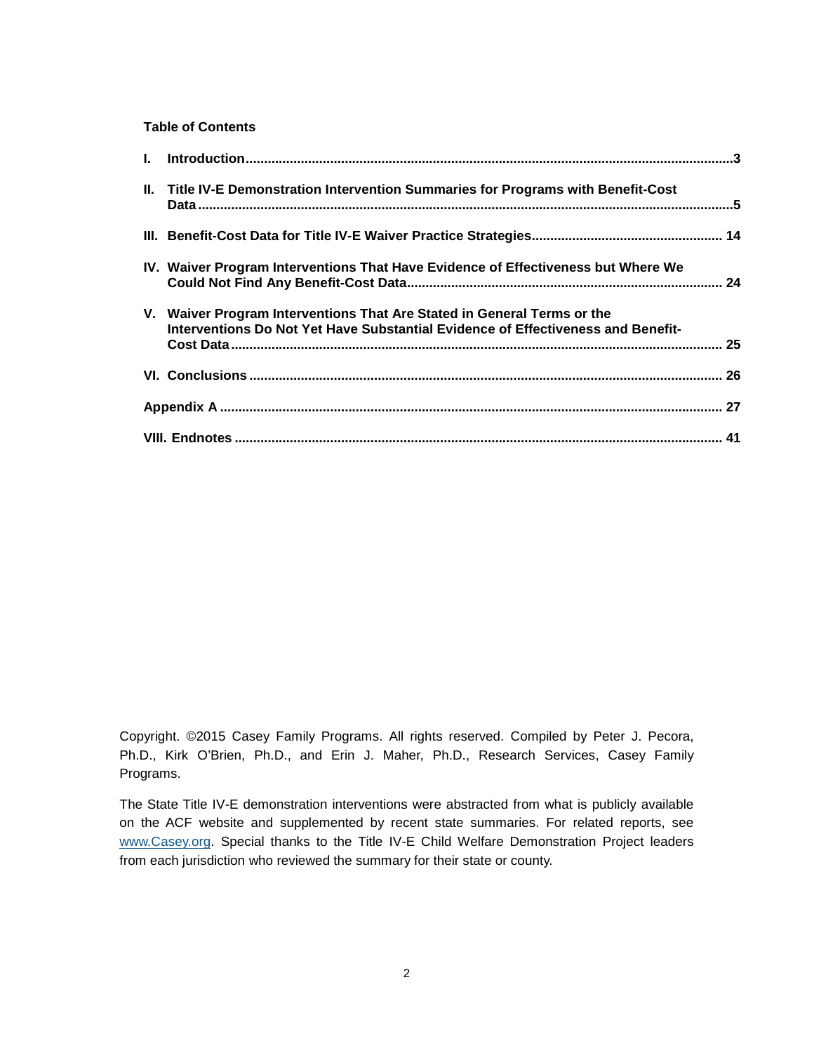**Table of Contents**

I. **Introduction** .....3

II. **Title IV-E Demonstration Intervention Summaries for Programs with Benefit-Cost Data** .....5

III. **Benefit-Cost Data for Title IV-E Waiver Practice Strategies** ..... 14

IV. **Waiver Program Interventions That Have Evidence of Effectiveness but Where We Could Not Find Any Benefit-Cost Data** ..... 24

V. **Waiver Program Interventions That Are Stated in General Terms or the Interventions Do Not Yet Have Substantial Evidence of Effectiveness and Benefit-Cost Data** ..... 25

VI. **Conclusions** ..... 26

**Appendix A** ..... 27

**VIII. Endnotes** ..... 41

Copyright. ©2015 Casey Family Programs. All rights reserved. Compiled by Peter J. Pecora, Ph.D., Kirk O'Brien, Ph.D., and Erin J. Maher, Ph.D., Research Services, Casey Family Programs.

The State Title IV-E demonstration interventions were abstracted from what is publicly available on the ACF website and supplemented by recent state summaries. For related reports, see www.Casey.org. Special thanks to the Title IV-E Child Welfare Demonstration Project leaders from each jurisdiction who reviewed the summary for their state or county.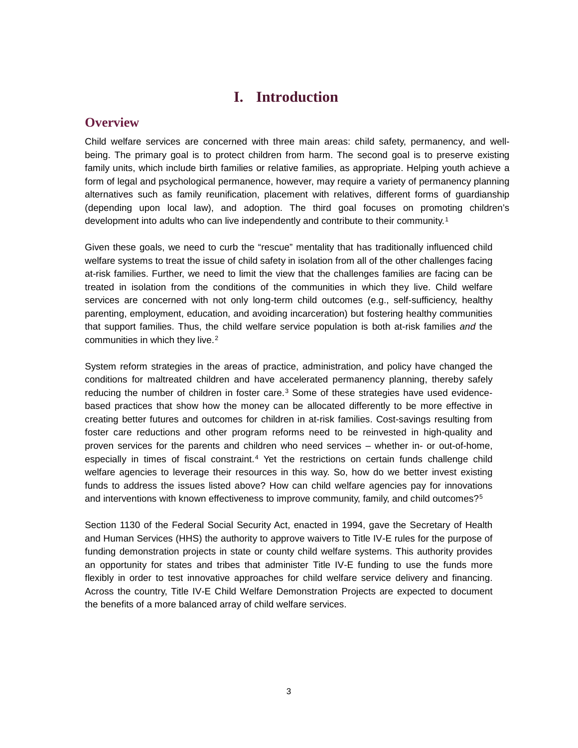# I. Introduction

## Overview

Child welfare services are concerned with three main areas: child safety, permanency, and well-being. The primary goal is to protect children from harm. The second goal is to preserve existing family units, which include birth families or relative families, as appropriate. Helping youth achieve a form of legal and psychological permanence, however, may require a variety of permanency planning alternatives such as family reunification, placement with relatives, different forms of guardianship (depending upon local law), and adoption. The third goal focuses on promoting children's development into adults who can live independently and contribute to their community.[1]

Given these goals, we need to curb the "rescue" mentality that has traditionally influenced child welfare systems to treat the issue of child safety in isolation from all of the other challenges facing at-risk families. Further, we need to limit the view that the challenges families are facing can be treated in isolation from the conditions of the communities in which they live. Child welfare services are concerned with not only long-term child outcomes (e.g., self-sufficiency, healthy parenting, employment, education, and avoiding incarceration) but fostering healthy communities that support families. Thus, the child welfare service population is both at-risk families *and* the communities in which they live.[2]

System reform strategies in the areas of practice, administration, and policy have changed the conditions for maltreated children and have accelerated permanency planning, thereby safely reducing the number of children in foster care.[3] Some of these strategies have used evidence-based practices that show how the money can be allocated differently to be more effective in creating better futures and outcomes for children in at-risk families. Cost-savings resulting from foster care reductions and other program reforms need to be reinvested in high-quality and proven services for the parents and children who need services – whether in- or out-of-home, especially in times of fiscal constraint.[4] Yet the restrictions on certain funds challenge child welfare agencies to leverage their resources in this way. So, how do we better invest existing funds to address the issues listed above? How can child welfare agencies pay for innovations and interventions with known effectiveness to improve community, family, and child outcomes?[5]

Section 1130 of the Federal Social Security Act, enacted in 1994, gave the Secretary of Health and Human Services (HHS) the authority to approve waivers to Title IV-E rules for the purpose of funding demonstration projects in state or county child welfare systems. This authority provides an opportunity for states and tribes that administer Title IV-E funding to use the funds more flexibly in order to test innovative approaches for child welfare service delivery and financing. Across the country, Title IV-E Child Welfare Demonstration Projects are expected to document the benefits of a more balanced array of child welfare services.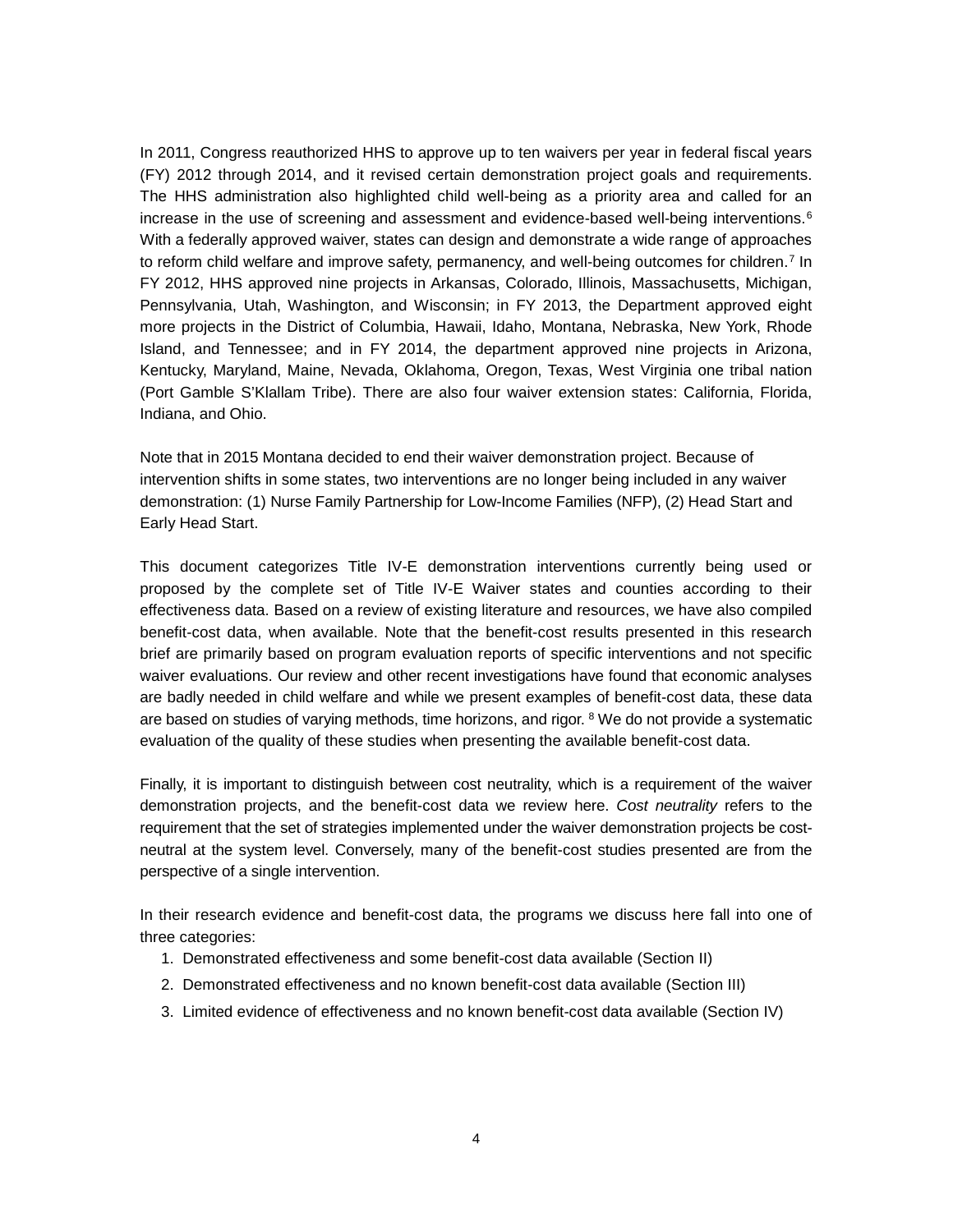In 2011, Congress reauthorized HHS to approve up to ten waivers per year in federal fiscal years (FY) 2012 through 2014, and it revised certain demonstration project goals and requirements. The HHS administration also highlighted child well-being as a priority area and called for an increase in the use of screening and assessment and evidence-based well-being interventions.[6] With a federally approved waiver, states can design and demonstrate a wide range of approaches to reform child welfare and improve safety, permanency, and well-being outcomes for children.[7] In FY 2012, HHS approved nine projects in Arkansas, Colorado, Illinois, Massachusetts, Michigan, Pennsylvania, Utah, Washington, and Wisconsin; in FY 2013, the Department approved eight more projects in the District of Columbia, Hawaii, Idaho, Montana, Nebraska, New York, Rhode Island, and Tennessee; and in FY 2014, the department approved nine projects in Arizona, Kentucky, Maryland, Maine, Nevada, Oklahoma, Oregon, Texas, West Virginia one tribal nation (Port Gamble S'Klallam Tribe). There are also four waiver extension states: California, Florida, Indiana, and Ohio.

Note that in 2015 Montana decided to end their waiver demonstration project. Because of intervention shifts in some states, two interventions are no longer being included in any waiver demonstration: (1) Nurse Family Partnership for Low-Income Families (NFP), (2) Head Start and Early Head Start.

This document categorizes Title IV-E demonstration interventions currently being used or proposed by the complete set of Title IV-E Waiver states and counties according to their effectiveness data. Based on a review of existing literature and resources, we have also compiled benefit-cost data, when available. Note that the benefit-cost results presented in this research brief are primarily based on program evaluation reports of specific interventions and not specific waiver evaluations. Our review and other recent investigations have found that economic analyses are badly needed in child welfare and while we present examples of benefit-cost data, these data are based on studies of varying methods, time horizons, and rigor.[8] We do not provide a systematic evaluation of the quality of these studies when presenting the available benefit-cost data.

Finally, it is important to distinguish between cost neutrality, which is a requirement of the waiver demonstration projects, and the benefit-cost data we review here. *Cost neutrality* refers to the requirement that the set of strategies implemented under the waiver demonstration projects be cost-neutral at the system level. Conversely, many of the benefit-cost studies presented are from the perspective of a single intervention.

In their research evidence and benefit-cost data, the programs we discuss here fall into one of three categories:

1. Demonstrated effectiveness and some benefit-cost data available (Section II)
2. Demonstrated effectiveness and no known benefit-cost data available (Section III)
3. Limited evidence of effectiveness and no known benefit-cost data available (Section IV)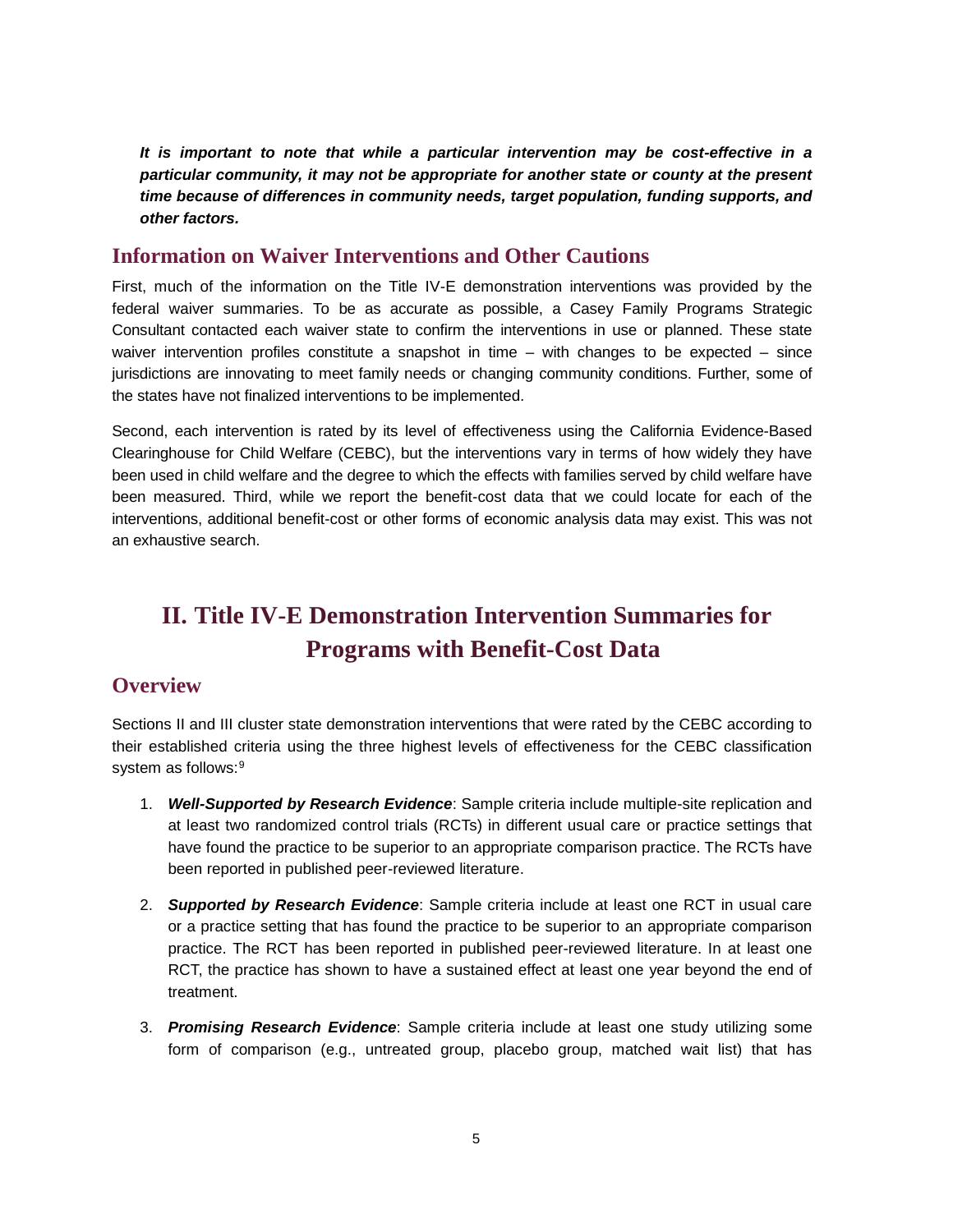***It is important to note that while a particular intervention may be cost-effective in a particular community, it may not be appropriate for another state or county at the present time because of differences in community needs, target population, funding supports, and other factors.***

## Information on Waiver Interventions and Other Cautions

First, much of the information on the Title IV-E demonstration interventions was provided by the federal waiver summaries. To be as accurate as possible, a Casey Family Programs Strategic Consultant contacted each waiver state to confirm the interventions in use or planned. These state waiver intervention profiles constitute a snapshot in time – with changes to be expected – since jurisdictions are innovating to meet family needs or changing community conditions. Further, some of the states have not finalized interventions to be implemented.

Second, each intervention is rated by its level of effectiveness using the California Evidence-Based Clearinghouse for Child Welfare (CEBC), but the interventions vary in terms of how widely they have been used in child welfare and the degree to which the effects with families served by child welfare have been measured. Third, while we report the benefit-cost data that we could locate for each of the interventions, additional benefit-cost or other forms of economic analysis data may exist. This was not an exhaustive search.

# II. Title IV-E Demonstration Intervention Summaries for Programs with Benefit-Cost Data

## Overview

Sections II and III cluster state demonstration interventions that were rated by the CEBC according to their established criteria using the three highest levels of effectiveness for the CEBC classification system as follows:[9]

1. ***Well-Supported by Research Evidence***: Sample criteria include multiple-site replication and at least two randomized control trials (RCTs) in different usual care or practice settings that have found the practice to be superior to an appropriate comparison practice. The RCTs have been reported in published peer-reviewed literature.

2. ***Supported by Research Evidence***: Sample criteria include at least one RCT in usual care or a practice setting that has found the practice to be superior to an appropriate comparison practice. The RCT has been reported in published peer-reviewed literature. In at least one RCT, the practice has shown to have a sustained effect at least one year beyond the end of treatment.

3. ***Promising Research Evidence***: Sample criteria include at least one study utilizing some form of comparison (e.g., untreated group, placebo group, matched wait list) that has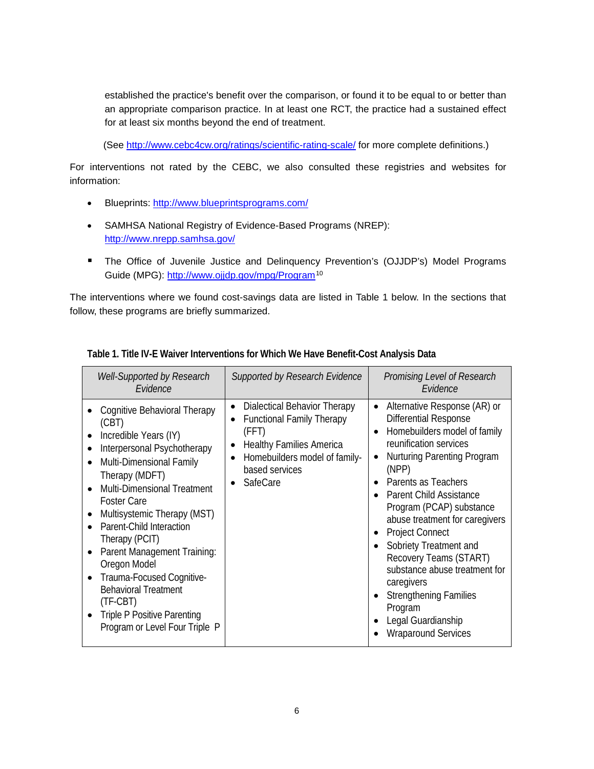established the practice's benefit over the comparison, or found it to be equal to or better than an appropriate comparison practice. In at least one RCT, the practice had a sustained effect for at least six months beyond the end of treatment.

(See http://www.cebc4cw.org/ratings/scientific-rating-scale/ for more complete definitions.)

For interventions not rated by the CEBC, we also consulted these registries and websites for information:

- Blueprints: http://www.blueprintsprograms.com/
- SAMHSA National Registry of Evidence-Based Programs (NREP): http://www.nrepp.samhsa.gov/
- The Office of Juvenile Justice and Delinquency Prevention's (OJJDP's) Model Programs Guide (MPG): http://www.ojjdp.gov/mpg/Program[10]

The interventions where we found cost-savings data are listed in Table 1 below. In the sections that follow, these programs are briefly summarized.

**Table 1. Title IV-E Waiver Interventions for Which We Have Benefit-Cost Analysis Data**

| *Well-Supported by Research Evidence* | *Supported by Research Evidence* | *Promising Level of Research Evidence* |
| --- | --- | --- |
| • Cognitive Behavioral Therapy (CBT)<br>• Incredible Years (IY)<br>• Interpersonal Psychotherapy<br>• Multi-Dimensional Family Therapy (MDFT)<br>• Multi-Dimensional Treatment Foster Care<br>• Multisystemic Therapy (MST)<br>• Parent-Child Interaction Therapy (PCIT)<br>• Parent Management Training: Oregon Model<br>• Trauma-Focused Cognitive-Behavioral Treatment (TF-CBT)<br>• Triple P Positive Parenting Program or Level Four Triple P | • Dialectical Behavior Therapy<br>• Functional Family Therapy (FFT)<br>• Healthy Families America<br>• Homebuilders model of family-based services<br>• SafeCare | • Alternative Response (AR) or Differential Response<br>• Homebuilders model of family reunification services<br>• Nurturing Parenting Program (NPP)<br>• Parents as Teachers<br>• Parent Child Assistance Program (PCAP) substance abuse treatment for caregivers<br>• Project Connect<br>• Sobriety Treatment and Recovery Teams (START) substance abuse treatment for caregivers<br>• Strengthening Families Program<br>• Legal Guardianship<br>• Wraparound Services |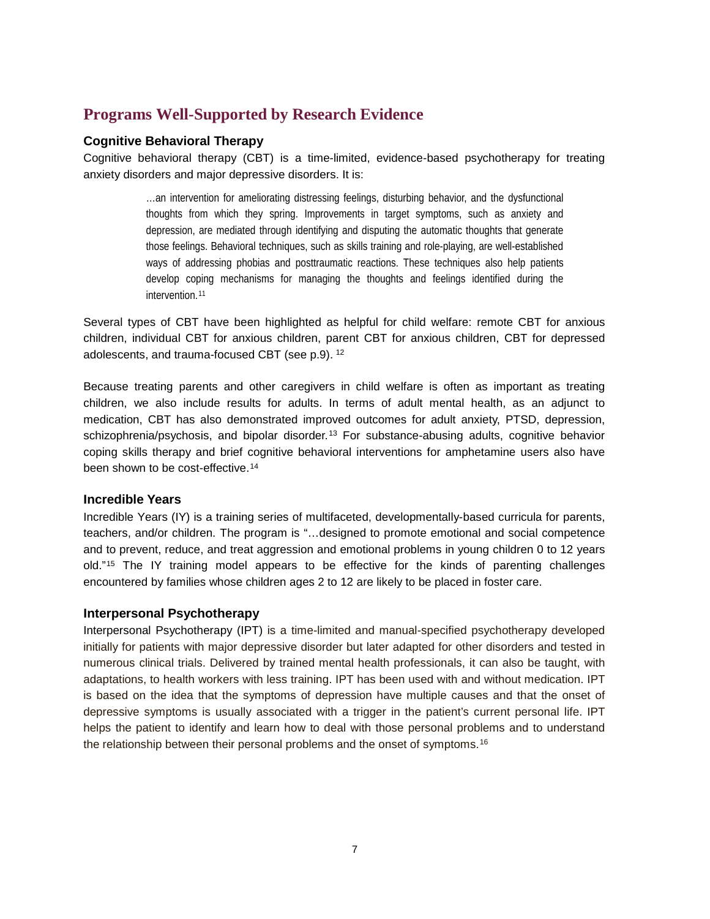## Programs Well-Supported by Research Evidence

### Cognitive Behavioral Therapy

Cognitive behavioral therapy (CBT) is a time-limited, evidence-based psychotherapy for treating anxiety disorders and major depressive disorders. It is:

> …an intervention for ameliorating distressing feelings, disturbing behavior, and the dysfunctional thoughts from which they spring. Improvements in target symptoms, such as anxiety and depression, are mediated through identifying and disputing the automatic thoughts that generate those feelings. Behavioral techniques, such as skills training and role-playing, are well-established ways of addressing phobias and posttraumatic reactions. These techniques also help patients develop coping mechanisms for managing the thoughts and feelings identified during the intervention.[11]

Several types of CBT have been highlighted as helpful for child welfare: remote CBT for anxious children, individual CBT for anxious children, parent CBT for anxious children, CBT for depressed adolescents, and trauma-focused CBT (see p.9). [12]

Because treating parents and other caregivers in child welfare is often as important as treating children, we also include results for adults. In terms of adult mental health, as an adjunct to medication, CBT has also demonstrated improved outcomes for adult anxiety, PTSD, depression, schizophrenia/psychosis, and bipolar disorder.[13] For substance-abusing adults, cognitive behavior coping skills therapy and brief cognitive behavioral interventions for amphetamine users also have been shown to be cost-effective.[14]

### Incredible Years

Incredible Years (IY) is a training series of multifaceted, developmentally-based curricula for parents, teachers, and/or children. The program is "…designed to promote emotional and social competence and to prevent, reduce, and treat aggression and emotional problems in young children 0 to 12 years old."[15] The IY training model appears to be effective for the kinds of parenting challenges encountered by families whose children ages 2 to 12 are likely to be placed in foster care.

### Interpersonal Psychotherapy

Interpersonal Psychotherapy (IPT) is a time-limited and manual-specified psychotherapy developed initially for patients with major depressive disorder but later adapted for other disorders and tested in numerous clinical trials. Delivered by trained mental health professionals, it can also be taught, with adaptations, to health workers with less training. IPT has been used with and without medication. IPT is based on the idea that the symptoms of depression have multiple causes and that the onset of depressive symptoms is usually associated with a trigger in the patient's current personal life. IPT helps the patient to identify and learn how to deal with those personal problems and to understand the relationship between their personal problems and the onset of symptoms.[16]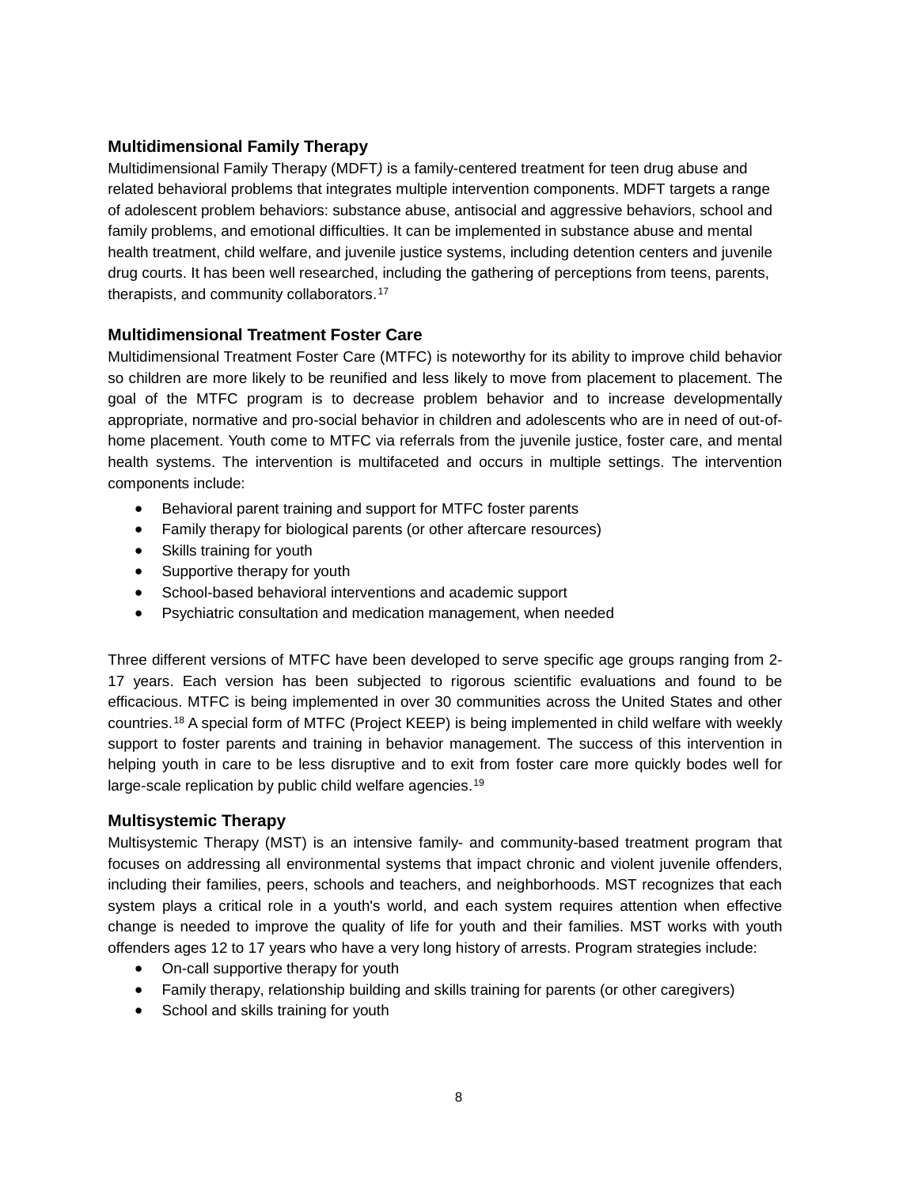### Multidimensional Family Therapy

Multidimensional Family Therapy (MDFT*)* is a family-centered treatment for teen drug abuse and related behavioral problems that integrates multiple intervention components. MDFT targets a range of adolescent problem behaviors: substance abuse, antisocial and aggressive behaviors, school and family problems, and emotional difficulties. It can be implemented in substance abuse and mental health treatment, child welfare, and juvenile justice systems, including detention centers and juvenile drug courts. It has been well researched, including the gathering of perceptions from teens, parents, therapists, and community collaborators.[17]

### Multidimensional Treatment Foster Care

Multidimensional Treatment Foster Care (MTFC) is noteworthy for its ability to improve child behavior so children are more likely to be reunified and less likely to move from placement to placement. The goal of the MTFC program is to decrease problem behavior and to increase developmentally appropriate, normative and pro-social behavior in children and adolescents who are in need of out-of-home placement. Youth come to MTFC via referrals from the juvenile justice, foster care, and mental health systems. The intervention is multifaceted and occurs in multiple settings. The intervention components include:

- Behavioral parent training and support for MTFC foster parents
- Family therapy for biological parents (or other aftercare resources)
- Skills training for youth
- Supportive therapy for youth
- School-based behavioral interventions and academic support
- Psychiatric consultation and medication management, when needed

Three different versions of MTFC have been developed to serve specific age groups ranging from 2-17 years. Each version has been subjected to rigorous scientific evaluations and found to be efficacious. MTFC is being implemented in over 30 communities across the United States and other countries.[18] A special form of MTFC (Project KEEP) is being implemented in child welfare with weekly support to foster parents and training in behavior management. The success of this intervention in helping youth in care to be less disruptive and to exit from foster care more quickly bodes well for large-scale replication by public child welfare agencies.[19]

### Multisystemic Therapy

Multisystemic Therapy (MST) is an intensive family- and community-based treatment program that focuses on addressing all environmental systems that impact chronic and violent juvenile offenders, including their families, peers, schools and teachers, and neighborhoods. MST recognizes that each system plays a critical role in a youth's world, and each system requires attention when effective change is needed to improve the quality of life for youth and their families. MST works with youth offenders ages 12 to 17 years who have a very long history of arrests. Program strategies include:

- On-call supportive therapy for youth
- Family therapy, relationship building and skills training for parents (or other caregivers)
- School and skills training for youth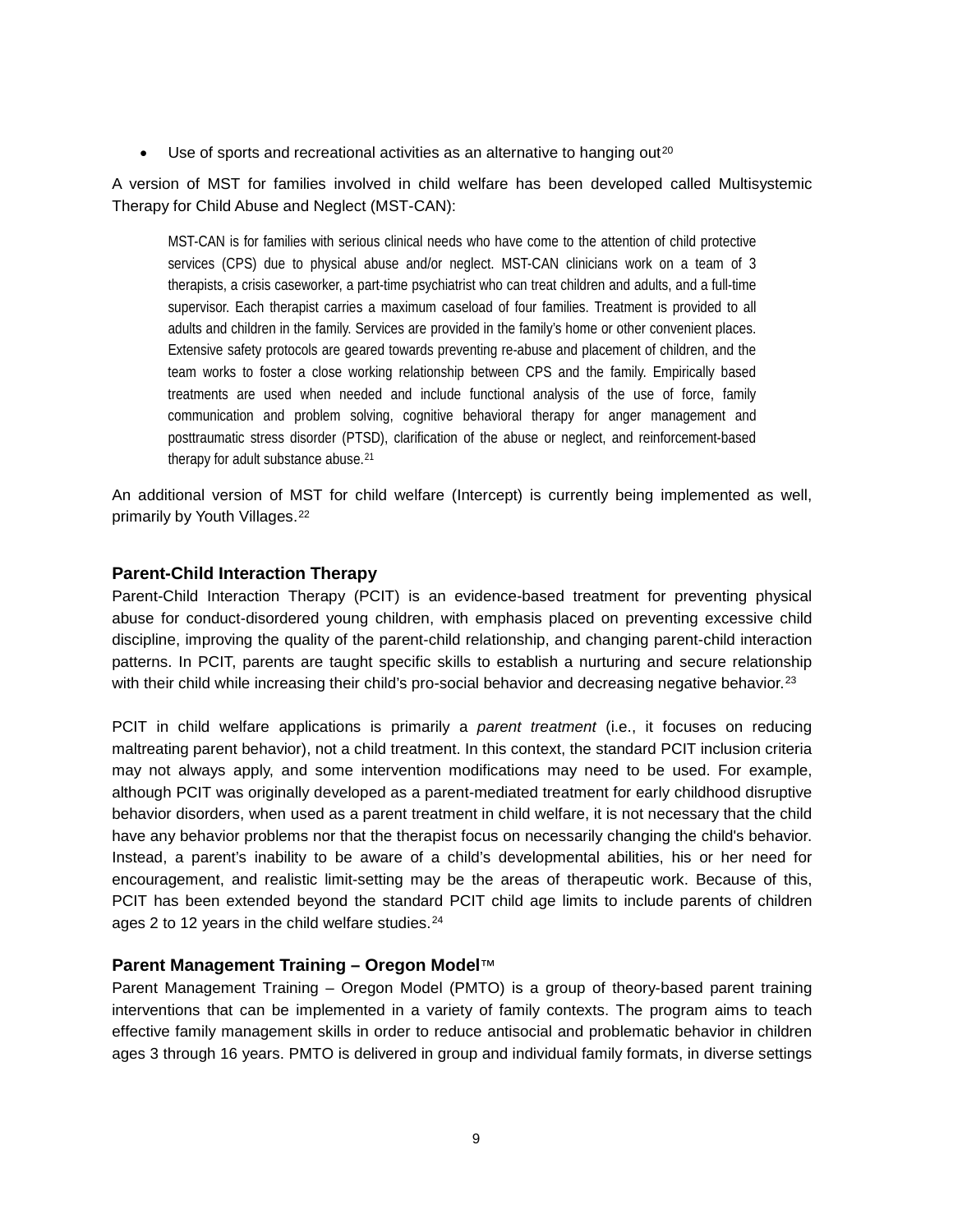- Use of sports and recreational activities as an alternative to hanging out[20]

A version of MST for families involved in child welfare has been developed called Multisystemic Therapy for Child Abuse and Neglect (MST-CAN):

> MST-CAN is for families with serious clinical needs who have come to the attention of child protective services (CPS) due to physical abuse and/or neglect. MST-CAN clinicians work on a team of 3 therapists, a crisis caseworker, a part-time psychiatrist who can treat children and adults, and a full-time supervisor. Each therapist carries a maximum caseload of four families. Treatment is provided to all adults and children in the family. Services are provided in the family's home or other convenient places. Extensive safety protocols are geared towards preventing re-abuse and placement of children, and the team works to foster a close working relationship between CPS and the family. Empirically based treatments are used when needed and include functional analysis of the use of force, family communication and problem solving, cognitive behavioral therapy for anger management and posttraumatic stress disorder (PTSD), clarification of the abuse or neglect, and reinforcement-based therapy for adult substance abuse.[21]

An additional version of MST for child welfare (Intercept) is currently being implemented as well, primarily by Youth Villages.[22]

### Parent-Child Interaction Therapy

Parent-Child Interaction Therapy (PCIT) is an evidence-based treatment for preventing physical abuse for conduct-disordered young children, with emphasis placed on preventing excessive child discipline, improving the quality of the parent-child relationship, and changing parent-child interaction patterns. In PCIT, parents are taught specific skills to establish a nurturing and secure relationship with their child while increasing their child's pro-social behavior and decreasing negative behavior.[23]

PCIT in child welfare applications is primarily a *parent treatment* (i.e., it focuses on reducing maltreating parent behavior), not a child treatment. In this context, the standard PCIT inclusion criteria may not always apply, and some intervention modifications may need to be used. For example, although PCIT was originally developed as a parent-mediated treatment for early childhood disruptive behavior disorders, when used as a parent treatment in child welfare, it is not necessary that the child have any behavior problems nor that the therapist focus on necessarily changing the child's behavior. Instead, a parent's inability to be aware of a child's developmental abilities, his or her need for encouragement, and realistic limit-setting may be the areas of therapeutic work. Because of this, PCIT has been extended beyond the standard PCIT child age limits to include parents of children ages 2 to 12 years in the child welfare studies.[24]

### Parent Management Training – Oregon Model™

Parent Management Training – Oregon Model (PMTO) is a group of theory-based parent training interventions that can be implemented in a variety of family contexts. The program aims to teach effective family management skills in order to reduce antisocial and problematic behavior in children ages 3 through 16 years. PMTO is delivered in group and individual family formats, in diverse settings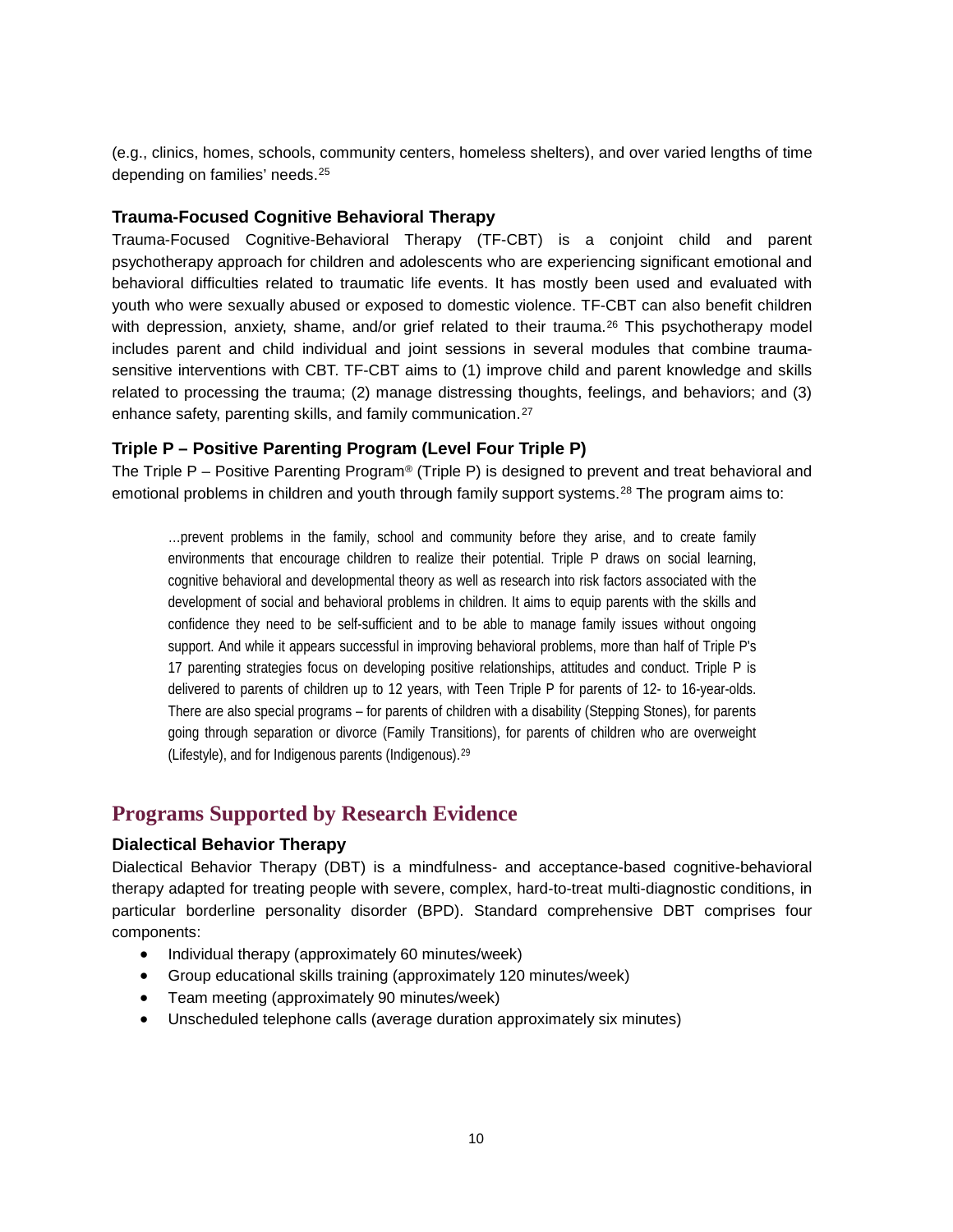(e.g., clinics, homes, schools, community centers, homeless shelters), and over varied lengths of time depending on families' needs.[25]

### Trauma-Focused Cognitive Behavioral Therapy

Trauma-Focused Cognitive-Behavioral Therapy (TF-CBT) is a conjoint child and parent psychotherapy approach for children and adolescents who are experiencing significant emotional and behavioral difficulties related to traumatic life events. It has mostly been used and evaluated with youth who were sexually abused or exposed to domestic violence. TF-CBT can also benefit children with depression, anxiety, shame, and/or grief related to their trauma.[26] This psychotherapy model includes parent and child individual and joint sessions in several modules that combine trauma-sensitive interventions with CBT. TF-CBT aims to (1) improve child and parent knowledge and skills related to processing the trauma; (2) manage distressing thoughts, feelings, and behaviors; and (3) enhance safety, parenting skills, and family communication.[27]

### Triple P – Positive Parenting Program (Level Four Triple P)

The Triple P – Positive Parenting Program® (Triple P) is designed to prevent and treat behavioral and emotional problems in children and youth through family support systems.[28] The program aims to:

> …prevent problems in the family, school and community before they arise, and to create family environments that encourage children to realize their potential. Triple P draws on social learning, cognitive behavioral and developmental theory as well as research into risk factors associated with the development of social and behavioral problems in children. It aims to equip parents with the skills and confidence they need to be self-sufficient and to be able to manage family issues without ongoing support. And while it appears successful in improving behavioral problems, more than half of Triple P's 17 parenting strategies focus on developing positive relationships, attitudes and conduct. Triple P is delivered to parents of children up to 12 years, with Teen Triple P for parents of 12- to 16-year-olds. There are also special programs – for parents of children with a disability (Stepping Stones), for parents going through separation or divorce (Family Transitions), for parents of children who are overweight (Lifestyle), and for Indigenous parents (Indigenous).[29]

## Programs Supported by Research Evidence

### Dialectical Behavior Therapy

Dialectical Behavior Therapy (DBT) is a mindfulness- and acceptance-based cognitive-behavioral therapy adapted for treating people with severe, complex, hard-to-treat multi-diagnostic conditions, in particular borderline personality disorder (BPD). Standard comprehensive DBT comprises four components:

- Individual therapy (approximately 60 minutes/week)
- Group educational skills training (approximately 120 minutes/week)
- Team meeting (approximately 90 minutes/week)
- Unscheduled telephone calls (average duration approximately six minutes)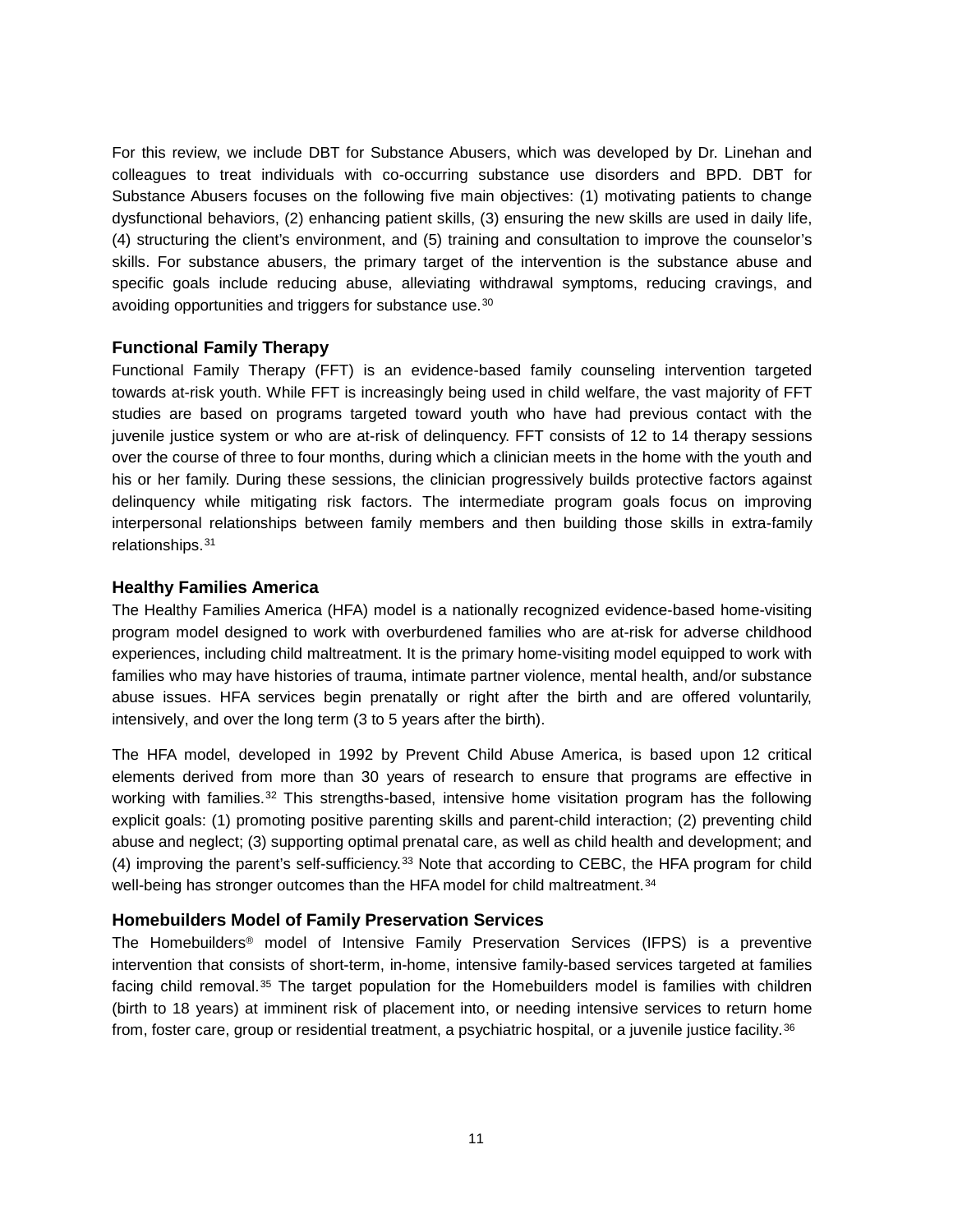For this review, we include DBT for Substance Abusers, which was developed by Dr. Linehan and colleagues to treat individuals with co-occurring substance use disorders and BPD. DBT for Substance Abusers focuses on the following five main objectives: (1) motivating patients to change dysfunctional behaviors, (2) enhancing patient skills, (3) ensuring the new skills are used in daily life, (4) structuring the client's environment, and (5) training and consultation to improve the counselor's skills. For substance abusers, the primary target of the intervention is the substance abuse and specific goals include reducing abuse, alleviating withdrawal symptoms, reducing cravings, and avoiding opportunities and triggers for substance use.[30]

### Functional Family Therapy

Functional Family Therapy (FFT) is an evidence-based family counseling intervention targeted towards at-risk youth. While FFT is increasingly being used in child welfare, the vast majority of FFT studies are based on programs targeted toward youth who have had previous contact with the juvenile justice system or who are at-risk of delinquency. FFT consists of 12 to 14 therapy sessions over the course of three to four months, during which a clinician meets in the home with the youth and his or her family. During these sessions, the clinician progressively builds protective factors against delinquency while mitigating risk factors. The intermediate program goals focus on improving interpersonal relationships between family members and then building those skills in extra-family relationships.[31]

### Healthy Families America

The Healthy Families America (HFA) model is a nationally recognized evidence-based home-visiting program model designed to work with overburdened families who are at-risk for adverse childhood experiences, including child maltreatment. It is the primary home-visiting model equipped to work with families who may have histories of trauma, intimate partner violence, mental health, and/or substance abuse issues. HFA services begin prenatally or right after the birth and are offered voluntarily, intensively, and over the long term (3 to 5 years after the birth).

The HFA model, developed in 1992 by Prevent Child Abuse America, is based upon 12 critical elements derived from more than 30 years of research to ensure that programs are effective in working with families.[32] This strengths-based, intensive home visitation program has the following explicit goals: (1) promoting positive parenting skills and parent-child interaction; (2) preventing child abuse and neglect; (3) supporting optimal prenatal care, as well as child health and development; and (4) improving the parent's self-sufficiency.[33] Note that according to CEBC, the HFA program for child well-being has stronger outcomes than the HFA model for child maltreatment.[34]

### Homebuilders Model of Family Preservation Services

The Homebuilders® model of Intensive Family Preservation Services (IFPS) is a preventive intervention that consists of short-term, in-home, intensive family-based services targeted at families facing child removal.[35] The target population for the Homebuilders model is families with children (birth to 18 years) at imminent risk of placement into, or needing intensive services to return home from, foster care, group or residential treatment, a psychiatric hospital, or a juvenile justice facility.[36]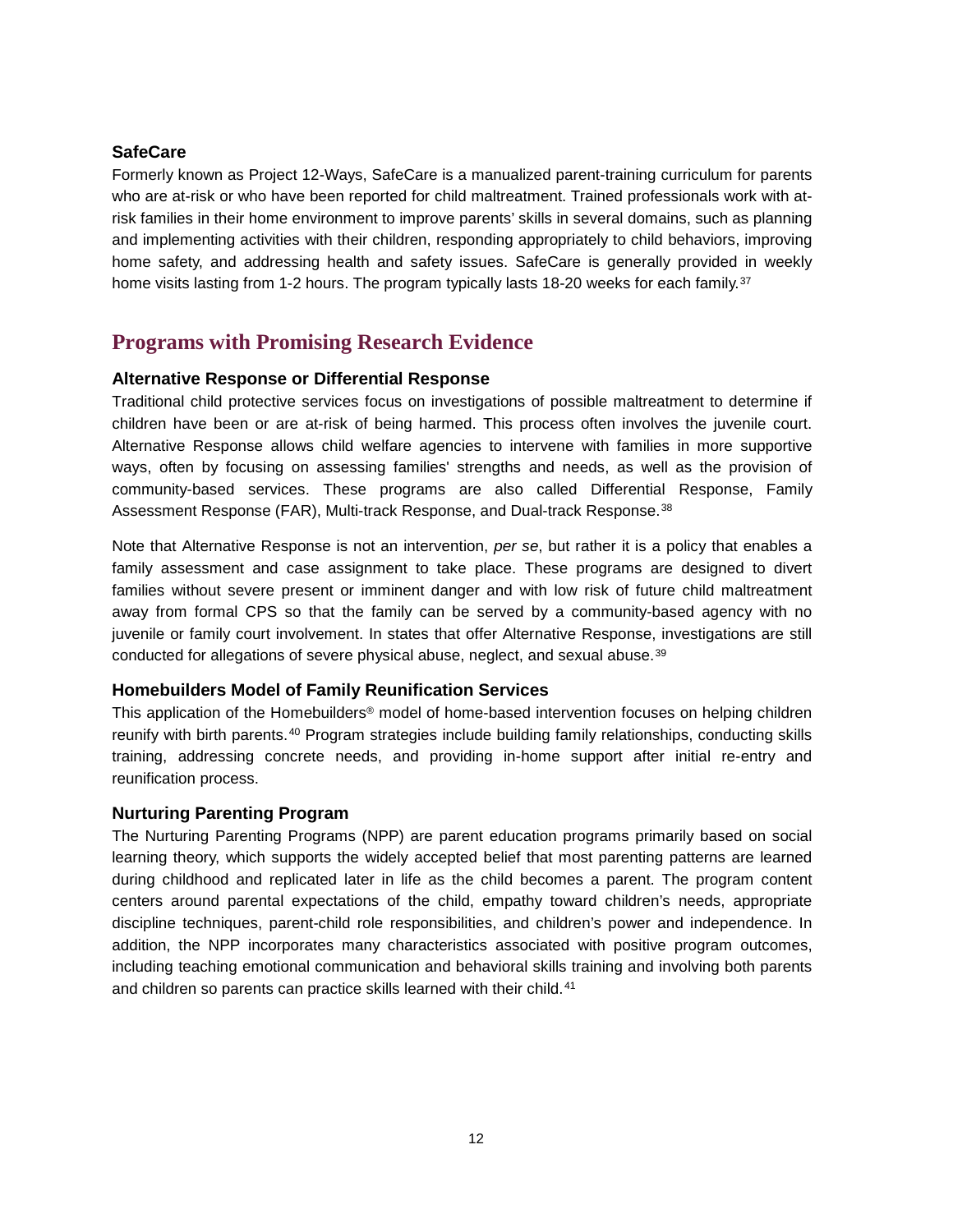### SafeCare

Formerly known as Project 12-Ways, SafeCare is a manualized parent-training curriculum for parents who are at-risk or who have been reported for child maltreatment. Trained professionals work with at-risk families in their home environment to improve parents' skills in several domains, such as planning and implementing activities with their children, responding appropriately to child behaviors, improving home safety, and addressing health and safety issues. SafeCare is generally provided in weekly home visits lasting from 1-2 hours. The program typically lasts 18-20 weeks for each family.[37]

## Programs with Promising Research Evidence

### Alternative Response or Differential Response

Traditional child protective services focus on investigations of possible maltreatment to determine if children have been or are at-risk of being harmed. This process often involves the juvenile court. Alternative Response allows child welfare agencies to intervene with families in more supportive ways, often by focusing on assessing families' strengths and needs, as well as the provision of community-based services. These programs are also called Differential Response, Family Assessment Response (FAR), Multi-track Response, and Dual-track Response.[38]

Note that Alternative Response is not an intervention, *per se*, but rather it is a policy that enables a family assessment and case assignment to take place. These programs are designed to divert families without severe present or imminent danger and with low risk of future child maltreatment away from formal CPS so that the family can be served by a community-based agency with no juvenile or family court involvement. In states that offer Alternative Response, investigations are still conducted for allegations of severe physical abuse, neglect, and sexual abuse.[39]

### Homebuilders Model of Family Reunification Services

This application of the Homebuilders® model of home-based intervention focuses on helping children reunify with birth parents.[40] Program strategies include building family relationships, conducting skills training, addressing concrete needs, and providing in-home support after initial re-entry and reunification process.

### Nurturing Parenting Program

The Nurturing Parenting Programs (NPP) are parent education programs primarily based on social learning theory, which supports the widely accepted belief that most parenting patterns are learned during childhood and replicated later in life as the child becomes a parent. The program content centers around parental expectations of the child, empathy toward children's needs, appropriate discipline techniques, parent-child role responsibilities, and children's power and independence. In addition, the NPP incorporates many characteristics associated with positive program outcomes, including teaching emotional communication and behavioral skills training and involving both parents and children so parents can practice skills learned with their child.[41]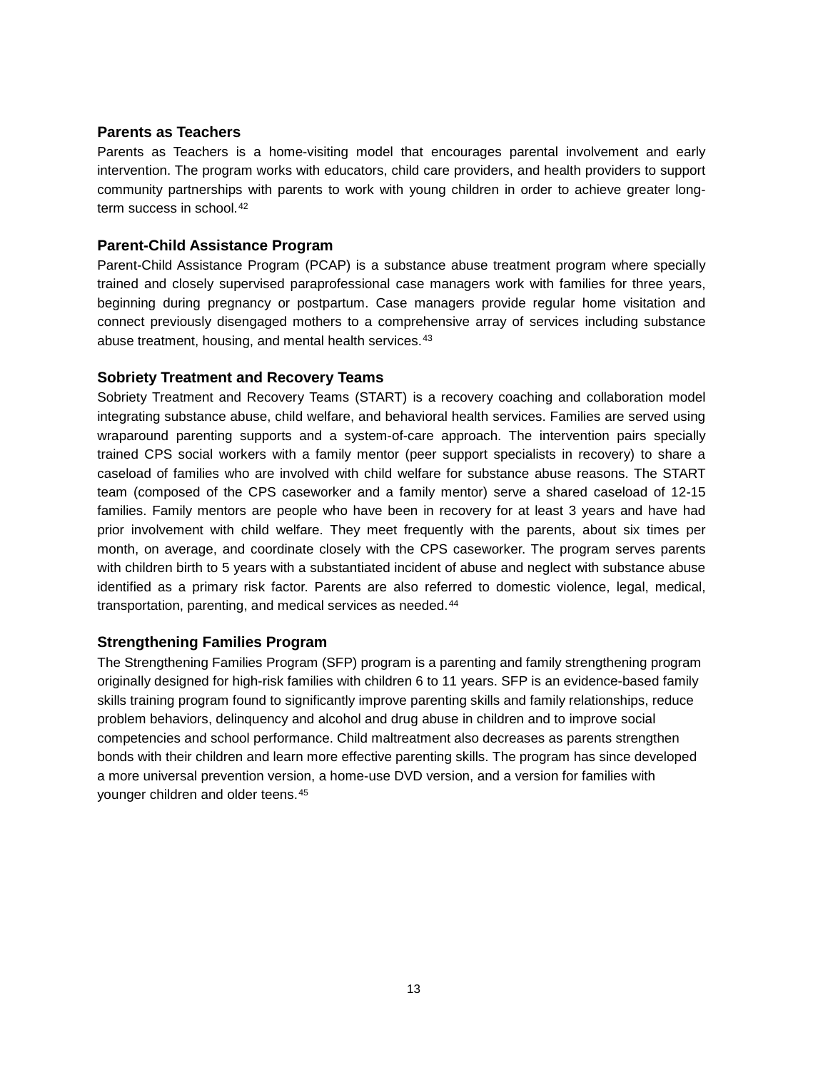### Parents as Teachers

Parents as Teachers is a home-visiting model that encourages parental involvement and early intervention. The program works with educators, child care providers, and health providers to support community partnerships with parents to work with young children in order to achieve greater long-term success in school.[42]

### Parent-Child Assistance Program

Parent-Child Assistance Program (PCAP) is a substance abuse treatment program where specially trained and closely supervised paraprofessional case managers work with families for three years, beginning during pregnancy or postpartum. Case managers provide regular home visitation and connect previously disengaged mothers to a comprehensive array of services including substance abuse treatment, housing, and mental health services.[43]

### Sobriety Treatment and Recovery Teams

Sobriety Treatment and Recovery Teams (START) is a recovery coaching and collaboration model integrating substance abuse, child welfare, and behavioral health services. Families are served using wraparound parenting supports and a system-of-care approach. The intervention pairs specially trained CPS social workers with a family mentor (peer support specialists in recovery) to share a caseload of families who are involved with child welfare for substance abuse reasons. The START team (composed of the CPS caseworker and a family mentor) serve a shared caseload of 12-15 families. Family mentors are people who have been in recovery for at least 3 years and have had prior involvement with child welfare. They meet frequently with the parents, about six times per month, on average, and coordinate closely with the CPS caseworker. The program serves parents with children birth to 5 years with a substantiated incident of abuse and neglect with substance abuse identified as a primary risk factor. Parents are also referred to domestic violence, legal, medical, transportation, parenting, and medical services as needed.[44]

### Strengthening Families Program

The Strengthening Families Program (SFP) program is a parenting and family strengthening program originally designed for high-risk families with children 6 to 11 years. SFP is an evidence-based family skills training program found to significantly improve parenting skills and family relationships, reduce problem behaviors, delinquency and alcohol and drug abuse in children and to improve social competencies and school performance. Child maltreatment also decreases as parents strengthen bonds with their children and learn more effective parenting skills. The program has since developed a more universal prevention version, a home-use DVD version, and a version for families with younger children and older teens.[45]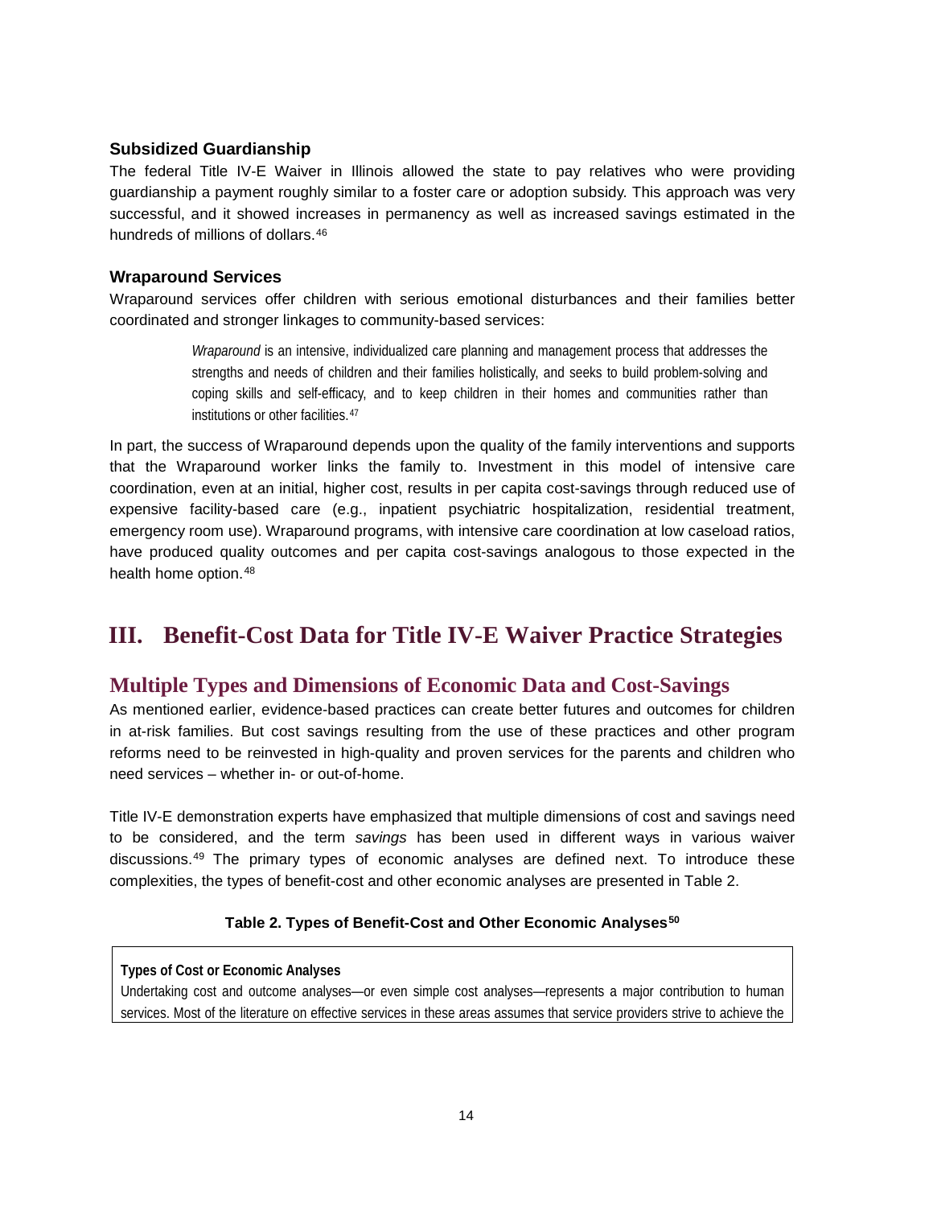### Subsidized Guardianship

The federal Title IV-E Waiver in Illinois allowed the state to pay relatives who were providing guardianship a payment roughly similar to a foster care or adoption subsidy. This approach was very successful, and it showed increases in permanency as well as increased savings estimated in the hundreds of millions of dollars.[46]

### Wraparound Services

Wraparound services offer children with serious emotional disturbances and their families better coordinated and stronger linkages to community-based services:

> *Wraparound* is an intensive, individualized care planning and management process that addresses the strengths and needs of children and their families holistically, and seeks to build problem-solving and coping skills and self-efficacy, and to keep children in their homes and communities rather than institutions or other facilities.[47]

In part, the success of Wraparound depends upon the quality of the family interventions and supports that the Wraparound worker links the family to. Investment in this model of intensive care coordination, even at an initial, higher cost, results in per capita cost-savings through reduced use of expensive facility-based care (e.g., inpatient psychiatric hospitalization, residential treatment, emergency room use). Wraparound programs, with intensive care coordination at low caseload ratios, have produced quality outcomes and per capita cost-savings analogous to those expected in the health home option.[48]

# III. Benefit-Cost Data for Title IV-E Waiver Practice Strategies

## Multiple Types and Dimensions of Economic Data and Cost-Savings

As mentioned earlier, evidence-based practices can create better futures and outcomes for children in at-risk families. But cost savings resulting from the use of these practices and other program reforms need to be reinvested in high-quality and proven services for the parents and children who need services – whether in- or out-of-home.

Title IV-E demonstration experts have emphasized that multiple dimensions of cost and savings need to be considered, and the term *savings* has been used in different ways in various waiver discussions.[49] The primary types of economic analyses are defined next. To introduce these complexities, the types of benefit-cost and other economic analyses are presented in Table 2.

**Table 2. Types of Benefit-Cost and Other Economic Analyses[50]**

| **Types of Cost or Economic Analyses** |
| --- |
| Undertaking cost and outcome analyses—or even simple cost analyses—represents a major contribution to human services. Most of the literature on effective services in these areas assumes that service providers strive to achieve the |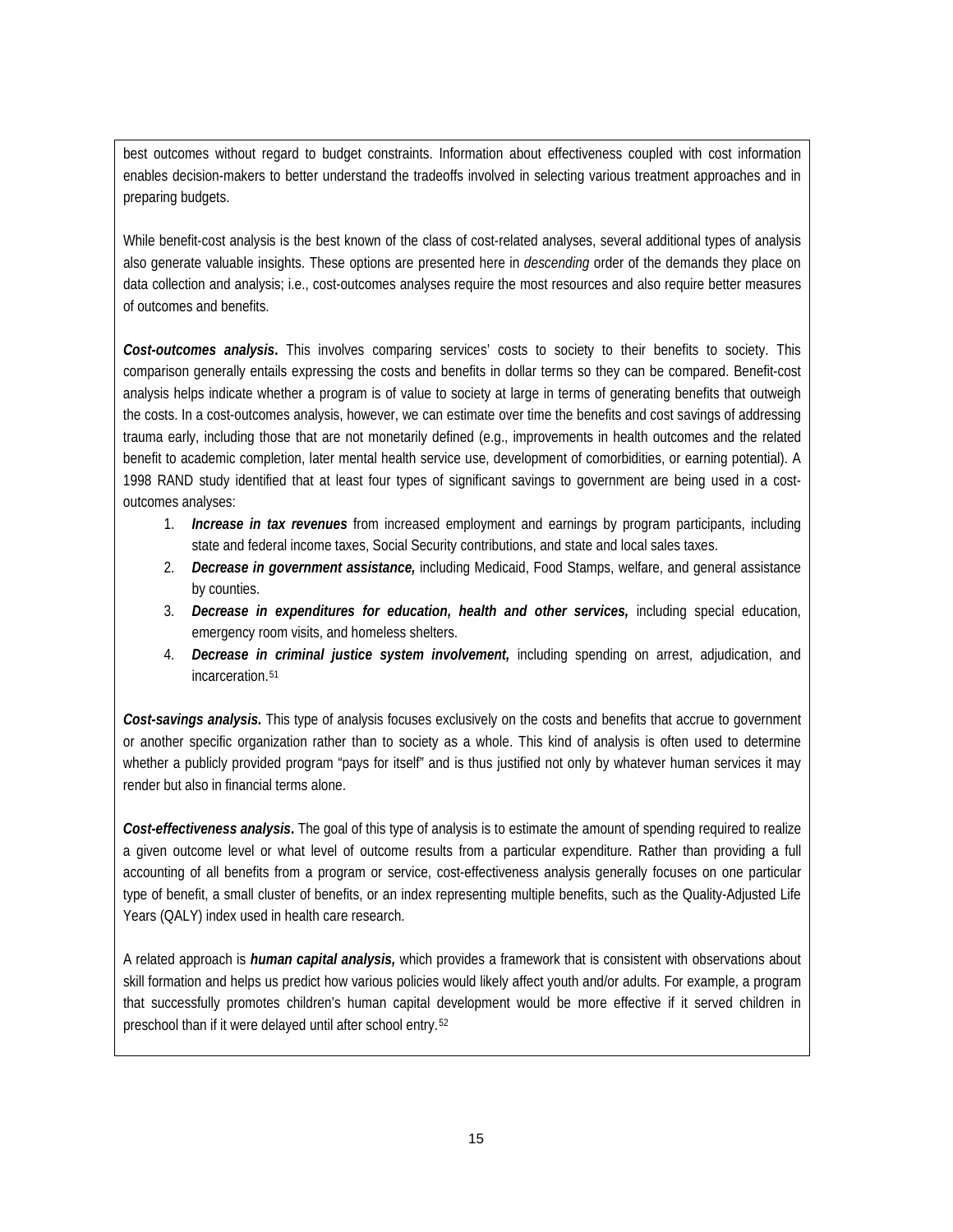best outcomes without regard to budget constraints. Information about effectiveness coupled with cost information enables decision-makers to better understand the tradeoffs involved in selecting various treatment approaches and in preparing budgets.

While benefit-cost analysis is the best known of the class of cost-related analyses, several additional types of analysis also generate valuable insights. These options are presented here in *descending* order of the demands they place on data collection and analysis; i.e., cost-outcomes analyses require the most resources and also require better measures of outcomes and benefits.

***Cost-outcomes analysis*.** This involves comparing services' costs to society to their benefits to society. This comparison generally entails expressing the costs and benefits in dollar terms so they can be compared. Benefit-cost analysis helps indicate whether a program is of value to society at large in terms of generating benefits that outweigh the costs. In a cost-outcomes analysis, however, we can estimate over time the benefits and cost savings of addressing trauma early, including those that are not monetarily defined (e.g., improvements in health outcomes and the related benefit to academic completion, later mental health service use, development of comorbidities, or earning potential). A 1998 RAND study identified that at least four types of significant savings to government are being used in a cost-outcomes analyses:

1. ***Increase in tax revenues*** from increased employment and earnings by program participants, including state and federal income taxes, Social Security contributions, and state and local sales taxes.
2. ***Decrease in government assistance,*** including Medicaid, Food Stamps, welfare, and general assistance by counties.
3. ***Decrease in expenditures for education, health and other services,*** including special education, emergency room visits, and homeless shelters.
4. ***Decrease in criminal justice system involvement,*** including spending on arrest, adjudication, and incarceration.[51]

***Cost-savings analysis.*** This type of analysis focuses exclusively on the costs and benefits that accrue to government or another specific organization rather than to society as a whole. This kind of analysis is often used to determine whether a publicly provided program "pays for itself" and is thus justified not only by whatever human services it may render but also in financial terms alone.

***Cost-effectiveness analysis*.** The goal of this type of analysis is to estimate the amount of spending required to realize a given outcome level or what level of outcome results from a particular expenditure. Rather than providing a full accounting of all benefits from a program or service, cost-effectiveness analysis generally focuses on one particular type of benefit, a small cluster of benefits, or an index representing multiple benefits, such as the Quality-Adjusted Life Years (QALY) index used in health care research.

A related approach is ***human capital analysis,*** which provides a framework that is consistent with observations about skill formation and helps us predict how various policies would likely affect youth and/or adults. For example, a program that successfully promotes children's human capital development would be more effective if it served children in preschool than if it were delayed until after school entry.[52]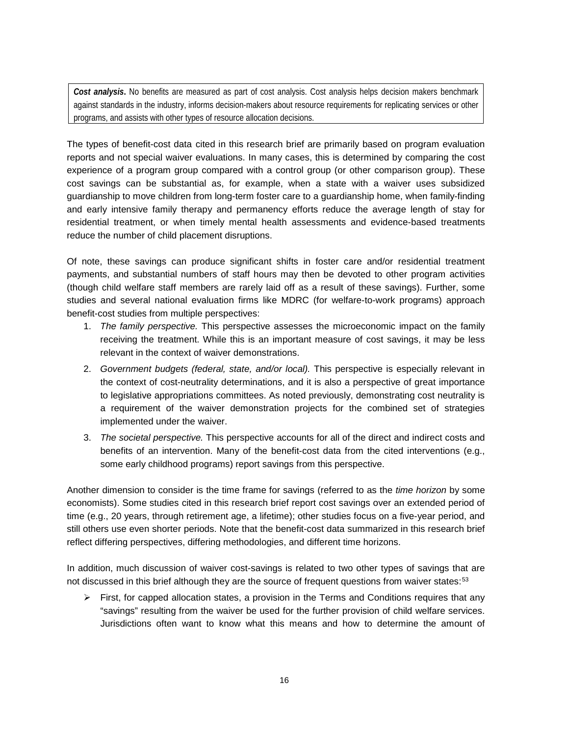| ***Cost analysis*.** No benefits are measured as part of cost analysis. Cost analysis helps decision makers benchmark against standards in the industry, informs decision-makers about resource requirements for replicating services or other programs, and assists with other types of resource allocation decisions. |
|---|

The types of benefit-cost data cited in this research brief are primarily based on program evaluation reports and not special waiver evaluations. In many cases, this is determined by comparing the cost experience of a program group compared with a control group (or other comparison group). These cost savings can be substantial as, for example, when a state with a waiver uses subsidized guardianship to move children from long-term foster care to a guardianship home, when family-finding and early intensive family therapy and permanency efforts reduce the average length of stay for residential treatment, or when timely mental health assessments and evidence-based treatments reduce the number of child placement disruptions.

Of note, these savings can produce significant shifts in foster care and/or residential treatment payments, and substantial numbers of staff hours may then be devoted to other program activities (though child welfare staff members are rarely laid off as a result of these savings). Further, some studies and several national evaluation firms like MDRC (for welfare-to-work programs) approach benefit-cost studies from multiple perspectives:

1. *The family perspective.* This perspective assesses the microeconomic impact on the family receiving the treatment. While this is an important measure of cost savings, it may be less relevant in the context of waiver demonstrations.
2. *Government budgets (federal, state, and/or local).* This perspective is especially relevant in the context of cost-neutrality determinations, and it is also a perspective of great importance to legislative appropriations committees. As noted previously, demonstrating cost neutrality is a requirement of the waiver demonstration projects for the combined set of strategies implemented under the waiver.
3. *The societal perspective.* This perspective accounts for all of the direct and indirect costs and benefits of an intervention. Many of the benefit-cost data from the cited interventions (e.g., some early childhood programs) report savings from this perspective.

Another dimension to consider is the time frame for savings (referred to as the *time horizon* by some economists). Some studies cited in this research brief report cost savings over an extended period of time (e.g., 20 years, through retirement age, a lifetime); other studies focus on a five-year period, and still others use even shorter periods. Note that the benefit-cost data summarized in this research brief reflect differing perspectives, differing methodologies, and different time horizons.

In addition, much discussion of waiver cost-savings is related to two other types of savings that are not discussed in this brief although they are the source of frequent questions from waiver states:[53]

- First, for capped allocation states, a provision in the Terms and Conditions requires that any "savings" resulting from the waiver be used for the further provision of child welfare services. Jurisdictions often want to know what this means and how to determine the amount of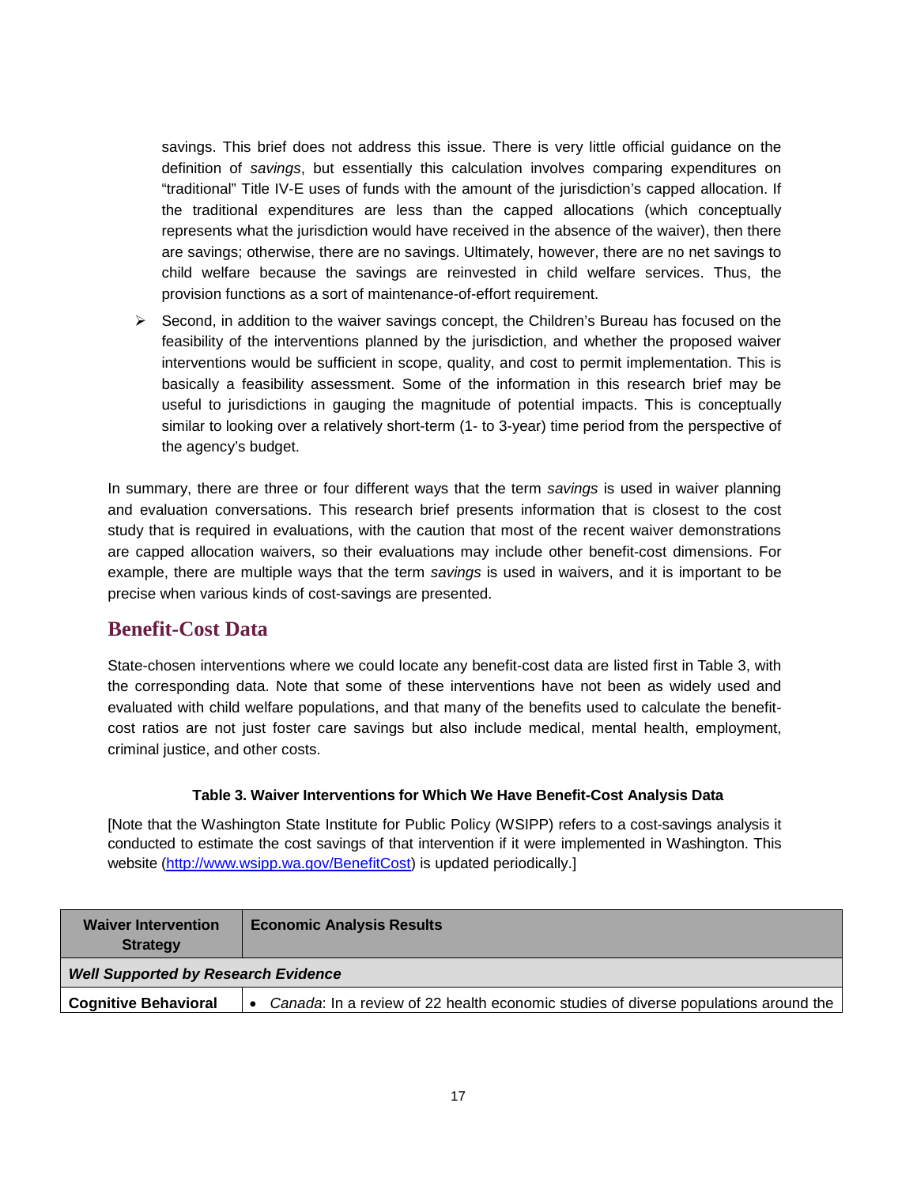savings. This brief does not address this issue. There is very little official guidance on the definition of *savings*, but essentially this calculation involves comparing expenditures on "traditional" Title IV-E uses of funds with the amount of the jurisdiction's capped allocation. If the traditional expenditures are less than the capped allocations (which conceptually represents what the jurisdiction would have received in the absence of the waiver), then there are savings; otherwise, there are no savings. Ultimately, however, there are no net savings to child welfare because the savings are reinvested in child welfare services. Thus, the provision functions as a sort of maintenance-of-effort requirement.

- Second, in addition to the waiver savings concept, the Children's Bureau has focused on the feasibility of the interventions planned by the jurisdiction, and whether the proposed waiver interventions would be sufficient in scope, quality, and cost to permit implementation. This is basically a feasibility assessment. Some of the information in this research brief may be useful to jurisdictions in gauging the magnitude of potential impacts. This is conceptually similar to looking over a relatively short-term (1- to 3-year) time period from the perspective of the agency's budget.

In summary, there are three or four different ways that the term *savings* is used in waiver planning and evaluation conversations. This research brief presents information that is closest to the cost study that is required in evaluations, with the caution that most of the recent waiver demonstrations are capped allocation waivers, so their evaluations may include other benefit-cost dimensions. For example, there are multiple ways that the term *savings* is used in waivers, and it is important to be precise when various kinds of cost-savings are presented.

## Benefit-Cost Data

State-chosen interventions where we could locate any benefit-cost data are listed first in Table 3, with the corresponding data. Note that some of these interventions have not been as widely used and evaluated with child welfare populations, and that many of the benefits used to calculate the benefit-cost ratios are not just foster care savings but also include medical, mental health, employment, criminal justice, and other costs.

**Table 3. Waiver Interventions for Which We Have Benefit-Cost Analysis Data**

[Note that the Washington State Institute for Public Policy (WSIPP) refers to a cost-savings analysis it conducted to estimate the cost savings of that intervention if it were implemented in Washington. This website (http://www.wsipp.wa.gov/BenefitCost) is updated periodically.]

| Waiver Intervention Strategy | Economic Analysis Results |
|---|---|
| ***Well Supported by Research Evidence*** | |
| **Cognitive Behavioral** | • *Canada*: In a review of 22 health economic studies of diverse populations around the |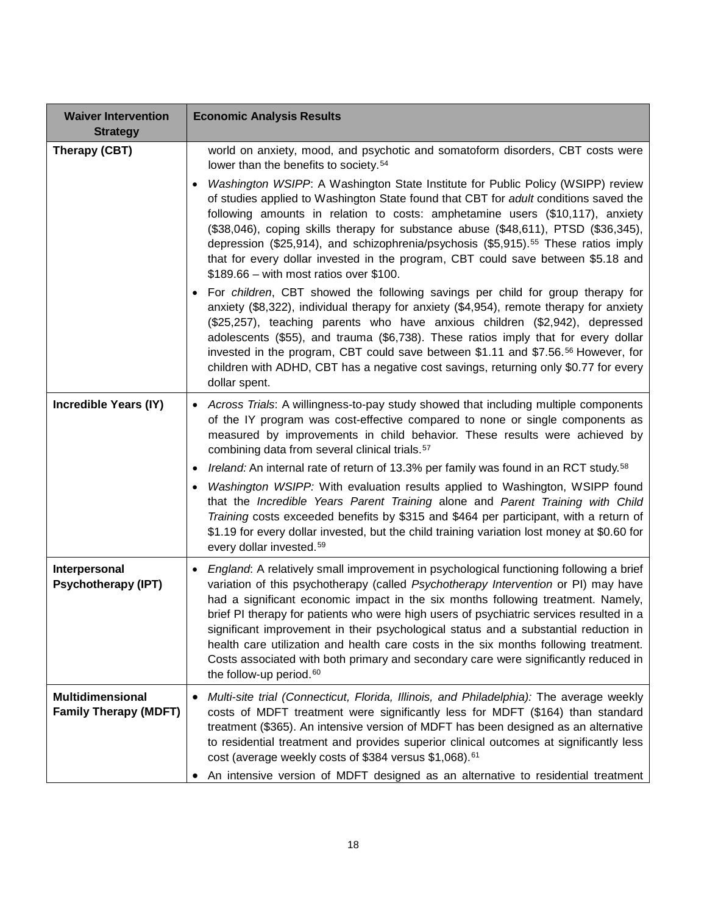| Waiver Intervention Strategy | Economic Analysis Results |
|---|---|
| **Therapy (CBT)** | world on anxiety, mood, and psychotic and somatoform disorders, CBT costs were lower than the benefits to society.[54]<br><br>• *Washington WSIPP*: A Washington State Institute for Public Policy (WSIPP) review of studies applied to Washington State found that CBT for *adult* conditions saved the following amounts in relation to costs: amphetamine users ($10,117), anxiety ($38,046), coping skills therapy for substance abuse ($48,611), PTSD ($36,345), depression ($25,914), and schizophrenia/psychosis ($5,915).[55] These ratios imply that for every dollar invested in the program, CBT could save between $5.18 and $189.66 – with most ratios over $100.<br><br>• For *children*, CBT showed the following savings per child for group therapy for anxiety ($8,322), individual therapy for anxiety ($4,954), remote therapy for anxiety ($25,257), teaching parents who have anxious children ($2,942), depressed adolescents ($55), and trauma ($6,738). These ratios imply that for every dollar invested in the program, CBT could save between $1.11 and $7.56.[56] However, for children with ADHD, CBT has a negative cost savings, returning only $0.77 for every dollar spent. |
| **Incredible Years (IY)** | • *Across Trials*: A willingness-to-pay study showed that including multiple components of the IY program was cost-effective compared to none or single components as measured by improvements in child behavior. These results were achieved by combining data from several clinical trials.[57]<br><br>• *Ireland:* An internal rate of return of 13.3% per family was found in an RCT study.[58]<br><br>• *Washington WSIPP:* With evaluation results applied to Washington, WSIPP found that the *Incredible Years Parent Training* alone and *Parent Training with Child Training* costs exceeded benefits by $315 and $464 per participant, with a return of $1.19 for every dollar invested, but the child training variation lost money at $0.60 for every dollar invested.[59] |
| **Interpersonal Psychotherapy (IPT)** | • *England*: A relatively small improvement in psychological functioning following a brief variation of this psychotherapy (called *Psychotherapy Intervention* or PI) may have had a significant economic impact in the six months following treatment. Namely, brief PI therapy for patients who were high users of psychiatric services resulted in a significant improvement in their psychological status and a substantial reduction in health care utilization and health care costs in the six months following treatment. Costs associated with both primary and secondary care were significantly reduced in the follow-up period.[60] |
| **Multidimensional Family Therapy (MDFT)** | • *Multi-site trial (Connecticut, Florida, Illinois, and Philadelphia):* The average weekly costs of MDFT treatment were significantly less for MDFT ($164) than standard treatment ($365). An intensive version of MDFT has been designed as an alternative to residential treatment and provides superior clinical outcomes at significantly less cost (average weekly costs of $384 versus $1,068).[61]<br><br>• An intensive version of MDFT designed as an alternative to residential treatment |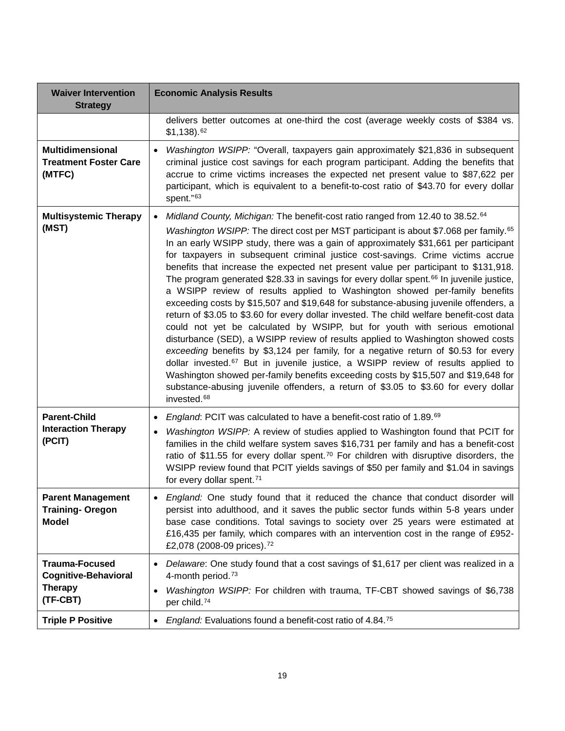| Waiver Intervention Strategy | Economic Analysis Results |
|---|---|
| | delivers better outcomes at one-third the cost (average weekly costs of $384 vs. $1,138).[62] |
| **Multidimensional Treatment Foster Care (MTFC)** | • *Washington WSIPP:* "Overall, taxpayers gain approximately $21,836 in subsequent criminal justice cost savings for each program participant. Adding the benefits that accrue to crime victims increases the expected net present value to $87,622 per participant, which is equivalent to a benefit-to-cost ratio of $43.70 for every dollar spent."[63] |
| **Multisystemic Therapy (MST)** | • *Midland County, Michigan:* The benefit-cost ratio ranged from 12.40 to 38.52.[64] *Washington WSIPP:* The direct cost per MST participant is about $7.068 per family.[65] In an early WSIPP study, there was a gain of approximately $31,661 per participant for taxpayers in subsequent criminal justice cost-savings. Crime victims accrue benefits that increase the expected net present value per participant to $131,918. The program generated $28.33 in savings for every dollar spent.[66] In juvenile justice, a WSIPP review of results applied to Washington showed per-family benefits exceeding costs by $15,507 and $19,648 for substance-abusing juvenile offenders, a return of $3.05 to $3.60 for every dollar invested. The child welfare benefit-cost data could not yet be calculated by WSIPP, but for youth with serious emotional disturbance (SED), a WSIPP review of results applied to Washington showed costs *exceeding* benefits by $3,124 per family, for a negative return of $0.53 for every dollar invested.[67] But in juvenile justice, a WSIPP review of results applied to Washington showed per-family benefits exceeding costs by $15,507 and $19,648 for substance-abusing juvenile offenders, a return of $3.05 to $3.60 for every dollar invested.[68] |
| **Parent-Child Interaction Therapy (PCIT)** | • *England*: PCIT was calculated to have a benefit-cost ratio of 1.89.[69]<br>• *Washington WSIPP:* A review of studies applied to Washington found that PCIT for families in the child welfare system saves $16,731 per family and has a benefit-cost ratio of $11.55 for every dollar spent.[70] For children with disruptive disorders, the WSIPP review found that PCIT yields savings of $50 per family and $1.04 in savings for every dollar spent.[71] |
| **Parent Management Training- Oregon Model** | • *England:* One study found that it reduced the chance that conduct disorder will persist into adulthood, and it saves the public sector funds within 5-8 years under base case conditions. Total savings to society over 25 years were estimated at £16,435 per family, which compares with an intervention cost in the range of £952-£2,078 (2008-09 prices).[72] |
| **Trauma-Focused Cognitive-Behavioral Therapy (TF-CBT)** | • *Delaware*: One study found that a cost savings of $1,617 per client was realized in a 4-month period.[73]<br>• *Washington WSIPP:* For children with trauma, TF-CBT showed savings of $6,738 per child.[74] |
| **Triple P Positive** | • *England:* Evaluations found a benefit-cost ratio of 4.84.[75] |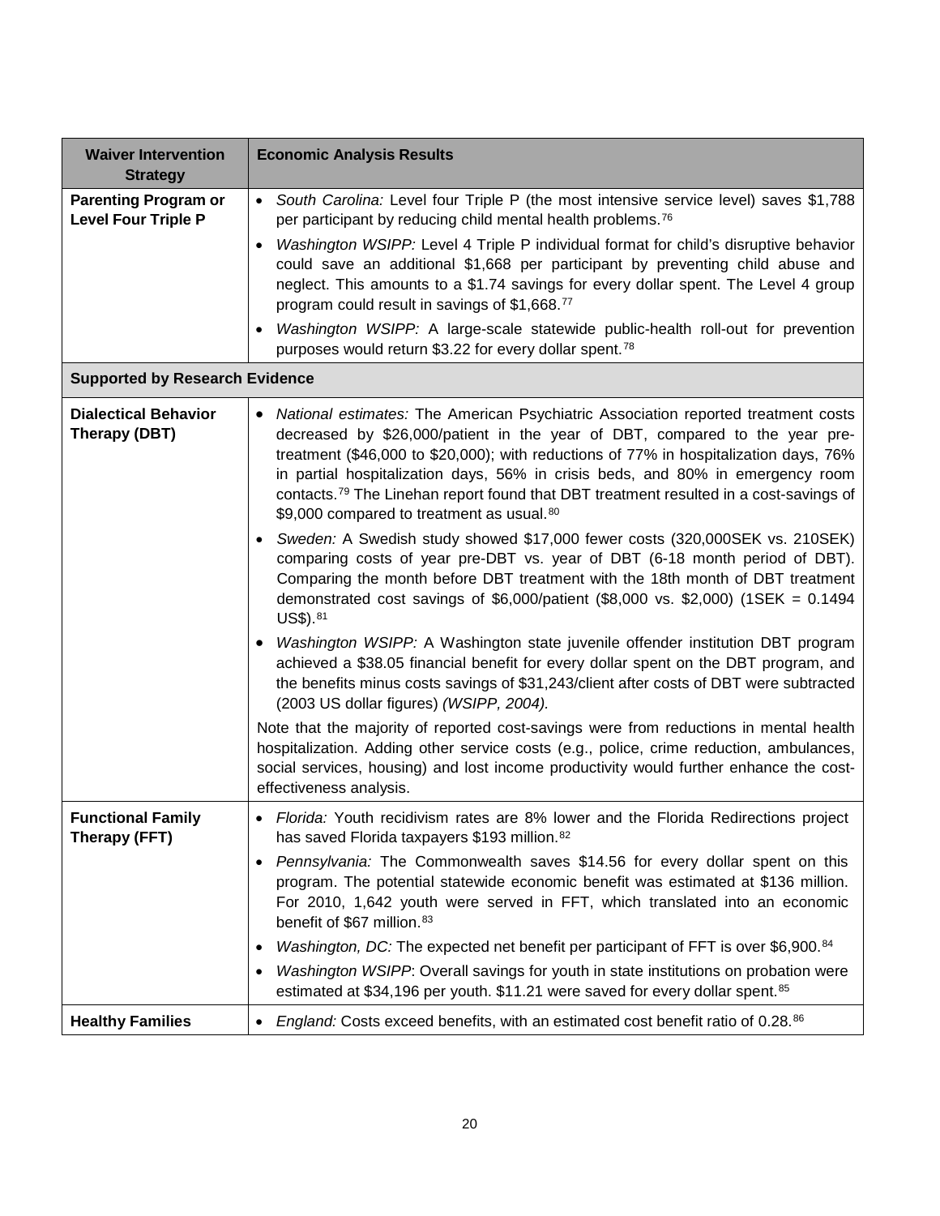| Waiver Intervention Strategy | Economic Analysis Results |
|---|---|
| **Parenting Program or Level Four Triple P** | • *South Carolina:* Level four Triple P (the most intensive service level) saves $1,788 per participant by reducing child mental health problems.[76]<br>• *Washington WSIPP:* Level 4 Triple P individual format for child's disruptive behavior could save an additional $1,668 per participant by preventing child abuse and neglect. This amounts to a $1.74 savings for every dollar spent. The Level 4 group program could result in savings of $1,668.[77]<br>• *Washington WSIPP:* A large-scale statewide public-health roll-out for prevention purposes would return $3.22 for every dollar spent.[78] |
| **Supported by Research Evidence** | |
| **Dialectical Behavior Therapy (DBT)** | • *National estimates:* The American Psychiatric Association reported treatment costs decreased by $26,000/patient in the year of DBT, compared to the year pre-treatment ($46,000 to $20,000); with reductions of 77% in hospitalization days, 76% in partial hospitalization days, 56% in crisis beds, and 80% in emergency room contacts.[79] The Linehan report found that DBT treatment resulted in a cost-savings of $9,000 compared to treatment as usual.[80]<br>• *Sweden:* A Swedish study showed $17,000 fewer costs (320,000SEK vs. 210SEK) comparing costs of year pre-DBT vs. year of DBT (6-18 month period of DBT). Comparing the month before DBT treatment with the 18th month of DBT treatment demonstrated cost savings of $6,000/patient ($8,000 vs. $2,000) (1SEK = 0.1494 US$).[81]<br>• *Washington WSIPP:* A Washington state juvenile offender institution DBT program achieved a $38.05 financial benefit for every dollar spent on the DBT program, and the benefits minus costs savings of $31,243/client after costs of DBT were subtracted (2003 US dollar figures) *(WSIPP, 2004).*<br><br>Note that the majority of reported cost-savings were from reductions in mental health hospitalization. Adding other service costs (e.g., police, crime reduction, ambulances, social services, housing) and lost income productivity would further enhance the cost-effectiveness analysis. |
| **Functional Family Therapy (FFT)** | • *Florida:* Youth recidivism rates are 8% lower and the Florida Redirections project has saved Florida taxpayers $193 million.[82]<br>• *Pennsylvania:* The Commonwealth saves $14.56 for every dollar spent on this program. The potential statewide economic benefit was estimated at $136 million. For 2010, 1,642 youth were served in FFT, which translated into an economic benefit of $67 million.[83]<br>• *Washington, DC:* The expected net benefit per participant of FFT is over $6,900.[84]<br>• *Washington WSIPP*: Overall savings for youth in state institutions on probation were estimated at $34,196 per youth. $11.21 were saved for every dollar spent.[85] |
| **Healthy Families** | • *England:* Costs exceed benefits, with an estimated cost benefit ratio of 0.28.[86] |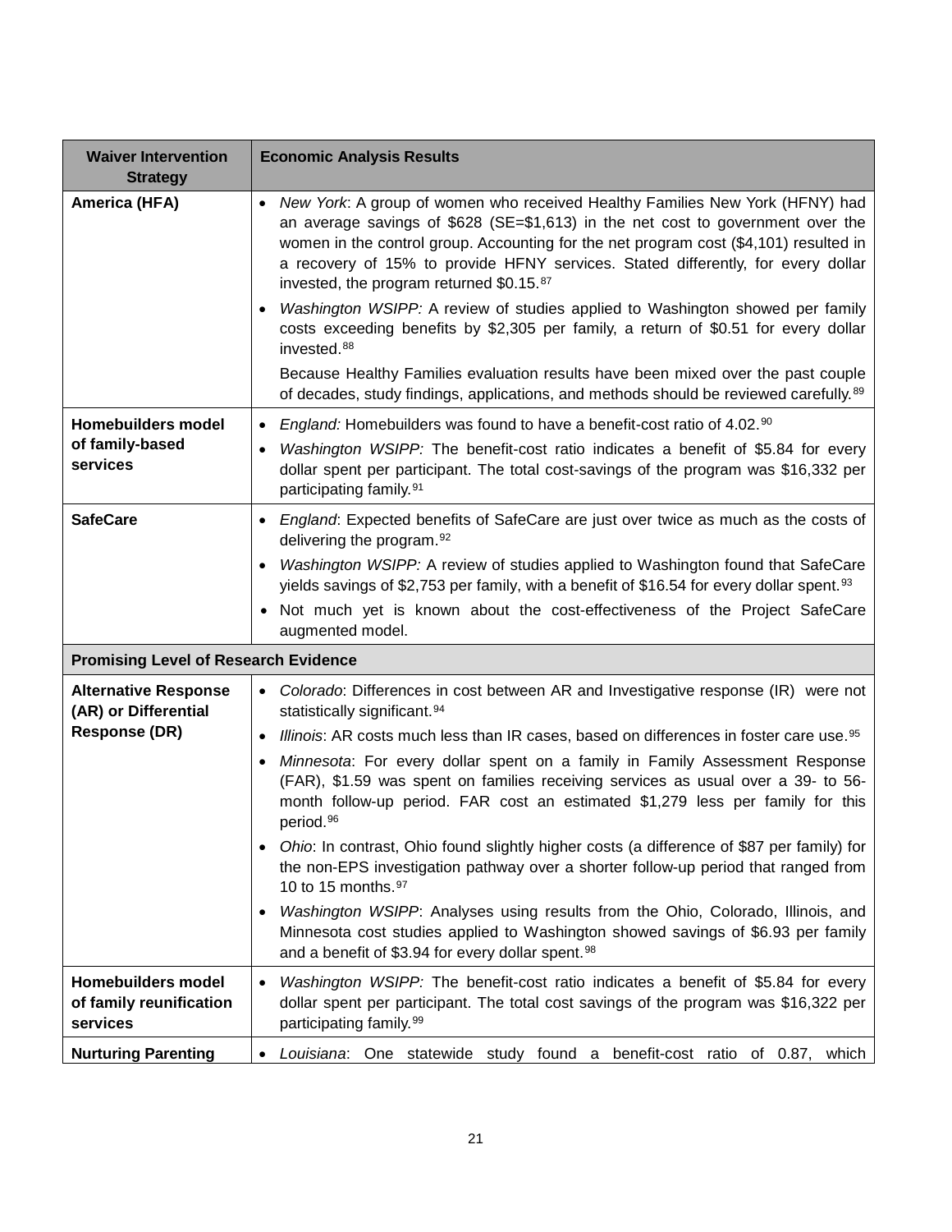| Waiver Intervention Strategy | Economic Analysis Results |
|---|---|
| **America (HFA)** | • *New York*: A group of women who received Healthy Families New York (HFNY) had an average savings of $628 (SE=$1,613) in the net cost to government over the women in the control group. Accounting for the net program cost ($4,101) resulted in a recovery of 15% to provide HFNY services. Stated differently, for every dollar invested, the program returned $0.15.[87]<br>• *Washington WSIPP:* A review of studies applied to Washington showed per family costs exceeding benefits by $2,305 per family, a return of $0.51 for every dollar invested.[88]<br>Because Healthy Families evaluation results have been mixed over the past couple of decades, study findings, applications, and methods should be reviewed carefully.[89] |
| **Homebuilders model of family-based services** | • *England:* Homebuilders was found to have a benefit-cost ratio of 4.02.[90]<br>• *Washington WSIPP:* The benefit-cost ratio indicates a benefit of $5.84 for every dollar spent per participant. The total cost-savings of the program was $16,332 per participating family.[91] |
| **SafeCare** | • *England*: Expected benefits of SafeCare are just over twice as much as the costs of delivering the program.[92]<br>• *Washington WSIPP:* A review of studies applied to Washington found that SafeCare yields savings of $2,753 per family, with a benefit of $16.54 for every dollar spent.[93]<br>• Not much yet is known about the cost-effectiveness of the Project SafeCare augmented model. |
| **Promising Level of Research Evidence** | |
| **Alternative Response (AR) or Differential Response (DR)** | • *Colorado*: Differences in cost between AR and Investigative response (IR) were not statistically significant.[94]<br>• *Illinois*: AR costs much less than IR cases, based on differences in foster care use.[95]<br>• *Minnesota*: For every dollar spent on a family in Family Assessment Response (FAR), $1.59 was spent on families receiving services as usual over a 39- to 56-month follow-up period. FAR cost an estimated $1,279 less per family for this period.[96]<br>• *Ohio*: In contrast, Ohio found slightly higher costs (a difference of $87 per family) for the non-EPS investigation pathway over a shorter follow-up period that ranged from 10 to 15 months.[97]<br>• *Washington WSIPP*: Analyses using results from the Ohio, Colorado, Illinois, and Minnesota cost studies applied to Washington showed savings of $6.93 per family and a benefit of $3.94 for every dollar spent.[98] |
| **Homebuilders model of family reunification services** | • *Washington WSIPP:* The benefit-cost ratio indicates a benefit of $5.84 for every dollar spent per participant. The total cost savings of the program was $16,322 per participating family.[99] |
| **Nurturing Parenting** | • *Louisiana*: One statewide study found a benefit-cost ratio of 0.87, which |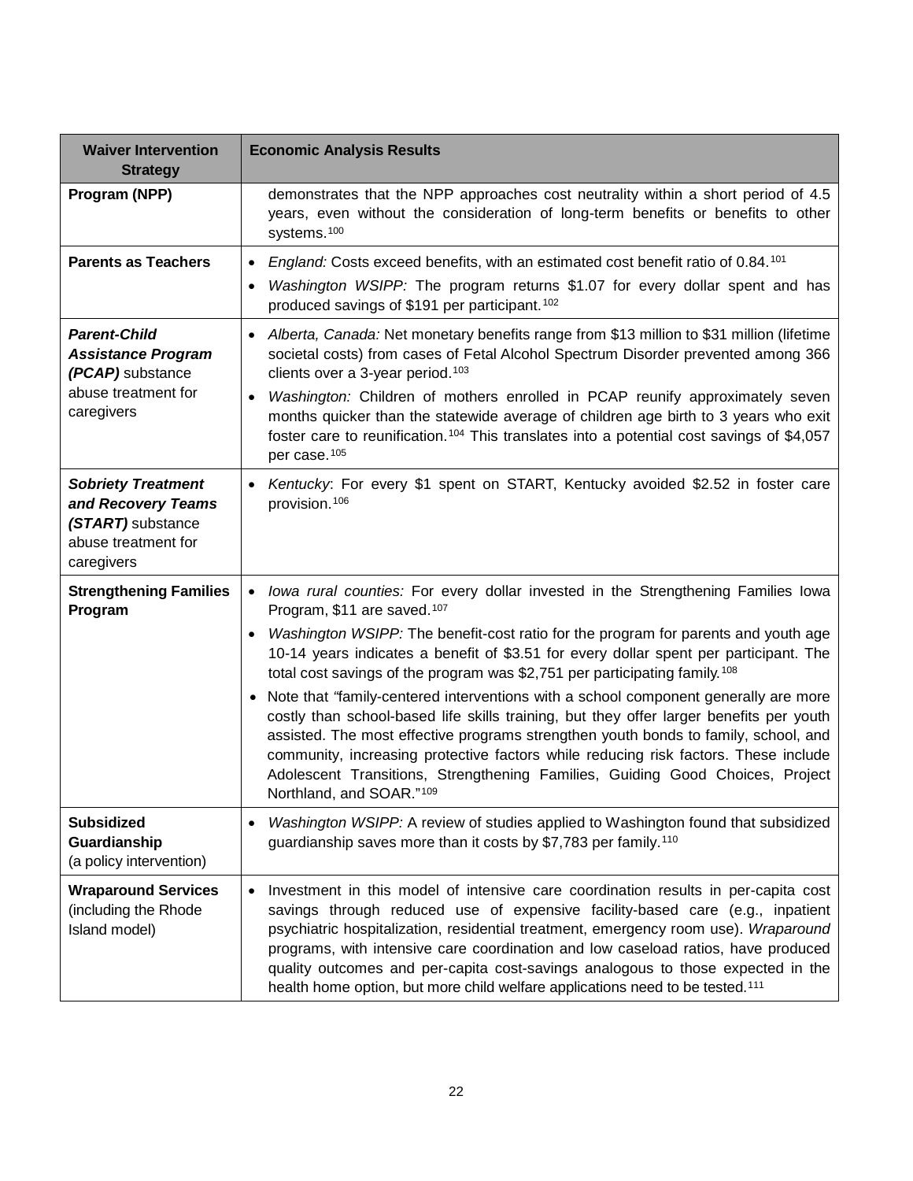| Waiver Intervention Strategy | Economic Analysis Results |
|---|---|
| **Program (NPP)** | demonstrates that the NPP approaches cost neutrality within a short period of 4.5 years, even without the consideration of long-term benefits or benefits to other systems.[100] |
| **Parents as Teachers** | • *England:* Costs exceed benefits, with an estimated cost benefit ratio of 0.84.[101]<br>• *Washington WSIPP:* The program returns $1.07 for every dollar spent and has produced savings of $191 per participant.[102] |
| ***Parent-Child Assistance Program (PCAP)*** substance abuse treatment for caregivers | • *Alberta, Canada:* Net monetary benefits range from $13 million to $31 million (lifetime societal costs) from cases of Fetal Alcohol Spectrum Disorder prevented among 366 clients over a 3-year period.[103]<br>• *Washington:* Children of mothers enrolled in PCAP reunify approximately seven months quicker than the statewide average of children age birth to 3 years who exit foster care to reunification.[104] This translates into a potential cost savings of $4,057 per case.[105] |
| ***Sobriety Treatment and Recovery Teams (START)*** substance abuse treatment for caregivers | • *Kentucky*: For every $1 spent on START, Kentucky avoided $2.52 in foster care provision.[106] |
| **Strengthening Families Program** | • *Iowa rural counties:* For every dollar invested in the Strengthening Families Iowa Program, $11 are saved.[107]<br>• *Washington WSIPP:* The benefit-cost ratio for the program for parents and youth age 10-14 years indicates a benefit of $3.51 for every dollar spent per participant. The total cost savings of the program was $2,751 per participating family.[108]<br>• Note that "family-centered interventions with a school component generally are more costly than school-based life skills training, but they offer larger benefits per youth assisted. The most effective programs strengthen youth bonds to family, school, and community, increasing protective factors while reducing risk factors. These include Adolescent Transitions, Strengthening Families, Guiding Good Choices, Project Northland, and SOAR."[109] |
| **Subsidized Guardianship** (a policy intervention) | • *Washington WSIPP:* A review of studies applied to Washington found that subsidized guardianship saves more than it costs by $7,783 per family.[110] |
| **Wraparound Services** (including the Rhode Island model) | • Investment in this model of intensive care coordination results in per-capita cost savings through reduced use of expensive facility-based care (e.g., inpatient psychiatric hospitalization, residential treatment, emergency room use). *Wraparound* programs, with intensive care coordination and low caseload ratios, have produced quality outcomes and per-capita cost-savings analogous to those expected in the health home option, but more child welfare applications need to be tested.[111] |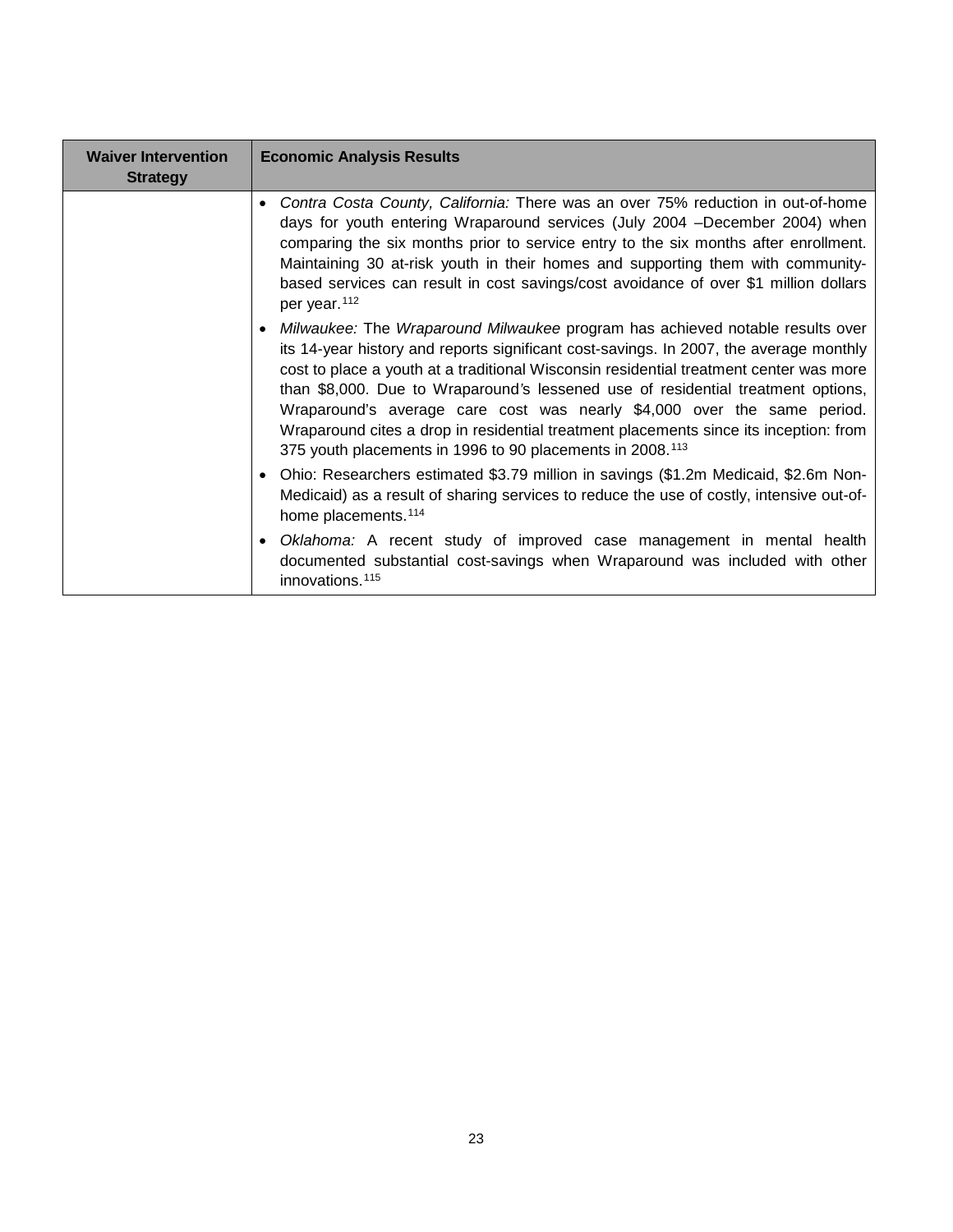| Waiver Intervention Strategy | Economic Analysis Results |
|---|---|
| | • *Contra Costa County, California:* There was an over 75% reduction in out-of-home days for youth entering Wraparound services (July 2004 –December 2004) when comparing the six months prior to service entry to the six months after enrollment. Maintaining 30 at-risk youth in their homes and supporting them with community-based services can result in cost savings/cost avoidance of over \$1 million dollars per year.[112]<br>• *Milwaukee:* The *Wraparound Milwaukee* program has achieved notable results over its 14-year history and reports significant cost-savings. In 2007, the average monthly cost to place a youth at a traditional Wisconsin residential treatment center was more than \$8,000. Due to Wraparound's lessened use of residential treatment options, Wraparound's average care cost was nearly \$4,000 over the same period. Wraparound cites a drop in residential treatment placements since its inception: from 375 youth placements in 1996 to 90 placements in 2008.[113]<br>• Ohio: Researchers estimated \$3.79 million in savings (\$1.2m Medicaid, \$2.6m Non-Medicaid) as a result of sharing services to reduce the use of costly, intensive out-of-home placements.[114]<br>• *Oklahoma:* A recent study of improved case management in mental health documented substantial cost-savings when Wraparound was included with other innovations.[115] |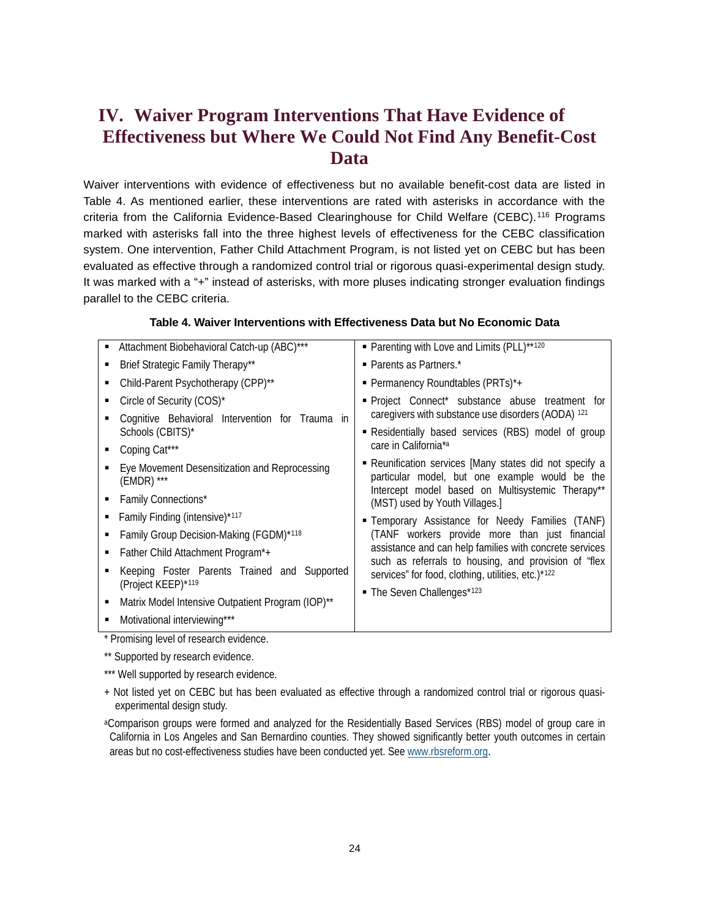# IV. Waiver Program Interventions That Have Evidence of Effectiveness but Where We Could Not Find Any Benefit-Cost Data

Waiver interventions with evidence of effectiveness but no available benefit-cost data are listed in Table 4. As mentioned earlier, these interventions are rated with asterisks in accordance with the criteria from the California Evidence-Based Clearinghouse for Child Welfare (CEBC).[116] Programs marked with asterisks fall into the three highest levels of effectiveness for the CEBC classification system. One intervention, Father Child Attachment Program, is not listed yet on CEBC but has been evaluated as effective through a randomized control trial or rigorous quasi-experimental design study. It was marked with a "+" instead of asterisks, with more pluses indicating stronger evaluation findings parallel to the CEBC criteria.

**Table 4. Waiver Interventions with Effectiveness Data but No Economic Data**

- Attachment Biobehavioral Catch-up (ABC)***
- Brief Strategic Family Therapy**
- Child-Parent Psychotherapy (CPP)**
- Circle of Security (COS)*
- Cognitive Behavioral Intervention for Trauma in Schools (CBITS)*
- Coping Cat***
- Eye Movement Desensitization and Reprocessing (EMDR) ***
- Family Connections*
- Family Finding (intensive)*[117]
- Family Group Decision-Making (FGDM)*[118]
- Father Child Attachment Program*+
- Keeping Foster Parents Trained and Supported (Project KEEP)*[119]
- Matrix Model Intensive Outpatient Program (IOP)**
- Motivational interviewing***
- Parenting with Love and Limits (PLL)**[120]
- Parents as Partners.*
- Permanency Roundtables (PRTs)*+
- Project Connect* substance abuse treatment for caregivers with substance use disorders (AODA) [121]
- Residentially based services (RBS) model of group care in California*[a]
- Reunification services [Many states did not specify a particular model, but one example would be the Intercept model based on Multisystemic Therapy** (MST) used by Youth Villages.]
- Temporary Assistance for Needy Families (TANF) (TANF workers provide more than just financial assistance and can help families with concrete services such as referrals to housing, and provision of "flex services" for food, clothing, utilities, etc.)*[122]
- The Seven Challenges*[123]

\* Promising level of research evidence.

\*\* Supported by research evidence.

\*\*\* Well supported by research evidence.

\+ Not listed yet on CEBC but has been evaluated as effective through a randomized control trial or rigorous quasi-experimental design study.

[a]Comparison groups were formed and analyzed for the Residentially Based Services (RBS) model of group care in California in Los Angeles and San Bernardino counties. They showed significantly better youth outcomes in certain areas but no cost-effectiveness studies have been conducted yet. See www.rbsreform.org.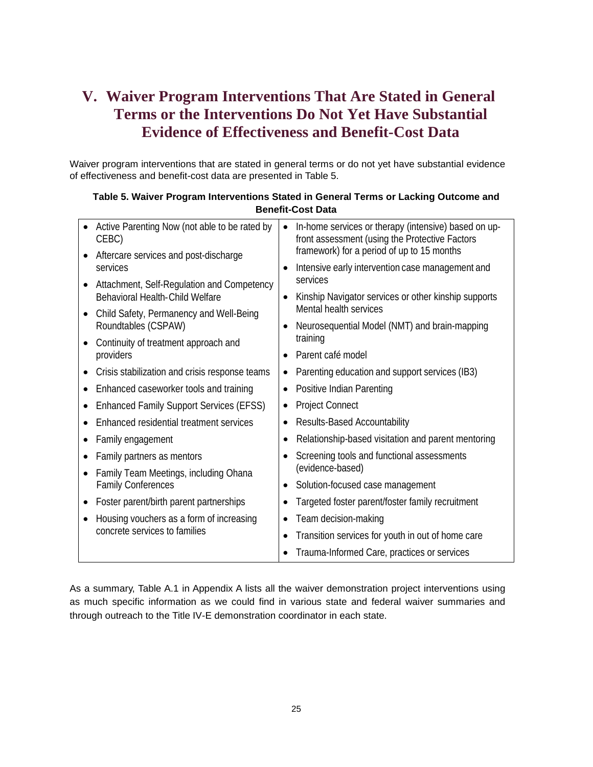# V. Waiver Program Interventions That Are Stated in General Terms or the Interventions Do Not Yet Have Substantial Evidence of Effectiveness and Benefit-Cost Data

Waiver program interventions that are stated in general terms or do not yet have substantial evidence of effectiveness and benefit-cost data are presented in Table 5.

**Table 5. Waiver Program Interventions Stated in General Terms or Lacking Outcome and Benefit-Cost Data**

| | |
|---|---|
| • Active Parenting Now (not able to be rated by CEBC)<br>• Aftercare services and post-discharge services<br>• Attachment, Self-Regulation and Competency Behavioral Health-Child Welfare<br>• Child Safety, Permanency and Well-Being Roundtables (CSPAW)<br>• Continuity of treatment approach and providers<br>• Crisis stabilization and crisis response teams<br>• Enhanced caseworker tools and training<br>• Enhanced Family Support Services (EFSS)<br>• Enhanced residential treatment services<br>• Family engagement<br>• Family partners as mentors<br>• Family Team Meetings, including Ohana Family Conferences<br>• Foster parent/birth parent partnerships<br>• Housing vouchers as a form of increasing concrete services to families | • In-home services or therapy (intensive) based on up-front assessment (using the Protective Factors framework) for a period of up to 15 months<br>• Intensive early intervention case management and services<br>• Kinship Navigator services or other kinship supports Mental health services<br>• Neurosequential Model (NMT) and brain-mapping training<br>• Parent café model<br>• Parenting education and support services (IB3)<br>• Positive Indian Parenting<br>• Project Connect<br>• Results-Based Accountability<br>• Relationship-based visitation and parent mentoring<br>• Screening tools and functional assessments (evidence-based)<br>• Solution-focused case management<br>• Targeted foster parent/foster family recruitment<br>• Team decision-making<br>• Transition services for youth in out of home care<br>• Trauma-Informed Care, practices or services |

As a summary, Table A.1 in Appendix A lists all the waiver demonstration project interventions using as much specific information as we could find in various state and federal waiver summaries and through outreach to the Title IV-E demonstration coordinator in each state.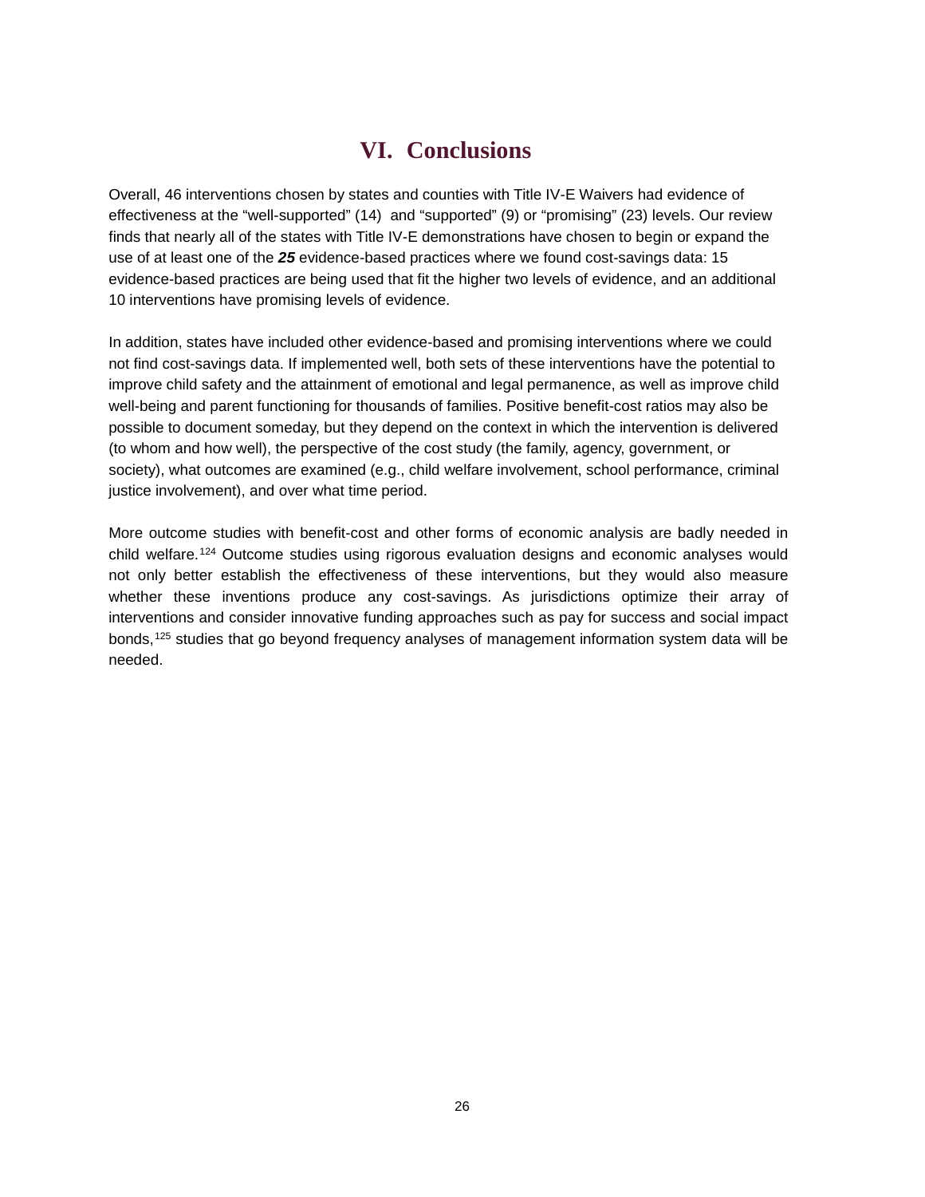# VI. Conclusions

Overall, 46 interventions chosen by states and counties with Title IV-E Waivers had evidence of effectiveness at the "well-supported" (14) and "supported" (9) or "promising" (23) levels. Our review finds that nearly all of the states with Title IV-E demonstrations have chosen to begin or expand the use of at least one of the ***25*** evidence-based practices where we found cost-savings data: 15 evidence-based practices are being used that fit the higher two levels of evidence, and an additional 10 interventions have promising levels of evidence.

In addition, states have included other evidence-based and promising interventions where we could not find cost-savings data. If implemented well, both sets of these interventions have the potential to improve child safety and the attainment of emotional and legal permanence, as well as improve child well-being and parent functioning for thousands of families. Positive benefit-cost ratios may also be possible to document someday, but they depend on the context in which the intervention is delivered (to whom and how well), the perspective of the cost study (the family, agency, government, or society), what outcomes are examined (e.g., child welfare involvement, school performance, criminal justice involvement), and over what time period.

More outcome studies with benefit-cost and other forms of economic analysis are badly needed in child welfare.[124] Outcome studies using rigorous evaluation designs and economic analyses would not only better establish the effectiveness of these interventions, but they would also measure whether these inventions produce any cost-savings. As jurisdictions optimize their array of interventions and consider innovative funding approaches such as pay for success and social impact bonds,[125] studies that go beyond frequency analyses of management information system data will be needed.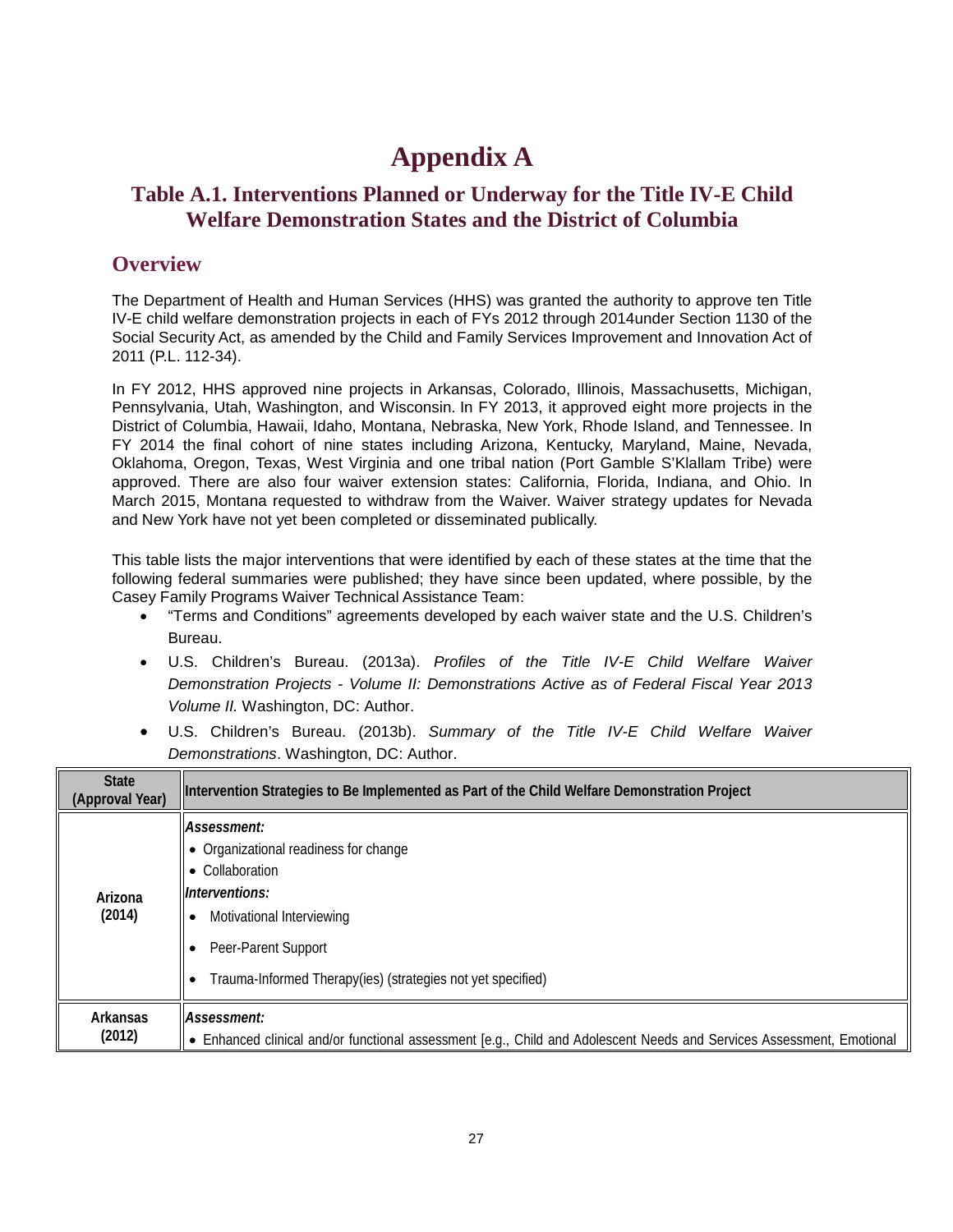# Appendix A

## Table A.1. Interventions Planned or Underway for the Title IV-E Child Welfare Demonstration States and the District of Columbia

## Overview

The Department of Health and Human Services (HHS) was granted the authority to approve ten Title IV-E child welfare demonstration projects in each of FYs 2012 through 2014under Section 1130 of the Social Security Act, as amended by the Child and Family Services Improvement and Innovation Act of 2011 (P.L. 112-34).

In FY 2012, HHS approved nine projects in Arkansas, Colorado, Illinois, Massachusetts, Michigan, Pennsylvania, Utah, Washington, and Wisconsin. In FY 2013, it approved eight more projects in the District of Columbia, Hawaii, Idaho, Montana, Nebraska, New York, Rhode Island, and Tennessee. In FY 2014 the final cohort of nine states including Arizona, Kentucky, Maryland, Maine, Nevada, Oklahoma, Oregon, Texas, West Virginia and one tribal nation (Port Gamble S'Klallam Tribe) were approved. There are also four waiver extension states: California, Florida, Indiana, and Ohio. In March 2015, Montana requested to withdraw from the Waiver. Waiver strategy updates for Nevada and New York have not yet been completed or disseminated publically.

This table lists the major interventions that were identified by each of these states at the time that the following federal summaries were published; they have since been updated, where possible, by the Casey Family Programs Waiver Technical Assistance Team:

- "Terms and Conditions" agreements developed by each waiver state and the U.S. Children's Bureau.
- U.S. Children's Bureau. (2013a). *Profiles of the Title IV-E Child Welfare Waiver Demonstration Projects - Volume II: Demonstrations Active as of Federal Fiscal Year 2013 Volume II.* Washington, DC: Author.
- U.S. Children's Bureau. (2013b). *Summary of the Title IV-E Child Welfare Waiver Demonstrations*. Washington, DC: Author.

| State (Approval Year) | Intervention Strategies to Be Implemented as Part of the Child Welfare Demonstration Project |
|---|---|
| Arizona (2014) | *Assessment:*<br>• Organizational readiness for change<br>• Collaboration<br>*Interventions:*<br>• Motivational Interviewing<br>• Peer-Parent Support<br>• Trauma-Informed Therapy(ies) (strategies not yet specified) |
| Arkansas (2012) | *Assessment:*<br>• Enhanced clinical and/or functional assessment [e.g., Child and Adolescent Needs and Services Assessment, Emotional |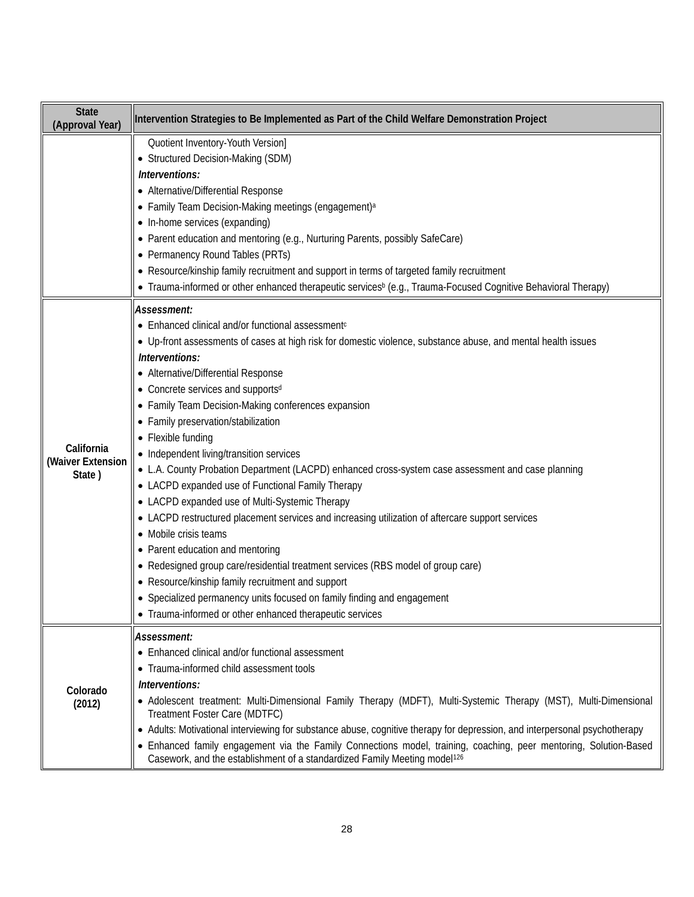| State (Approval Year) | Intervention Strategies to Be Implemented as Part of the Child Welfare Demonstration Project |
|---|---|
| | Quotient Inventory-Youth Version]<br>• Structured Decision-Making (SDM)<br>*Interventions:*<br>• Alternative/Differential Response<br>• Family Team Decision-Making meetings (engagement)[a]<br>• In-home services (expanding)<br>• Parent education and mentoring (e.g., Nurturing Parents, possibly SafeCare)<br>• Permanency Round Tables (PRTs)<br>• Resource/kinship family recruitment and support in terms of targeted family recruitment<br>• Trauma-informed or other enhanced therapeutic services[b] (e.g., Trauma-Focused Cognitive Behavioral Therapy) |
| California (Waiver Extension State ) | *Assessment:*<br>• Enhanced clinical and/or functional assessment[c]<br>• Up-front assessments of cases at high risk for domestic violence, substance abuse, and mental health issues<br>*Interventions:*<br>• Alternative/Differential Response<br>• Concrete services and supports[d]<br>• Family Team Decision-Making conferences expansion<br>• Family preservation/stabilization<br>• Flexible funding<br>• Independent living/transition services<br>• L.A. County Probation Department (LACPD) enhanced cross-system case assessment and case planning<br>• LACPD expanded use of Functional Family Therapy<br>• LACPD expanded use of Multi-Systemic Therapy<br>• LACPD restructured placement services and increasing utilization of aftercare support services<br>• Mobile crisis teams<br>• Parent education and mentoring<br>• Redesigned group care/residential treatment services (RBS model of group care)<br>• Resource/kinship family recruitment and support<br>• Specialized permanency units focused on family finding and engagement<br>• Trauma-informed or other enhanced therapeutic services |
| Colorado (2012) | *Assessment:*<br>• Enhanced clinical and/or functional assessment<br>• Trauma-informed child assessment tools<br>*Interventions:*<br>• Adolescent treatment: Multi-Dimensional Family Therapy (MDFT), Multi-Systemic Therapy (MST), Multi-Dimensional Treatment Foster Care (MDTFC)<br>• Adults: Motivational interviewing for substance abuse, cognitive therapy for depression, and interpersonal psychotherapy<br>• Enhanced family engagement via the Family Connections model, training, coaching, peer mentoring, Solution-Based Casework, and the establishment of a standardized Family Meeting model[126] |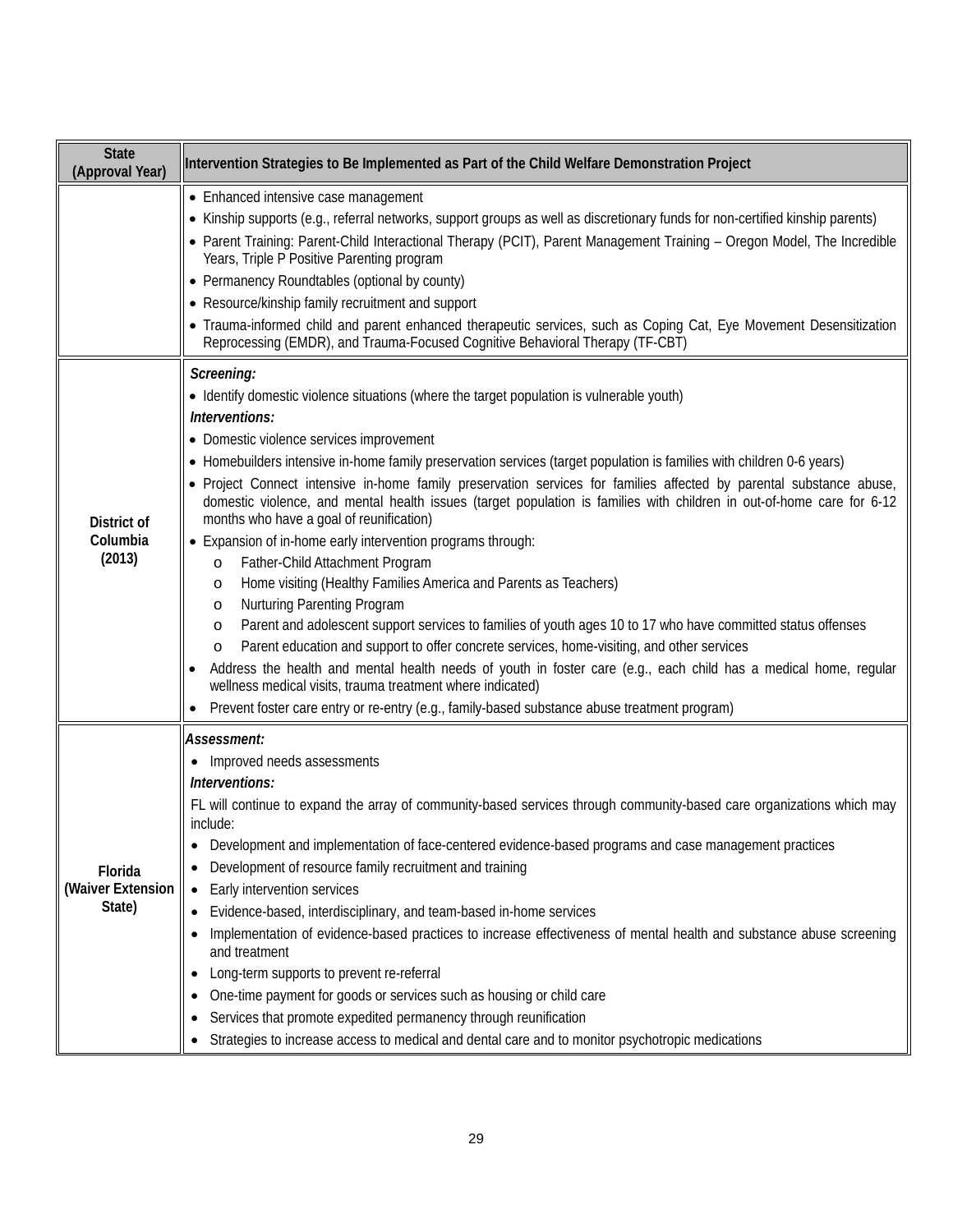| State (Approval Year) | Intervention Strategies to Be Implemented as Part of the Child Welfare Demonstration Project |
|---|---|
| | • Enhanced intensive case management<br>• Kinship supports (e.g., referral networks, support groups as well as discretionary funds for non-certified kinship parents)<br>• Parent Training: Parent-Child Interactional Therapy (PCIT), Parent Management Training – Oregon Model, The Incredible Years, Triple P Positive Parenting program<br>• Permanency Roundtables (optional by county)<br>• Resource/kinship family recruitment and support<br>• Trauma-informed child and parent enhanced therapeutic services, such as Coping Cat, Eye Movement Desensitization Reprocessing (EMDR), and Trauma-Focused Cognitive Behavioral Therapy (TF-CBT) |
| **District of Columbia (2013)** | ***Screening:***<br>• Identify domestic violence situations (where the target population is vulnerable youth)<br>***Interventions:***<br>• Domestic violence services improvement<br>• Homebuilders intensive in-home family preservation services (target population is families with children 0-6 years)<br>• Project Connect intensive in-home family preservation services for families affected by parental substance abuse, domestic violence, and mental health issues (target population is families with children in out-of-home care for 6-12 months who have a goal of reunification)<br>• Expansion of in-home early intervention programs through:<br>&nbsp;&nbsp;&nbsp;&nbsp;o Father-Child Attachment Program<br>&nbsp;&nbsp;&nbsp;&nbsp;o Home visiting (Healthy Families America and Parents as Teachers)<br>&nbsp;&nbsp;&nbsp;&nbsp;o Nurturing Parenting Program<br>&nbsp;&nbsp;&nbsp;&nbsp;o Parent and adolescent support services to families of youth ages 10 to 17 who have committed status offenses<br>&nbsp;&nbsp;&nbsp;&nbsp;o Parent education and support to offer concrete services, home-visiting, and other services<br>• Address the health and mental health needs of youth in foster care (e.g., each child has a medical home, regular wellness medical visits, trauma treatment where indicated)<br>• Prevent foster care entry or re-entry (e.g., family-based substance abuse treatment program) |
| **Florida (Waiver Extension State)** | ***Assessment:***<br>• Improved needs assessments<br>***Interventions:***<br>FL will continue to expand the array of community-based services through community-based care organizations which may include:<br>• Development and implementation of face-centered evidence-based programs and case management practices<br>• Development of resource family recruitment and training<br>• Early intervention services<br>• Evidence-based, interdisciplinary, and team-based in-home services<br>• Implementation of evidence-based practices to increase effectiveness of mental health and substance abuse screening and treatment<br>• Long-term supports to prevent re-referral<br>• One-time payment for goods or services such as housing or child care<br>• Services that promote expedited permanency through reunification<br>• Strategies to increase access to medical and dental care and to monitor psychotropic medications |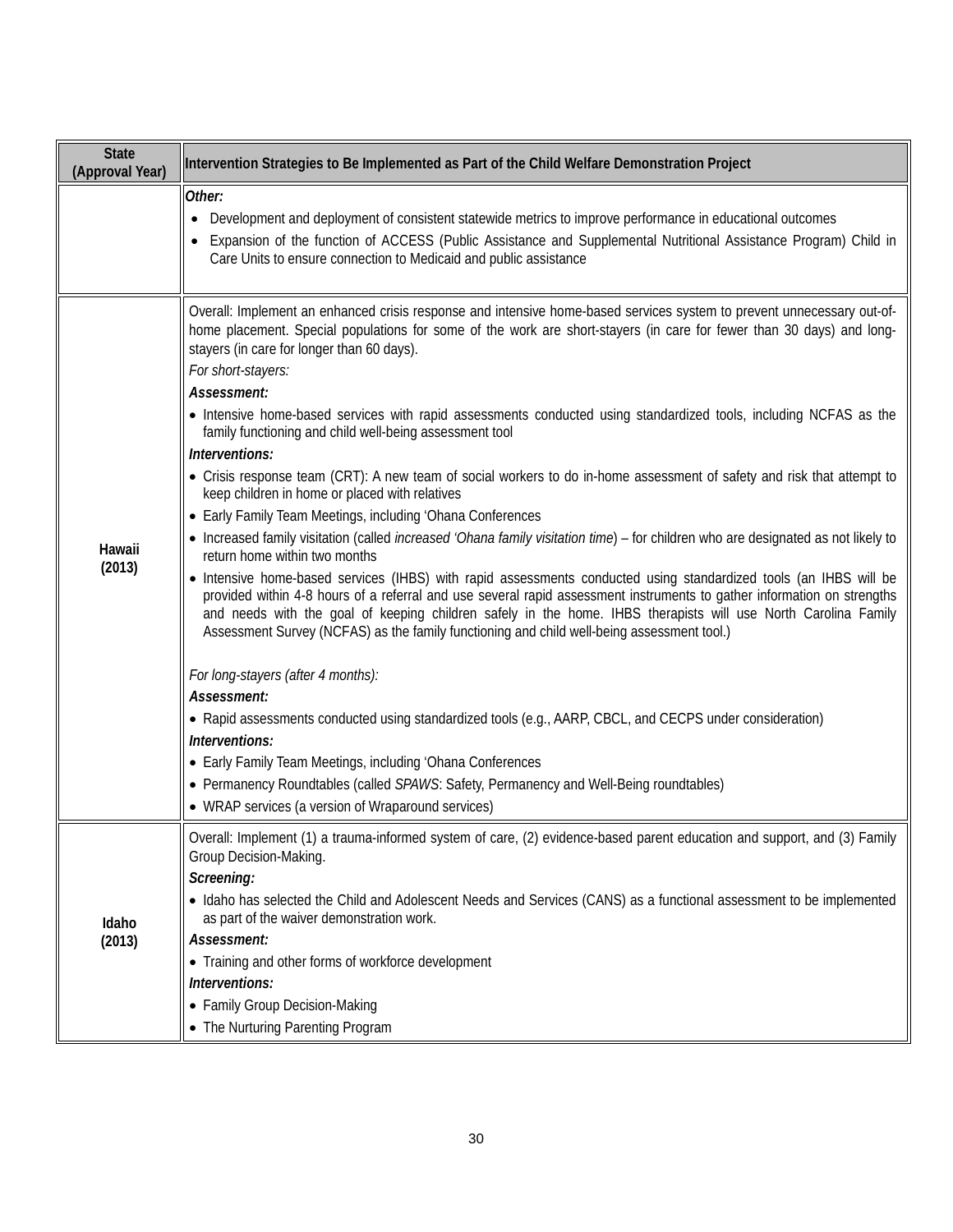| State (Approval Year) | Intervention Strategies to Be Implemented as Part of the Child Welfare Demonstration Project |
|---|---|
| | ***Other:***<br>• Development and deployment of consistent statewide metrics to improve performance in educational outcomes<br>• Expansion of the function of ACCESS (Public Assistance and Supplemental Nutritional Assistance Program) Child in Care Units to ensure connection to Medicaid and public assistance |
| **Hawaii (2013)** | Overall: Implement an enhanced crisis response and intensive home-based services system to prevent unnecessary out-of-home placement. Special populations for some of the work are short-stayers (in care for fewer than 30 days) and long-stayers (in care for longer than 60 days).<br>*For short-stayers:*<br>***Assessment:***<br>• Intensive home-based services with rapid assessments conducted using standardized tools, including NCFAS as the family functioning and child well-being assessment tool<br>***Interventions:***<br>• Crisis response team (CRT): A new team of social workers to do in-home assessment of safety and risk that attempt to keep children in home or placed with relatives<br>• Early Family Team Meetings, including 'Ohana Conferences<br>• Increased family visitation (called *increased 'Ohana family visitation time*) – for children who are designated as not likely to return home within two months<br>• Intensive home-based services (IHBS) with rapid assessments conducted using standardized tools (an IHBS will be provided within 4-8 hours of a referral and use several rapid assessment instruments to gather information on strengths and needs with the goal of keeping children safely in the home. IHBS therapists will use North Carolina Family Assessment Survey (NCFAS) as the family functioning and child well-being assessment tool.)<br><br>*For long-stayers (after 4 months):*<br>***Assessment:***<br>• Rapid assessments conducted using standardized tools (e.g., AARP, CBCL, and CECPS under consideration)<br>***Interventions:***<br>• Early Family Team Meetings, including 'Ohana Conferences<br>• Permanency Roundtables (called *SPAWS*: Safety, Permanency and Well-Being roundtables)<br>• WRAP services (a version of Wraparound services) |
| **Idaho (2013)** | Overall: Implement (1) a trauma-informed system of care, (2) evidence-based parent education and support, and (3) Family Group Decision-Making.<br>***Screening:***<br>• Idaho has selected the Child and Adolescent Needs and Services (CANS) as a functional assessment to be implemented as part of the waiver demonstration work.<br>***Assessment:***<br>• Training and other forms of workforce development<br>***Interventions:***<br>• Family Group Decision-Making<br>• The Nurturing Parenting Program |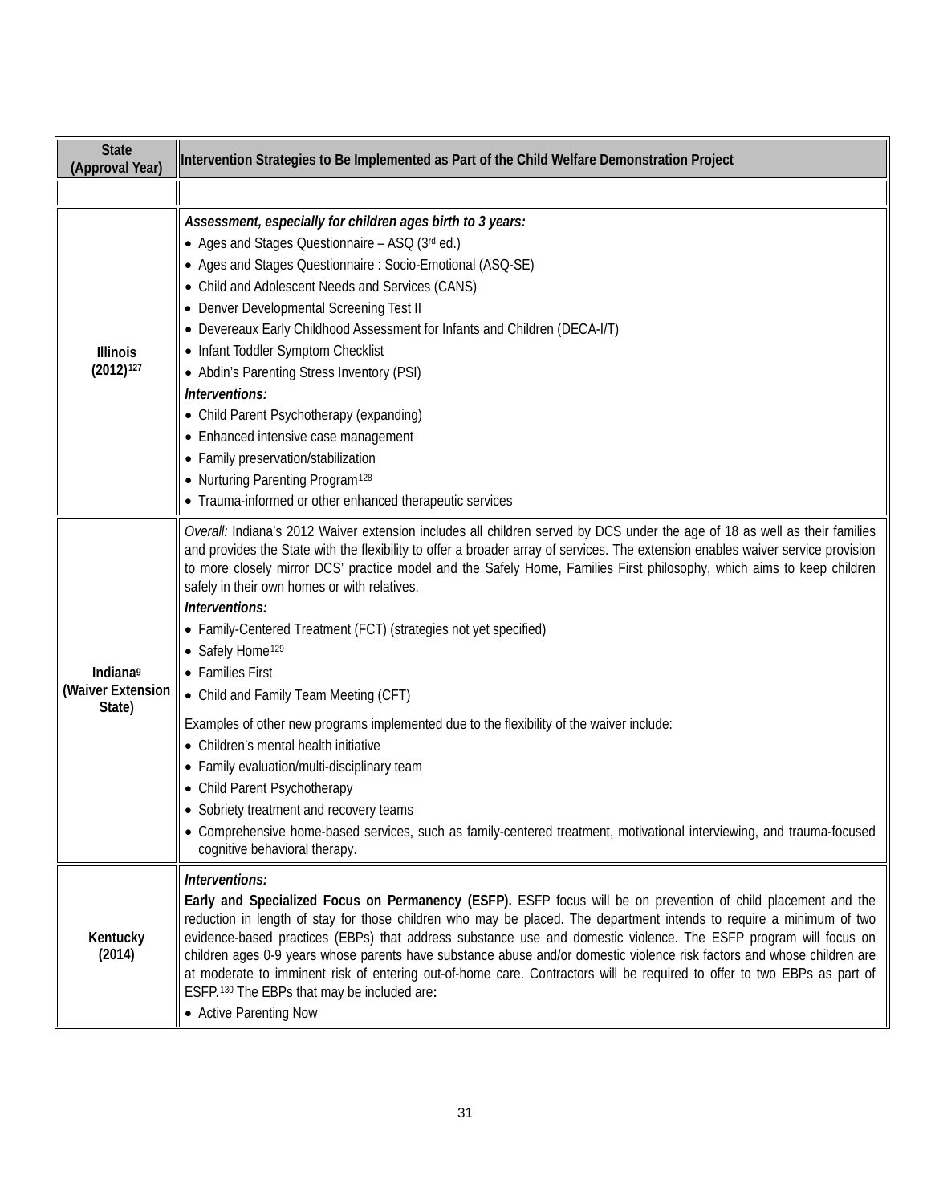| State (Approval Year) | Intervention Strategies to Be Implemented as Part of the Child Welfare Demonstration Project |
|---|---|
| | |
| **Illinois (2012)**[127] | ***Assessment, especially for children ages birth to 3 years:***<br>• Ages and Stages Questionnaire – ASQ (3rd ed.)<br>• Ages and Stages Questionnaire : Socio-Emotional (ASQ-SE)<br>• Child and Adolescent Needs and Services (CANS)<br>• Denver Developmental Screening Test II<br>• Devereaux Early Childhood Assessment for Infants and Children (DECA-I/T)<br>• Infant Toddler Symptom Checklist<br>• Abdin's Parenting Stress Inventory (PSI)<br>***Interventions:***<br>• Child Parent Psychotherapy (expanding)<br>• Enhanced intensive case management<br>• Family preservation/stabilization<br>• Nurturing Parenting Program[128]<br>• Trauma-informed or other enhanced therapeutic services |
| **Indiana[g] (Waiver Extension State)** | *Overall:* Indiana's 2012 Waiver extension includes all children served by DCS under the age of 18 as well as their families and provides the State with the flexibility to offer a broader array of services. The extension enables waiver service provision to more closely mirror DCS' practice model and the Safely Home, Families First philosophy, which aims to keep children safely in their own homes or with relatives.<br>***Interventions:***<br>• Family-Centered Treatment (FCT) (strategies not yet specified)<br>• Safely Home[129]<br>• Families First<br>• Child and Family Team Meeting (CFT)<br>Examples of other new programs implemented due to the flexibility of the waiver include:<br>• Children's mental health initiative<br>• Family evaluation/multi-disciplinary team<br>• Child Parent Psychotherapy<br>• Sobriety treatment and recovery teams<br>• Comprehensive home-based services, such as family-centered treatment, motivational interviewing, and trauma-focused cognitive behavioral therapy. |
| **Kentucky (2014)** | ***Interventions:***<br>**Early and Specialized Focus on Permanency (ESFP).** ESFP focus will be on prevention of child placement and the reduction in length of stay for those children who may be placed. The department intends to require a minimum of two evidence-based practices (EBPs) that address substance use and domestic violence. The ESFP program will focus on children ages 0-9 years whose parents have substance abuse and/or domestic violence risk factors and whose children are at moderate to imminent risk of entering out-of-home care. Contractors will be required to offer to two EBPs as part of ESFP.[130] The EBPs that may be included are**:**<br>• Active Parenting Now |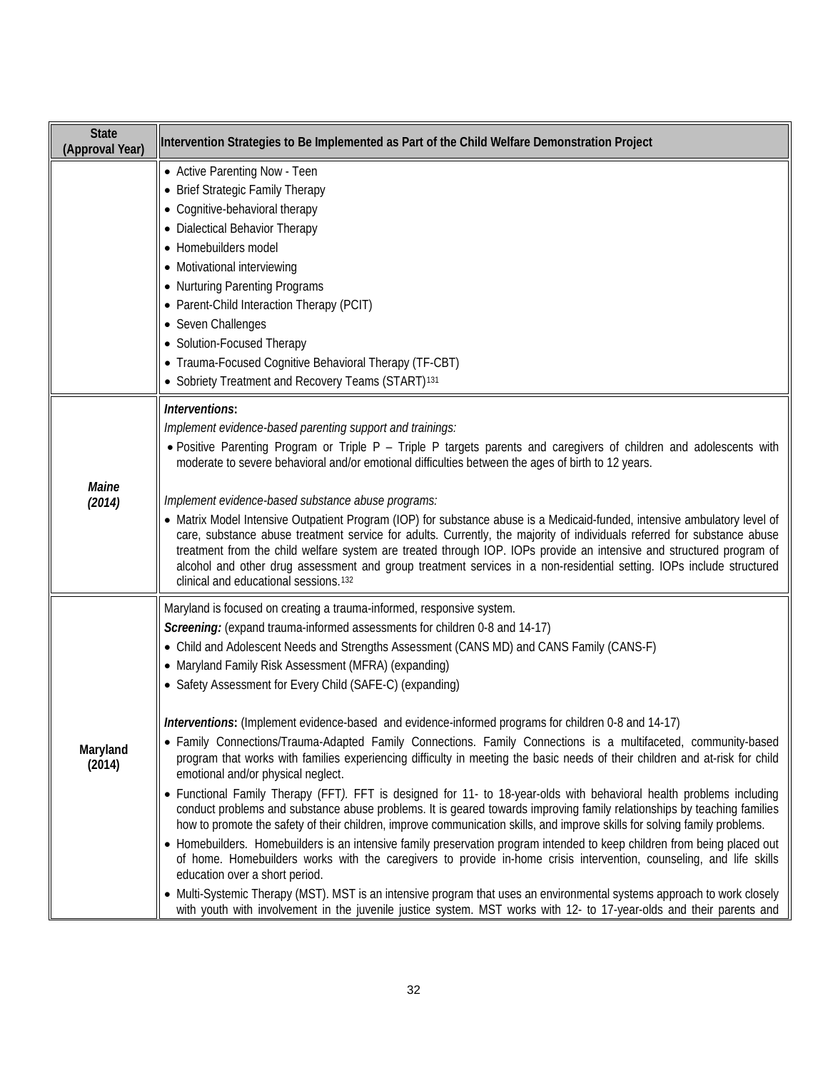| State (Approval Year) | Intervention Strategies to Be Implemented as Part of the Child Welfare Demonstration Project |
|---|---|
| | • Active Parenting Now - Teen<br>• Brief Strategic Family Therapy<br>• Cognitive-behavioral therapy<br>• Dialectical Behavior Therapy<br>• Homebuilders model<br>• Motivational interviewing<br>• Nurturing Parenting Programs<br>• Parent-Child Interaction Therapy (PCIT)<br>• Seven Challenges<br>• Solution-Focused Therapy<br>• Trauma-Focused Cognitive Behavioral Therapy (TF-CBT)<br>• Sobriety Treatment and Recovery Teams (START)[131] |
| ***Maine (2014)*** | ***Interventions*****:**<br>*Implement evidence-based parenting support and trainings:*<br>• Positive Parenting Program or Triple P – Triple P targets parents and caregivers of children and adolescents with moderate to severe behavioral and/or emotional difficulties between the ages of birth to 12 years.<br><br>*Implement evidence-based substance abuse programs:*<br>• Matrix Model Intensive Outpatient Program (IOP) for substance abuse is a Medicaid-funded, intensive ambulatory level of care, substance abuse treatment service for adults. Currently, the majority of individuals referred for substance abuse treatment from the child welfare system are treated through IOP. IOPs provide an intensive and structured program of alcohol and other drug assessment and group treatment services in a non-residential setting. IOPs include structured clinical and educational sessions.[132] |
| **Maryland (2014)** | Maryland is focused on creating a trauma-informed, responsive system.<br>***Screening:*** (expand trauma-informed assessments for children 0-8 and 14-17)<br>• Child and Adolescent Needs and Strengths Assessment (CANS MD) and CANS Family (CANS-F)<br>• Maryland Family Risk Assessment (MFRA) (expanding)<br>• Safety Assessment for Every Child (SAFE-C) (expanding)<br><br>***Interventions*****:** (Implement evidence-based and evidence-informed programs for children 0-8 and 14-17)<br>• Family Connections/Trauma-Adapted Family Connections. Family Connections is a multifaceted, community-based program that works with families experiencing difficulty in meeting the basic needs of their children and at-risk for child emotional and/or physical neglect.<br>• Functional Family Therapy (FFT*).* FFT is designed for 11- to 18-year-olds with behavioral health problems including conduct problems and substance abuse problems. It is geared towards improving family relationships by teaching families how to promote the safety of their children, improve communication skills, and improve skills for solving family problems.<br>• Homebuilders. Homebuilders is an intensive family preservation program intended to keep children from being placed out of home. Homebuilders works with the caregivers to provide in-home crisis intervention, counseling, and life skills education over a short period.<br>• Multi-Systemic Therapy (MST). MST is an intensive program that uses an environmental systems approach to work closely with youth with involvement in the juvenile justice system. MST works with 12- to 17-year-olds and their parents and |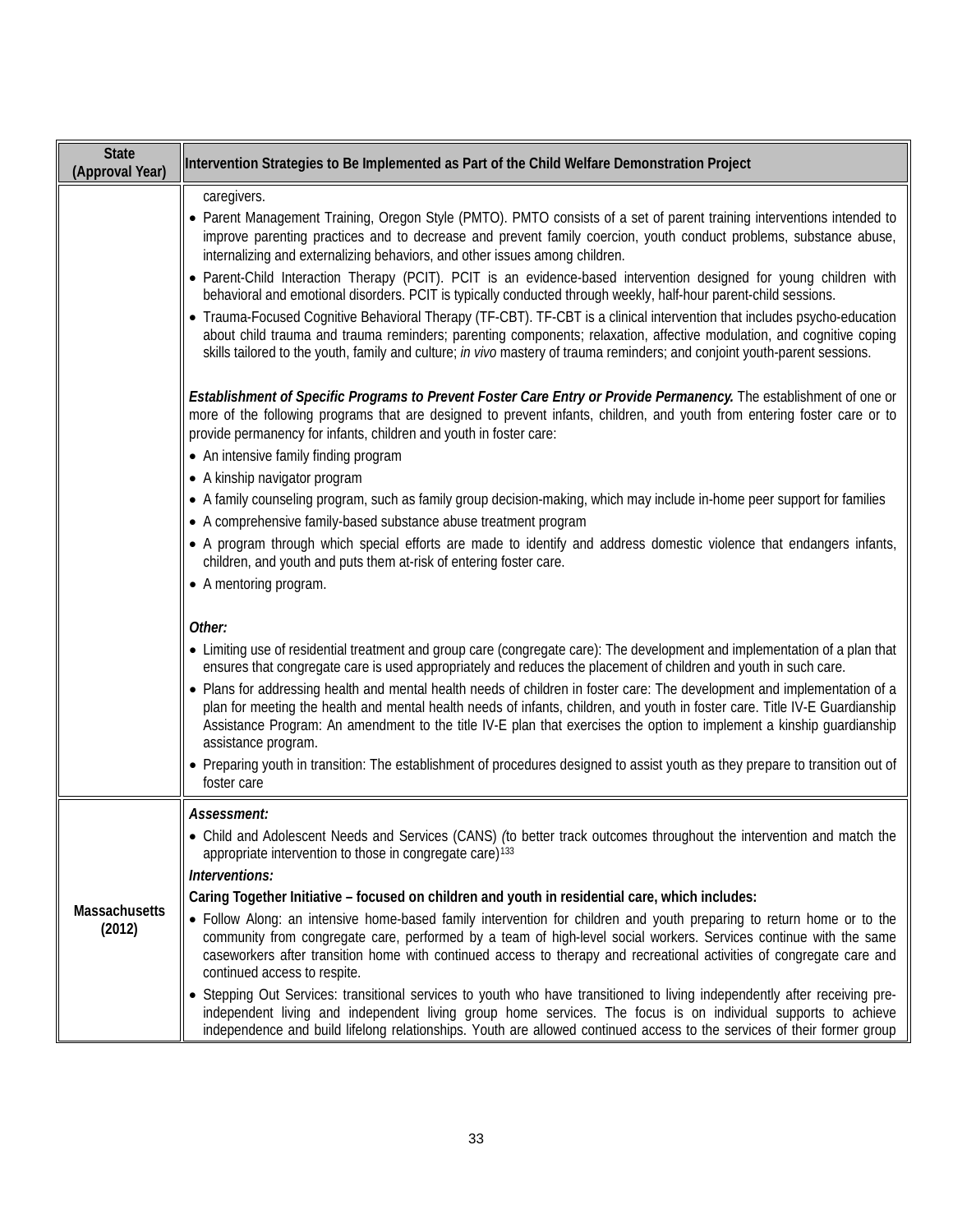| State (Approval Year) | Intervention Strategies to Be Implemented as Part of the Child Welfare Demonstration Project |
|---|---|
| | caregivers.<br>• Parent Management Training, Oregon Style (PMTO). PMTO consists of a set of parent training interventions intended to improve parenting practices and to decrease and prevent family coercion, youth conduct problems, substance abuse, internalizing and externalizing behaviors, and other issues among children.<br>• Parent-Child Interaction Therapy (PCIT). PCIT is an evidence-based intervention designed for young children with behavioral and emotional disorders. PCIT is typically conducted through weekly, half-hour parent-child sessions.<br>• Trauma-Focused Cognitive Behavioral Therapy (TF-CBT). TF-CBT is a clinical intervention that includes psycho-education about child trauma and trauma reminders; parenting components; relaxation, affective modulation, and cognitive coping skills tailored to the youth, family and culture; *in vivo* mastery of trauma reminders; and conjoint youth-parent sessions.<br><br>***Establishment of Specific Programs to Prevent Foster Care Entry or Provide Permanency.*** The establishment of one or more of the following programs that are designed to prevent infants, children, and youth from entering foster care or to provide permanency for infants, children and youth in foster care:<br>• An intensive family finding program<br>• A kinship navigator program<br>• A family counseling program, such as family group decision-making, which may include in-home peer support for families<br>• A comprehensive family-based substance abuse treatment program<br>• A program through which special efforts are made to identify and address domestic violence that endangers infants, children, and youth and puts them at-risk of entering foster care.<br>• A mentoring program.<br><br>***Other:***<br>• Limiting use of residential treatment and group care (congregate care): The development and implementation of a plan that ensures that congregate care is used appropriately and reduces the placement of children and youth in such care.<br>• Plans for addressing health and mental health needs of children in foster care: The development and implementation of a plan for meeting the health and mental health needs of infants, children, and youth in foster care. Title IV-E Guardianship Assistance Program: An amendment to the title IV-E plan that exercises the option to implement a kinship guardianship assistance program.<br>• Preparing youth in transition: The establishment of procedures designed to assist youth as they prepare to transition out of foster care |
| **Massachusetts (2012)** | ***Assessment:***<br>• Child and Adolescent Needs and Services (CANS) *(*to better track outcomes throughout the intervention and match the appropriate intervention to those in congregate care)[133]<br>***Interventions:***<br>**Caring Together Initiative – focused on children and youth in residential care, which includes:**<br>• Follow Along: an intensive home-based family intervention for children and youth preparing to return home or to the community from congregate care, performed by a team of high-level social workers. Services continue with the same caseworkers after transition home with continued access to therapy and recreational activities of congregate care and continued access to respite.<br>• Stepping Out Services: transitional services to youth who have transitioned to living independently after receiving pre-independent living and independent living group home services. The focus is on individual supports to achieve independence and build lifelong relationships. Youth are allowed continued access to the services of their former group |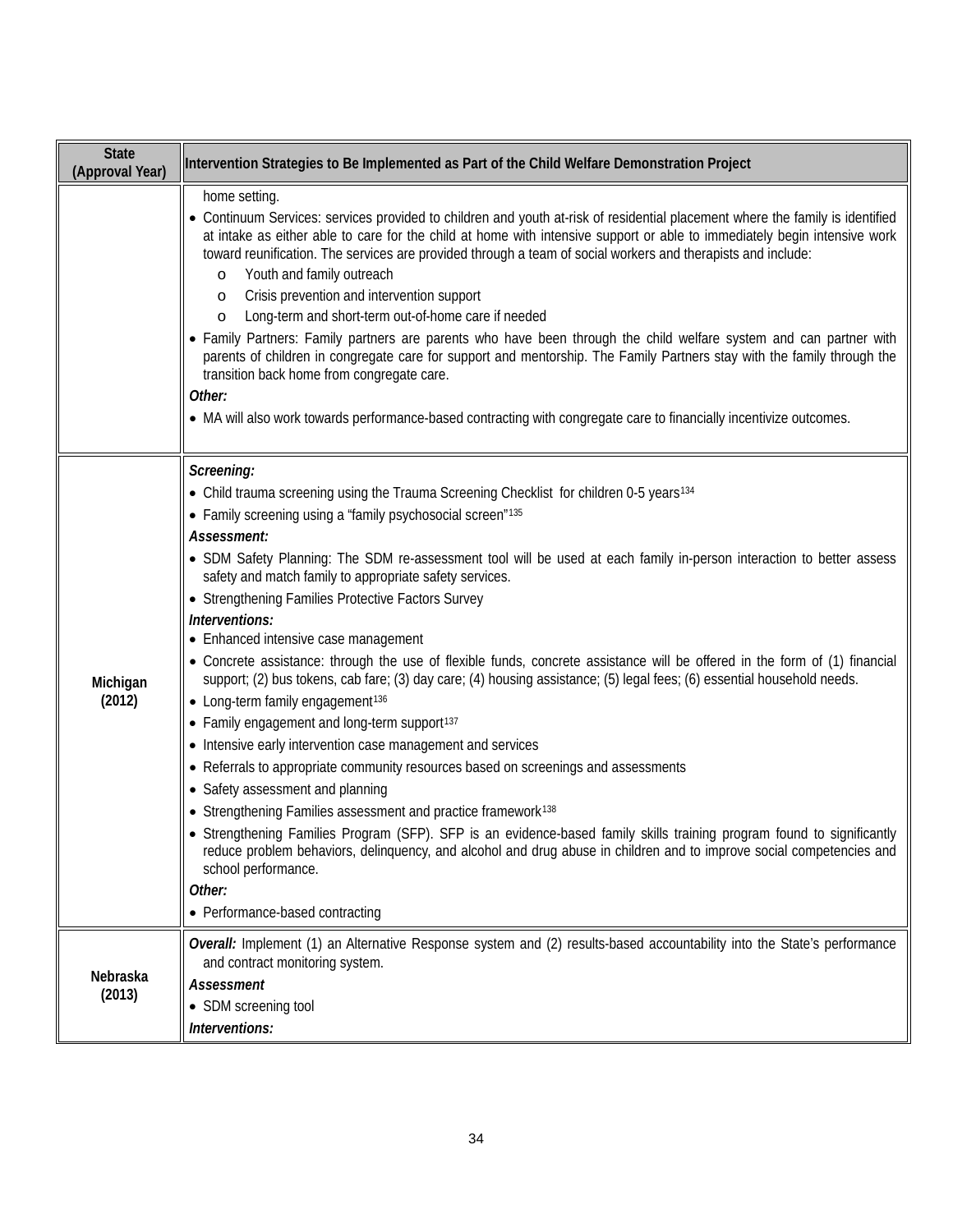| State (Approval Year) | Intervention Strategies to Be Implemented as Part of the Child Welfare Demonstration Project |
|---|---|
| | home setting.<br>• Continuum Services: services provided to children and youth at-risk of residential placement where the family is identified at intake as either able to care for the child at home with intensive support or able to immediately begin intensive work toward reunification. The services are provided through a team of social workers and therapists and include:<br>  o Youth and family outreach<br>  o Crisis prevention and intervention support<br>  o Long-term and short-term out-of-home care if needed<br>• Family Partners: Family partners are parents who have been through the child welfare system and can partner with parents of children in congregate care for support and mentorship. The Family Partners stay with the family through the transition back home from congregate care.<br>***Other:***<br>• MA will also work towards performance-based contracting with congregate care to financially incentivize outcomes. |
| **Michigan (2012)** | ***Screening:***<br>• Child trauma screening using the Trauma Screening Checklist for children 0-5 years[134]<br>• Family screening using a "family psychosocial screen"[135]<br>***Assessment:***<br>• SDM Safety Planning: The SDM re-assessment tool will be used at each family in-person interaction to better assess safety and match family to appropriate safety services.<br>• Strengthening Families Protective Factors Survey<br>***Interventions:***<br>• Enhanced intensive case management<br>• Concrete assistance: through the use of flexible funds, concrete assistance will be offered in the form of (1) financial support; (2) bus tokens, cab fare; (3) day care; (4) housing assistance; (5) legal fees; (6) essential household needs.<br>• Long-term family engagement[136]<br>• Family engagement and long-term support[137]<br>• Intensive early intervention case management and services<br>• Referrals to appropriate community resources based on screenings and assessments<br>• Safety assessment and planning<br>• Strengthening Families assessment and practice framework[138]<br>• Strengthening Families Program (SFP). SFP is an evidence-based family skills training program found to significantly reduce problem behaviors, delinquency, and alcohol and drug abuse in children and to improve social competencies and school performance.<br>***Other:***<br>• Performance-based contracting |
| **Nebraska (2013)** | ***Overall:*** Implement (1) an Alternative Response system and (2) results-based accountability into the State's performance and contract monitoring system.<br>***Assessment***<br>• SDM screening tool<br>***Interventions:*** |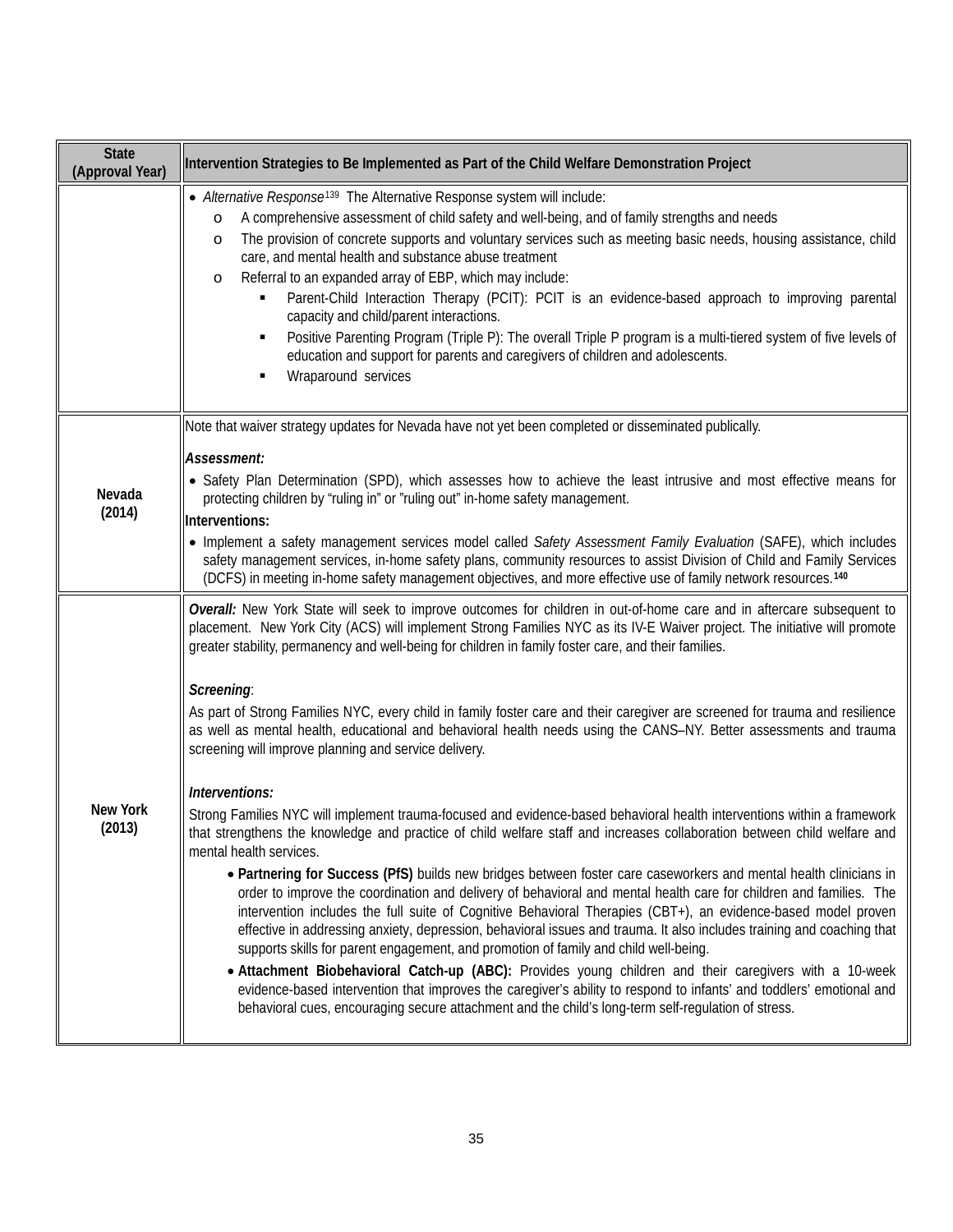| State (Approval Year) | Intervention Strategies to Be Implemented as Part of the Child Welfare Demonstration Project |
|---|---|
| | • *Alternative Response*[139] The Alternative Response system will include:<br>o A comprehensive assessment of child safety and well-being, and of family strengths and needs<br>o The provision of concrete supports and voluntary services such as meeting basic needs, housing assistance, child care, and mental health and substance abuse treatment<br>o Referral to an expanded array of EBP, which may include:<br>▪ Parent-Child Interaction Therapy (PCIT): PCIT is an evidence-based approach to improving parental capacity and child/parent interactions.<br>▪ Positive Parenting Program (Triple P): The overall Triple P program is a multi-tiered system of five levels of education and support for parents and caregivers of children and adolescents.<br>▪ Wraparound services |
| Nevada (2014) | Note that waiver strategy updates for Nevada have not yet been completed or disseminated publically.<br><br>***Assessment:***<br>• Safety Plan Determination (SPD), which assesses how to achieve the least intrusive and most effective means for protecting children by "ruling in" or "ruling out" in-home safety management.<br>**Interventions:**<br>• Implement a safety management services model called *Safety Assessment Family Evaluation* (SAFE), which includes safety management services, in-home safety plans, community resources to assist Division of Child and Family Services (DCFS) in meeting in-home safety management objectives, and more effective use of family network resources.[140] |
| New York (2013) | ***Overall:*** New York State will seek to improve outcomes for children in out-of-home care and in aftercare subsequent to placement. New York City (ACS) will implement Strong Families NYC as its IV-E Waiver project. The initiative will promote greater stability, permanency and well-being for children in family foster care, and their families.<br><br>***Screening***:<br>As part of Strong Families NYC, every child in family foster care and their caregiver are screened for trauma and resilience as well as mental health, educational and behavioral health needs using the CANS–NY. Better assessments and trauma screening will improve planning and service delivery.<br><br>***Interventions:***<br>Strong Families NYC will implement trauma-focused and evidence-based behavioral health interventions within a framework that strengthens the knowledge and practice of child welfare staff and increases collaboration between child welfare and mental health services.<br>• **Partnering for Success (PfS)** builds new bridges between foster care caseworkers and mental health clinicians in order to improve the coordination and delivery of behavioral and mental health care for children and families. The intervention includes the full suite of Cognitive Behavioral Therapies (CBT+), an evidence-based model proven effective in addressing anxiety, depression, behavioral issues and trauma. It also includes training and coaching that supports skills for parent engagement, and promotion of family and child well-being.<br>• **Attachment Biobehavioral Catch-up (ABC):** Provides young children and their caregivers with a 10-week evidence-based intervention that improves the caregiver's ability to respond to infants' and toddlers' emotional and behavioral cues, encouraging secure attachment and the child's long-term self-regulation of stress. |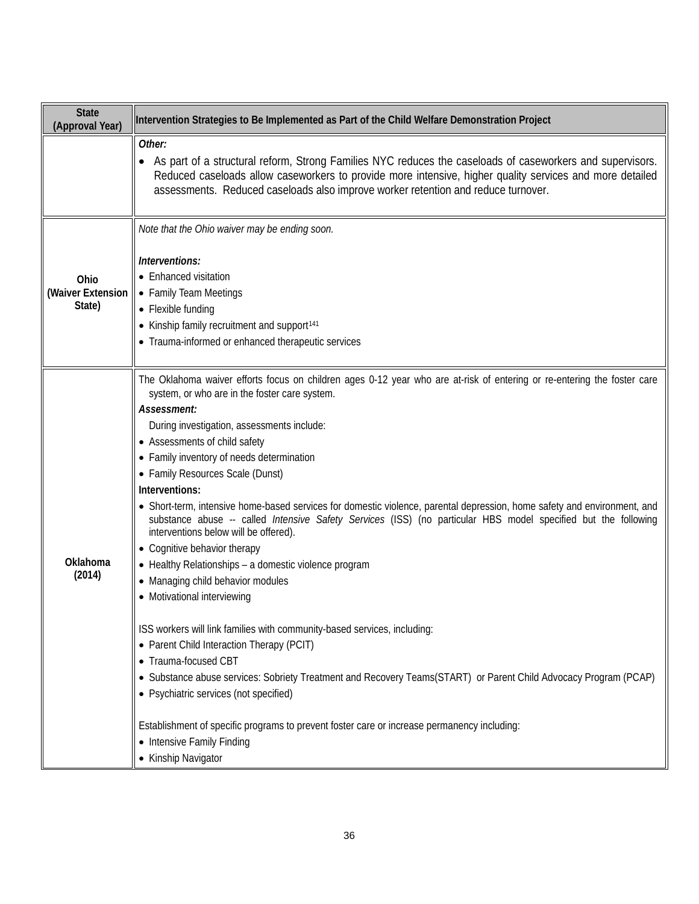| State (Approval Year) | Intervention Strategies to Be Implemented as Part of the Child Welfare Demonstration Project |
|---|---|
| | ***Other:***<br>• As part of a structural reform, Strong Families NYC reduces the caseloads of caseworkers and supervisors. Reduced caseloads allow caseworkers to provide more intensive, higher quality services and more detailed assessments. Reduced caseloads also improve worker retention and reduce turnover. |
| **Ohio (Waiver Extension State)** | *Note that the Ohio waiver may be ending soon.*<br><br>***Interventions:***<br>• Enhanced visitation<br>• Family Team Meetings<br>• Flexible funding<br>• Kinship family recruitment and support[141]<br>• Trauma-informed or enhanced therapeutic services |
| **Oklahoma (2014)** | The Oklahoma waiver efforts focus on children ages 0-12 year who are at-risk of entering or re-entering the foster care system, or who are in the foster care system.<br>***Assessment:***<br>During investigation, assessments include:<br>• Assessments of child safety<br>• Family inventory of needs determination<br>• Family Resources Scale (Dunst)<br>**Interventions:**<br>• Short-term, intensive home-based services for domestic violence, parental depression, home safety and environment, and substance abuse -- called *Intensive Safety Services* (ISS) (no particular HBS model specified but the following interventions below will be offered).<br>• Cognitive behavior therapy<br>• Healthy Relationships – a domestic violence program<br>• Managing child behavior modules<br>• Motivational interviewing<br><br>ISS workers will link families with community-based services, including:<br>• Parent Child Interaction Therapy (PCIT)<br>• Trauma-focused CBT<br>• Substance abuse services: Sobriety Treatment and Recovery Teams(START) or Parent Child Advocacy Program (PCAP)<br>• Psychiatric services (not specified)<br><br>Establishment of specific programs to prevent foster care or increase permanency including:<br>• Intensive Family Finding<br>• Kinship Navigator |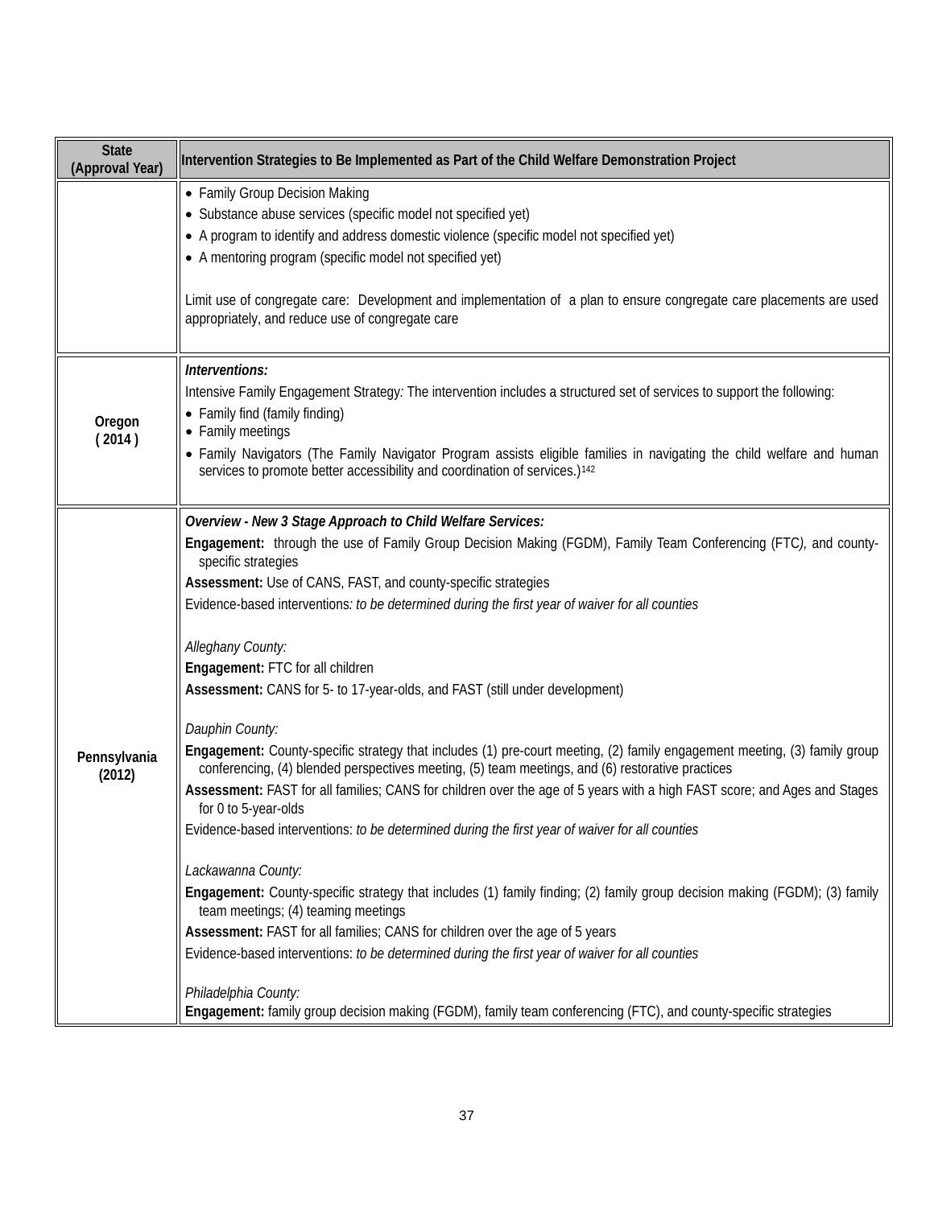| State (Approval Year) | Intervention Strategies to Be Implemented as Part of the Child Welfare Demonstration Project |
|---|---|
| | • Family Group Decision Making<br>• Substance abuse services (specific model not specified yet)<br>• A program to identify and address domestic violence (specific model not specified yet)<br>• A mentoring program (specific model not specified yet)<br><br>Limit use of congregate care: Development and implementation of a plan to ensure congregate care placements are used appropriately, and reduce use of congregate care |
| Oregon (2014) | ***Interventions:***<br>Intensive Family Engagement Strategy*:* The intervention includes a structured set of services to support the following:<br>• Family find (family finding)<br>• Family meetings<br>• Family Navigators (The Family Navigator Program assists eligible families in navigating the child welfare and human services to promote better accessibility and coordination of services.)[142] |
| Pennsylvania (2012) | ***Overview - New 3 Stage Approach to Child Welfare Services:***<br>**Engagement:** through the use of Family Group Decision Making (FGDM), Family Team Conferencing (FTC*),* and county-specific strategies<br>**Assessment:** Use of CANS, FAST, and county-specific strategies<br>Evidence-based interventions*: to be determined during the first year of waiver for all counties*<br><br>*Alleghany County:*<br>**Engagement:** FTC for all children<br>**Assessment:** CANS for 5- to 17-year-olds, and FAST (still under development)<br><br>*Dauphin County:*<br>**Engagement:** County-specific strategy that includes (1) pre-court meeting, (2) family engagement meeting, (3) family group conferencing, (4) blended perspectives meeting, (5) team meetings, and (6) restorative practices<br>**Assessment:** FAST for all families; CANS for children over the age of 5 years with a high FAST score; and Ages and Stages for 0 to 5-year-olds<br>Evidence-based interventions: *to be determined during the first year of waiver for all counties*<br><br>*Lackawanna County:*<br>**Engagement:** County-specific strategy that includes (1) family finding; (2) family group decision making (FGDM); (3) family team meetings; (4) teaming meetings<br>**Assessment:** FAST for all families; CANS for children over the age of 5 years<br>Evidence-based interventions: *to be determined during the first year of waiver for all counties*<br><br>*Philadelphia County:*<br>**Engagement:** family group decision making (FGDM), family team conferencing (FTC), and county-specific strategies |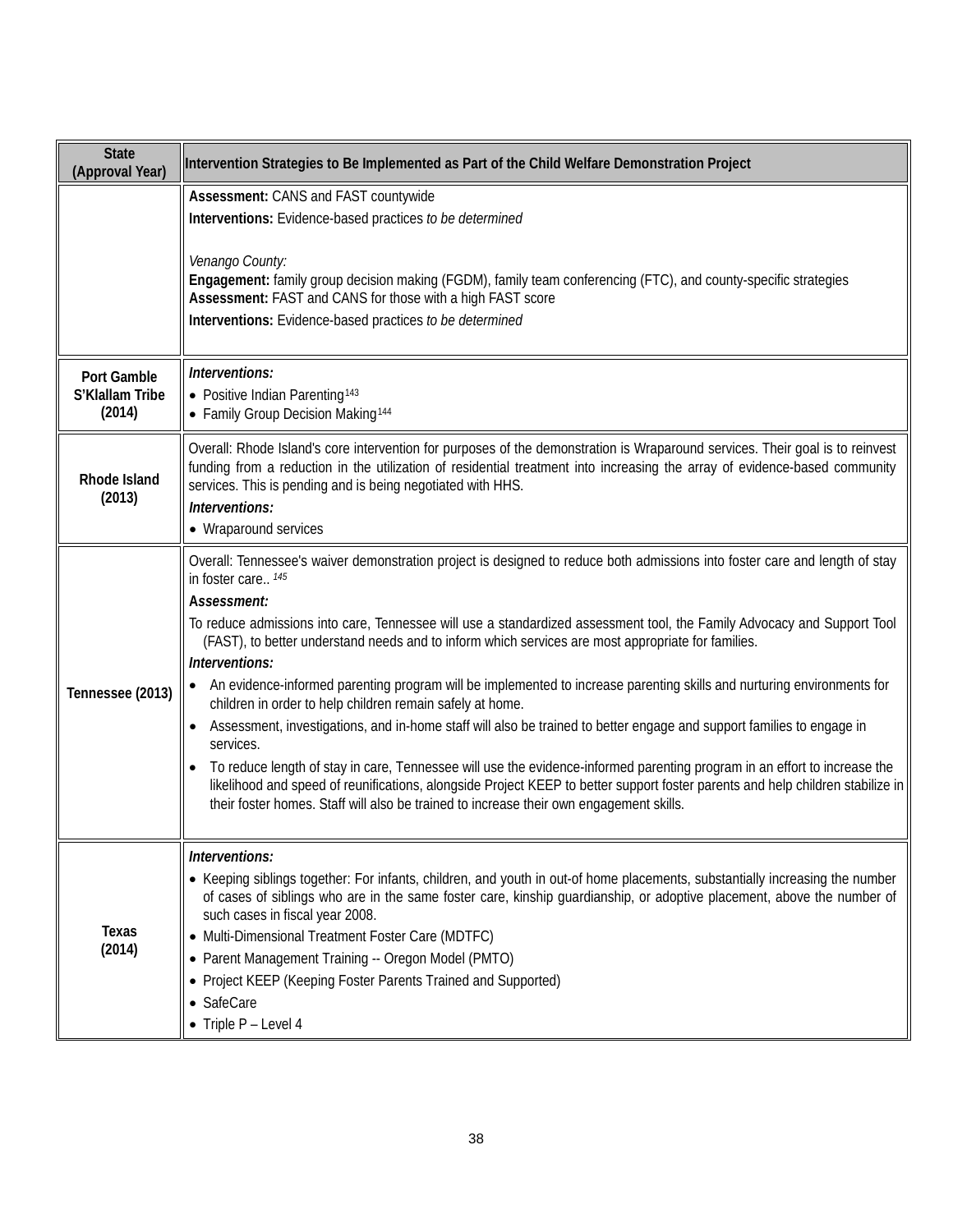| State (Approval Year) | Intervention Strategies to Be Implemented as Part of the Child Welfare Demonstration Project |
|---|---|
| | **Assessment:** CANS and FAST countywide<br>**Interventions:** Evidence-based practices *to be determined*<br><br>*Venango County:*<br>**Engagement:** family group decision making (FGDM), family team conferencing (FTC), and county-specific strategies<br>**Assessment:** FAST and CANS for those with a high FAST score<br>**Interventions:** Evidence-based practices *to be determined* |
| **Port Gamble S'Klallam Tribe (2014)** | ***Interventions:***<br>• Positive Indian Parenting[143]<br>• Family Group Decision Making[144] |
| **Rhode Island (2013)** | Overall: Rhode Island's core intervention for purposes of the demonstration is Wraparound services. Their goal is to reinvest funding from a reduction in the utilization of residential treatment into increasing the array of evidence-based community services. This is pending and is being negotiated with HHS.<br>***Interventions:***<br>• Wraparound services |
| **Tennessee (2013)** | Overall: Tennessee's waiver demonstration project is designed to reduce both admissions into foster care and length of stay in foster care.. [145]<br>***Assessment:***<br>To reduce admissions into care, Tennessee will use a standardized assessment tool, the Family Advocacy and Support Tool (FAST), to better understand needs and to inform which services are most appropriate for families.<br>***Interventions:***<br>• An evidence-informed parenting program will be implemented to increase parenting skills and nurturing environments for children in order to help children remain safely at home.<br>• Assessment, investigations, and in-home staff will also be trained to better engage and support families to engage in services.<br>• To reduce length of stay in care, Tennessee will use the evidence-informed parenting program in an effort to increase the likelihood and speed of reunifications, alongside Project KEEP to better support foster parents and help children stabilize in their foster homes. Staff will also be trained to increase their own engagement skills. |
| **Texas (2014)** | ***Interventions:***<br>• Keeping siblings together: For infants, children, and youth in out-of home placements, substantially increasing the number of cases of siblings who are in the same foster care, kinship guardianship, or adoptive placement, above the number of such cases in fiscal year 2008.<br>• Multi-Dimensional Treatment Foster Care (MDTFC)<br>• Parent Management Training -- Oregon Model (PMTO)<br>• Project KEEP (Keeping Foster Parents Trained and Supported)<br>• SafeCare<br>• Triple P – Level 4 |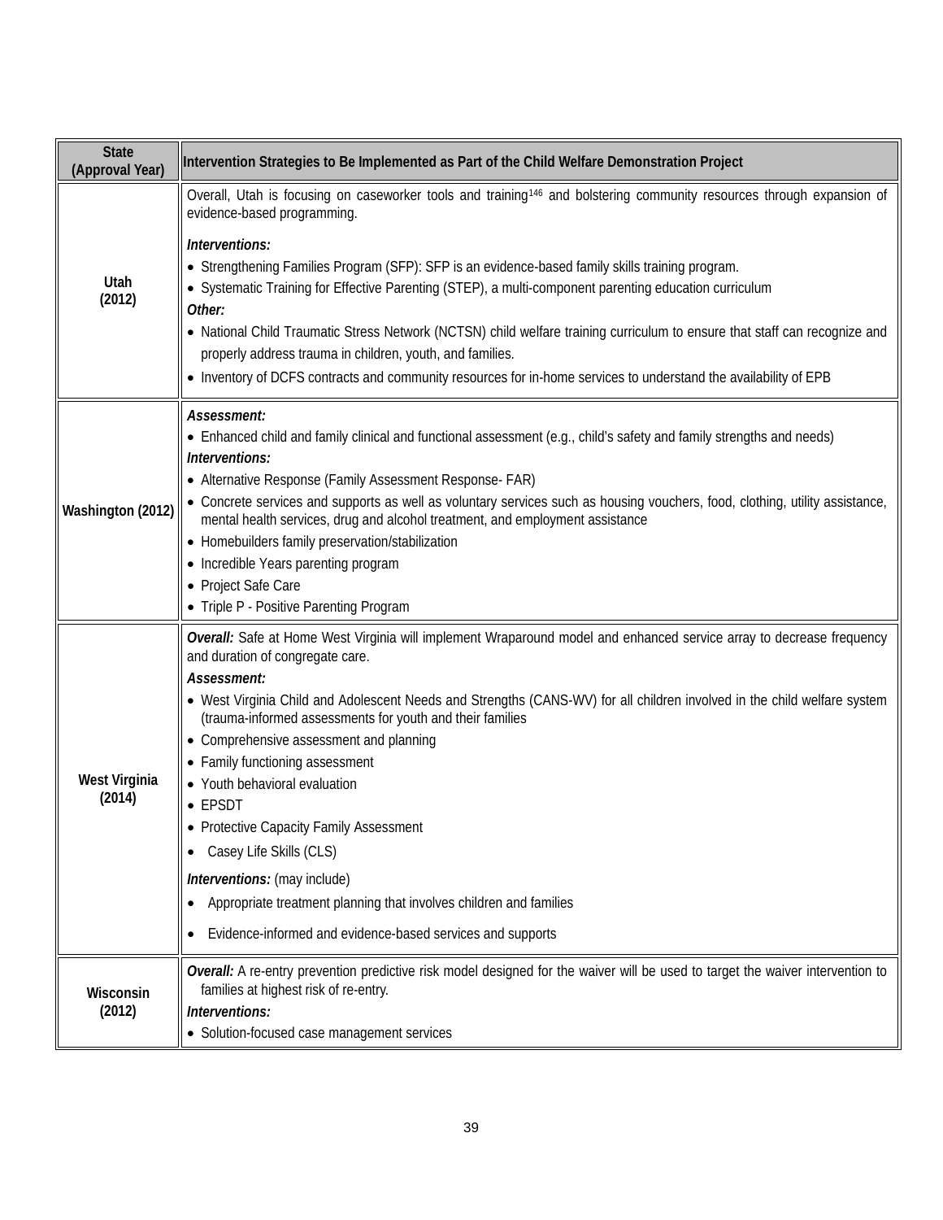| State (Approval Year) | Intervention Strategies to Be Implemented as Part of the Child Welfare Demonstration Project |
|---|---|
| Utah (2012) | Overall, Utah is focusing on caseworker tools and training[146] and bolstering community resources through expansion of evidence-based programming.<br><br>***Interventions:***<br>• Strengthening Families Program (SFP): SFP is an evidence-based family skills training program.<br>• Systematic Training for Effective Parenting (STEP), a multi-component parenting education curriculum<br>***Other:***<br>• National Child Traumatic Stress Network (NCTSN) child welfare training curriculum to ensure that staff can recognize and properly address trauma in children, youth, and families.<br>• Inventory of DCFS contracts and community resources for in-home services to understand the availability of EPB |
| Washington (2012) | ***Assessment:***<br>• Enhanced child and family clinical and functional assessment (e.g., child's safety and family strengths and needs)<br>***Interventions:***<br>• Alternative Response (Family Assessment Response- FAR)<br>• Concrete services and supports as well as voluntary services such as housing vouchers, food, clothing, utility assistance, mental health services, drug and alcohol treatment, and employment assistance<br>• Homebuilders family preservation/stabilization<br>• Incredible Years parenting program<br>• Project Safe Care<br>• Triple P - Positive Parenting Program |
| West Virginia (2014) | ***Overall:*** Safe at Home West Virginia will implement Wraparound model and enhanced service array to decrease frequency and duration of congregate care.<br>***Assessment:***<br>• West Virginia Child and Adolescent Needs and Strengths (CANS-WV) for all children involved in the child welfare system (trauma-informed assessments for youth and their families<br>• Comprehensive assessment and planning<br>• Family functioning assessment<br>• Youth behavioral evaluation<br>• EPSDT<br>• Protective Capacity Family Assessment<br>• Casey Life Skills (CLS)<br><br>***Interventions:*** (may include)<br>• Appropriate treatment planning that involves children and families<br>• Evidence-informed and evidence-based services and supports |
| Wisconsin (2012) | ***Overall:*** A re-entry prevention predictive risk model designed for the waiver will be used to target the waiver intervention to families at highest risk of re-entry.<br>***Interventions:***<br>• Solution-focused case management services |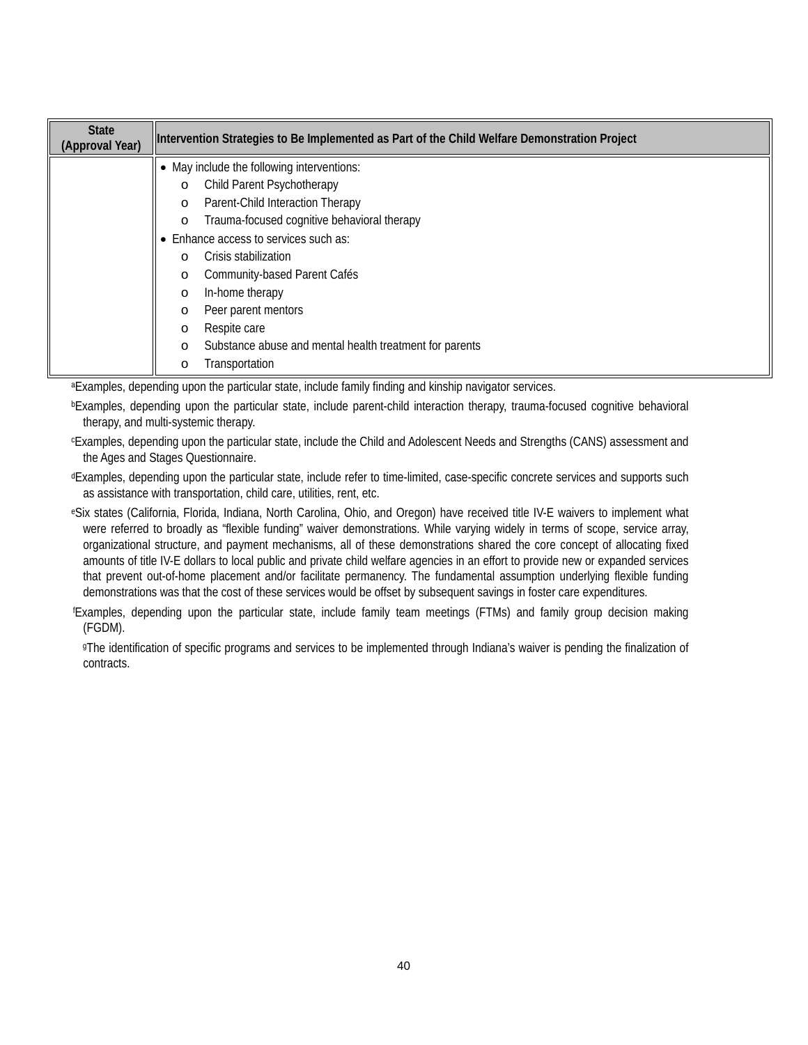| State (Approval Year) | Intervention Strategies to Be Implemented as Part of the Child Welfare Demonstration Project |
|---|---|
| | • May include the following interventions:<br>o Child Parent Psychotherapy<br>o Parent-Child Interaction Therapy<br>o Trauma-focused cognitive behavioral therapy<br>• Enhance access to services such as:<br>o Crisis stabilization<br>o Community-based Parent Cafés<br>o In-home therapy<br>o Peer parent mentors<br>o Respite care<br>o Substance abuse and mental health treatment for parents<br>o Transportation |

[a]Examples, depending upon the particular state, include family finding and kinship navigator services.

[b]Examples, depending upon the particular state, include parent-child interaction therapy, trauma-focused cognitive behavioral therapy, and multi-systemic therapy.

[c]Examples, depending upon the particular state, include the Child and Adolescent Needs and Strengths (CANS) assessment and the Ages and Stages Questionnaire.

[d]Examples, depending upon the particular state, include refer to time-limited, case-specific concrete services and supports such as assistance with transportation, child care, utilities, rent, etc.

[e]Six states (California, Florida, Indiana, North Carolina, Ohio, and Oregon) have received title IV-E waivers to implement what were referred to broadly as "flexible funding" waiver demonstrations. While varying widely in terms of scope, service array, organizational structure, and payment mechanisms, all of these demonstrations shared the core concept of allocating fixed amounts of title IV-E dollars to local public and private child welfare agencies in an effort to provide new or expanded services that prevent out-of-home placement and/or facilitate permanency. The fundamental assumption underlying flexible funding demonstrations was that the cost of these services would be offset by subsequent savings in foster care expenditures.

[f]Examples, depending upon the particular state, include family team meetings (FTMs) and family group decision making (FGDM).

[g]The identification of specific programs and services to be implemented through Indiana's waiver is pending the finalization of contracts.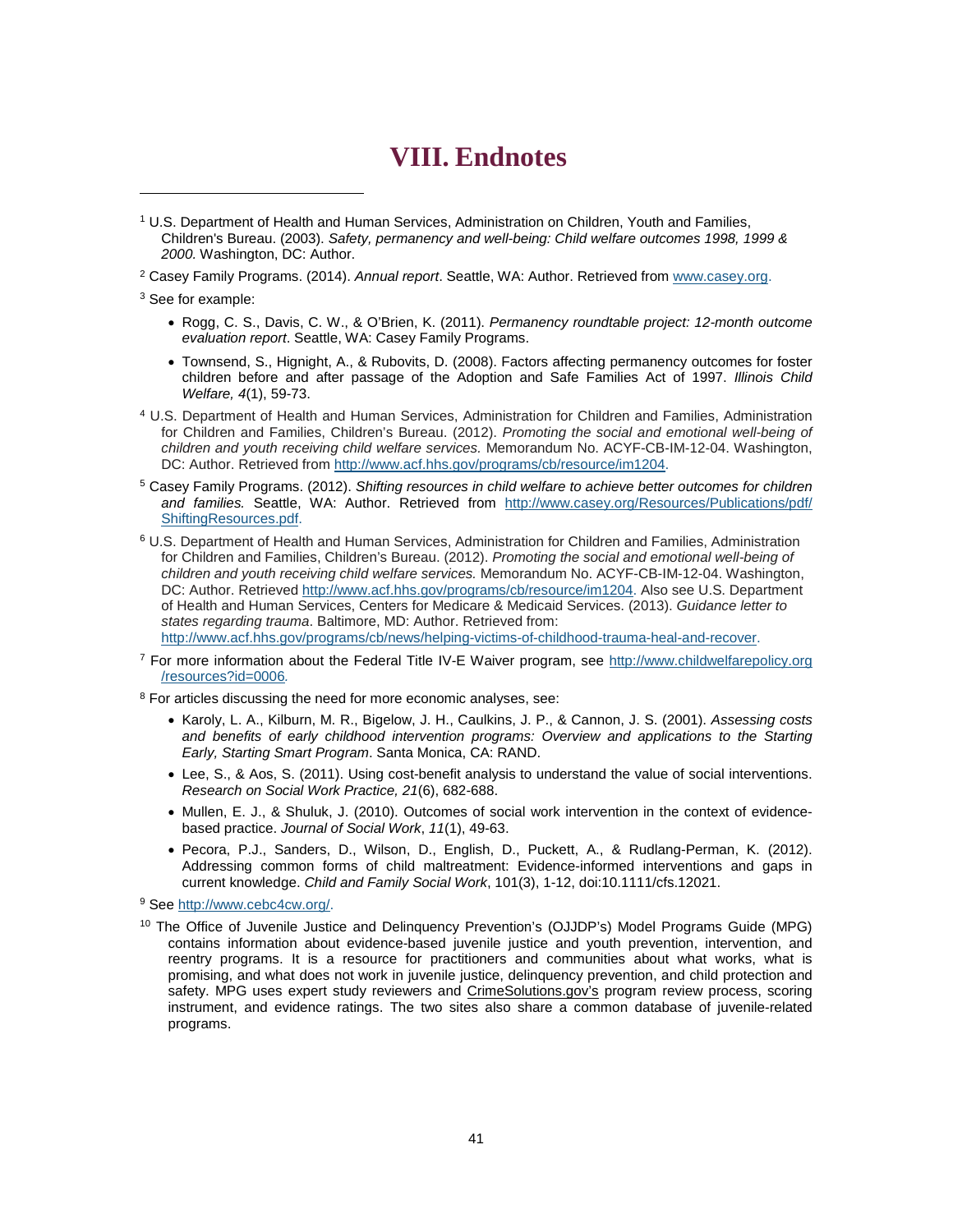# VIII. Endnotes

[1] U.S. Department of Health and Human Services, Administration on Children, Youth and Families, Children's Bureau. (2003). *Safety, permanency and well-being: Child welfare outcomes 1998, 1999 & 2000.* Washington, DC: Author.

[2] Casey Family Programs. (2014). *Annual report*. Seattle, WA: Author. Retrieved from [www.casey.org](www.casey.org).

[3] See for example:

- Rogg, C. S., Davis, C. W., & O'Brien, K. (2011). *Permanency roundtable project: 12-month outcome evaluation report*. Seattle, WA: Casey Family Programs.
- Townsend, S., Hignight, A., & Rubovits, D. (2008). Factors affecting permanency outcomes for foster children before and after passage of the Adoption and Safe Families Act of 1997. *Illinois Child Welfare, 4*(1), 59-73.

[4] U.S. Department of Health and Human Services, Administration for Children and Families, Administration for Children and Families, Children's Bureau. (2012). *Promoting the social and emotional well-being of children and youth receiving child welfare services.* Memorandum No. ACYF-CB-IM-12-04. Washington, DC: Author. Retrieved from [http://www.acf.hhs.gov/programs/cb/resource/im1204](http://www.acf.hhs.gov/programs/cb/resource/im1204).

[5] Casey Family Programs. (2012). *Shifting resources in child welfare to achieve better outcomes for children and families.* Seattle, WA: Author. Retrieved from [http://www.casey.org/Resources/Publications/pdf/ShiftingResources.pdf](http://www.casey.org/Resources/Publications/pdf/ShiftingResources.pdf).

[6] U.S. Department of Health and Human Services, Administration for Children and Families, Administration for Children and Families, Children's Bureau. (2012). *Promoting the social and emotional well-being of children and youth receiving child welfare services.* Memorandum No. ACYF-CB-IM-12-04. Washington, DC: Author. Retrieved [http://www.acf.hhs.gov/programs/cb/resource/im1204](http://www.acf.hhs.gov/programs/cb/resource/im1204). Also see U.S. Department of Health and Human Services, Centers for Medicare & Medicaid Services. (2013). *Guidance letter to states regarding trauma*. Baltimore, MD: Author. Retrieved from: [http://www.acf.hhs.gov/programs/cb/news/helping-victims-of-childhood-trauma-heal-and-recover](http://www.acf.hhs.gov/programs/cb/news/helping-victims-of-childhood-trauma-heal-and-recover).

[7] For more information about the Federal Title IV-E Waiver program, see [http://www.childwelfarepolicy.org/resources?id=0006](http://www.childwelfarepolicy.org/resources?id=0006).

[8] For articles discussing the need for more economic analyses, see:

- Karoly, L. A., Kilburn, M. R., Bigelow, J. H., Caulkins, J. P., & Cannon, J. S. (2001). *Assessing costs and benefits of early childhood intervention programs: Overview and applications to the Starting Early, Starting Smart Program*. Santa Monica, CA: RAND.
- Lee, S., & Aos, S. (2011). Using cost-benefit analysis to understand the value of social interventions. *Research on Social Work Practice, 21*(6), 682-688.
- Mullen, E. J., & Shuluk, J. (2010). Outcomes of social work intervention in the context of evidence-based practice. *Journal of Social Work*, *11*(1), 49-63.
- Pecora, P.J., Sanders, D., Wilson, D., English, D., Puckett, A., & Rudlang-Perman, K. (2012). Addressing common forms of child maltreatment: Evidence-informed interventions and gaps in current knowledge. *Child and Family Social Work*, 101(3), 1-12, doi:10.1111/cfs.12021.

[9] See [http://www.cebc4cw.org/](http://www.cebc4cw.org/).

[10] The Office of Juvenile Justice and Delinquency Prevention's (OJJDP's) Model Programs Guide (MPG) contains information about evidence-based juvenile justice and youth prevention, intervention, and reentry programs. It is a resource for practitioners and communities about what works, what is promising, and what does not work in juvenile justice, delinquency prevention, and child protection and safety. MPG uses expert study reviewers and CrimeSolutions.gov's program review process, scoring instrument, and evidence ratings. The two sites also share a common database of juvenile-related programs.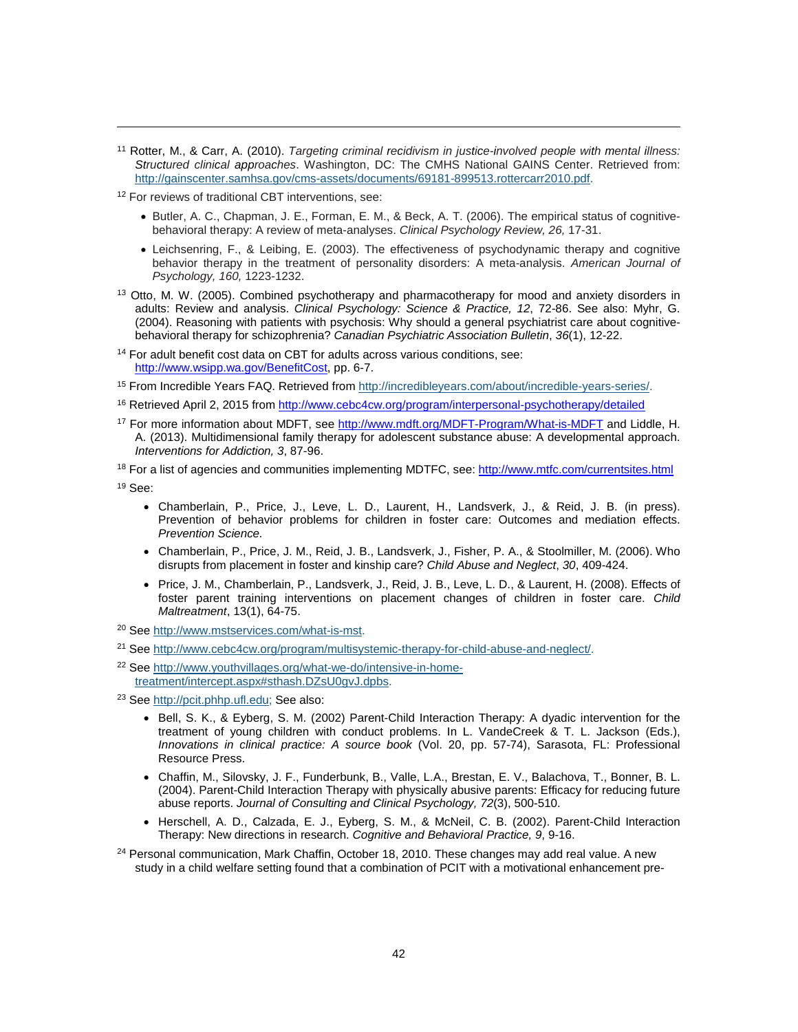[11] Rotter, M., & Carr, A. (2010). *Targeting criminal recidivism in justice-involved people with mental illness: Structured clinical approaches*. Washington, DC: The CMHS National GAINS Center. Retrieved from: http://gainscenter.samhsa.gov/cms-assets/documents/69181-899513.rottercarr2010.pdf.

[12] For reviews of traditional CBT interventions, see:

- Butler, A. C., Chapman, J. E., Forman, E. M., & Beck, A. T. (2006). The empirical status of cognitive-behavioral therapy: A review of meta-analyses. *Clinical Psychology Review, 26,* 17-31.
- Leichsenring, F., & Leibing, E. (2003). The effectiveness of psychodynamic therapy and cognitive behavior therapy in the treatment of personality disorders: A meta-analysis. *American Journal of Psychology, 160,* 1223-1232.

[13] Otto, M. W. (2005). Combined psychotherapy and pharmacotherapy for mood and anxiety disorders in adults: Review and analysis. *Clinical Psychology: Science & Practice, 12*, 72-86. See also: Myhr, G. (2004). Reasoning with patients with psychosis: Why should a general psychiatrist care about cognitive-behavioral therapy for schizophrenia? *Canadian Psychiatric Association Bulletin*, *36*(1), 12-22.

[14] For adult benefit cost data on CBT for adults across various conditions, see: http://www.wsipp.wa.gov/BenefitCost, pp. 6-7.

[15] From Incredible Years FAQ. Retrieved from http://incredibleyears.com/about/incredible-years-series/.

[16] Retrieved April 2, 2015 from http://www.cebc4cw.org/program/interpersonal-psychotherapy/detailed

[17] For more information about MDFT, see http://www.mdft.org/MDFT-Program/What-is-MDFT and Liddle, H. A. (2013). Multidimensional family therapy for adolescent substance abuse: A developmental approach. *Interventions for Addiction, 3*, 87-96.

[18] For a list of agencies and communities implementing MDTFC, see: http://www.mtfc.com/currentsites.html

[19] See:

- Chamberlain, P., Price, J., Leve, L. D., Laurent, H., Landsverk, J., & Reid, J. B. (in press). Prevention of behavior problems for children in foster care: Outcomes and mediation effects. *Prevention Science*.
- Chamberlain, P., Price, J. M., Reid, J. B., Landsverk, J., Fisher, P. A., & Stoolmiller, M. (2006). Who disrupts from placement in foster and kinship care? *Child Abuse and Neglect*, *30*, 409-424.
- Price, J. M., Chamberlain, P., Landsverk, J., Reid, J. B., Leve, L. D., & Laurent, H. (2008). Effects of foster parent training interventions on placement changes of children in foster care. *Child Maltreatment*, 13(1), 64-75.

[20] See http://www.mstservices.com/what-is-mst.

[21] See http://www.cebc4cw.org/program/multisystemic-therapy-for-child-abuse-and-neglect/.

[22] See http://www.youthvillages.org/what-we-do/intensive-in-home-treatment/intercept.aspx#sthash.DZsU0gvJ.dpbs.

[23] See http://pcit.phhp.ufl.edu; See also:

- Bell, S. K., & Eyberg, S. M. (2002) Parent-Child Interaction Therapy: A dyadic intervention for the treatment of young children with conduct problems. In L. VandeCreek & T. L. Jackson (Eds.), *Innovations in clinical practice: A source book* (Vol. 20, pp. 57-74), Sarasota, FL: Professional Resource Press.
- Chaffin, M., Silovsky, J. F., Funderbunk, B., Valle, L.A., Brestan, E. V., Balachova, T., Bonner, B. L. (2004). Parent-Child Interaction Therapy with physically abusive parents: Efficacy for reducing future abuse reports. *Journal of Consulting and Clinical Psychology, 72*(3), 500-510.
- Herschell, A. D., Calzada, E. J., Eyberg, S. M., & McNeil, C. B. (2002). Parent-Child Interaction Therapy: New directions in research. *Cognitive and Behavioral Practice, 9*, 9-16.

[24] Personal communication, Mark Chaffin, October 18, 2010. These changes may add real value. A new study in a child welfare setting found that a combination of PCIT with a motivational enhancement pre-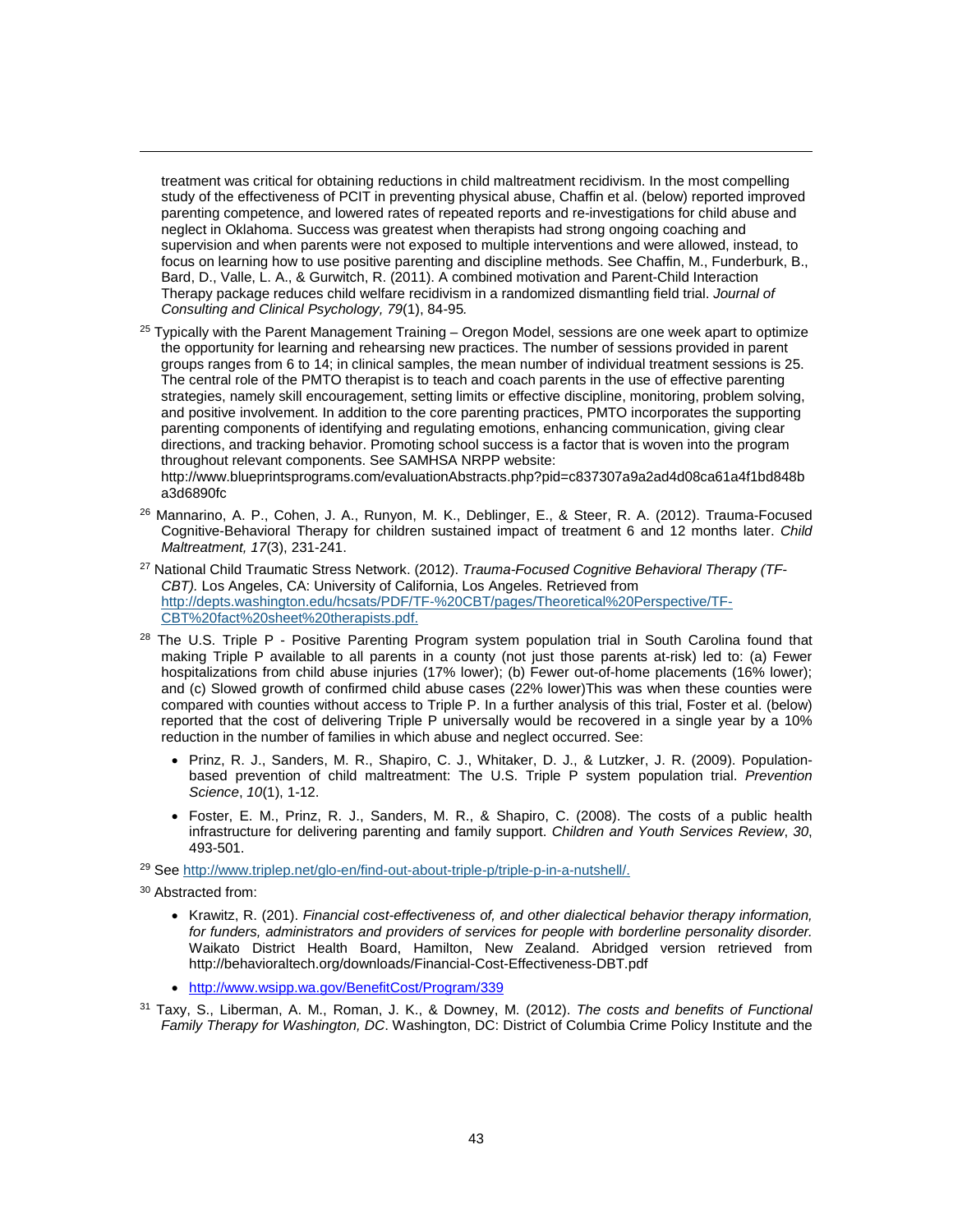treatment was critical for obtaining reductions in child maltreatment recidivism. In the most compelling study of the effectiveness of PCIT in preventing physical abuse, Chaffin et al. (below) reported improved parenting competence, and lowered rates of repeated reports and re-investigations for child abuse and neglect in Oklahoma. Success was greatest when therapists had strong ongoing coaching and supervision and when parents were not exposed to multiple interventions and were allowed, instead, to focus on learning how to use positive parenting and discipline methods. See Chaffin, M., Funderburk, B., Bard, D., Valle, L. A., & Gurwitch, R. (2011). A combined motivation and Parent-Child Interaction Therapy package reduces child welfare recidivism in a randomized dismantling field trial. *Journal of Consulting and Clinical Psychology, 79*(1), 84-95*.*

[25] Typically with the Parent Management Training – Oregon Model, sessions are one week apart to optimize the opportunity for learning and rehearsing new practices. The number of sessions provided in parent groups ranges from 6 to 14; in clinical samples, the mean number of individual treatment sessions is 25. The central role of the PMTO therapist is to teach and coach parents in the use of effective parenting strategies, namely skill encouragement, setting limits or effective discipline, monitoring, problem solving, and positive involvement. In addition to the core parenting practices, PMTO incorporates the supporting parenting components of identifying and regulating emotions, enhancing communication, giving clear directions, and tracking behavior. Promoting school success is a factor that is woven into the program throughout relevant components. See SAMHSA NRPP website: http://www.blueprintsprograms.com/evaluationAbstracts.php?pid=c837307a9a2ad4d08ca61a4f1bd848ba3d6890fc

[26] Mannarino, A. P., Cohen, J. A., Runyon, M. K., Deblinger, E., & Steer, R. A. (2012). Trauma-Focused Cognitive-Behavioral Therapy for children sustained impact of treatment 6 and 12 months later. *Child Maltreatment, 17*(3), 231-241.

[27] National Child Traumatic Stress Network. (2012). *Trauma-Focused Cognitive Behavioral Therapy (TF-CBT).* Los Angeles, CA: University of California, Los Angeles. Retrieved from http://depts.washington.edu/hcsats/PDF/TF-%20CBT/pages/Theoretical%20Perspective/TF-CBT%20fact%20sheet%20therapists.pdf.

[28] The U.S. Triple P - Positive Parenting Program system population trial in South Carolina found that making Triple P available to all parents in a county (not just those parents at-risk) led to: (a) Fewer hospitalizations from child abuse injuries (17% lower); (b) Fewer out-of-home placements (16% lower); and (c) Slowed growth of confirmed child abuse cases (22% lower)This was when these counties were compared with counties without access to Triple P. In a further analysis of this trial, Foster et al. (below) reported that the cost of delivering Triple P universally would be recovered in a single year by a 10% reduction in the number of families in which abuse and neglect occurred. See:

- Prinz, R. J., Sanders, M. R., Shapiro, C. J., Whitaker, D. J., & Lutzker, J. R. (2009). Population-based prevention of child maltreatment: The U.S. Triple P system population trial. *Prevention Science*, *10*(1), 1-12.
- Foster, E. M., Prinz, R. J., Sanders, M. R., & Shapiro, C. (2008). The costs of a public health infrastructure for delivering parenting and family support. *Children and Youth Services Review*, *30*, 493-501.

[29] See http://www.triplep.net/glo-en/find-out-about-triple-p/triple-p-in-a-nutshell/.

[30] Abstracted from:

- Krawitz, R. (201). *Financial cost-effectiveness of, and other dialectical behavior therapy information, for funders, administrators and providers of services for people with borderline personality disorder.* Waikato District Health Board, Hamilton, New Zealand. Abridged version retrieved from http://behavioraltech.org/downloads/Financial-Cost-Effectiveness-DBT.pdf
- http://www.wsipp.wa.gov/BenefitCost/Program/339

[31] Taxy, S., Liberman, A. M., Roman, J. K., & Downey, M. (2012). *The costs and benefits of Functional Family Therapy for Washington, DC*. Washington, DC: District of Columbia Crime Policy Institute and the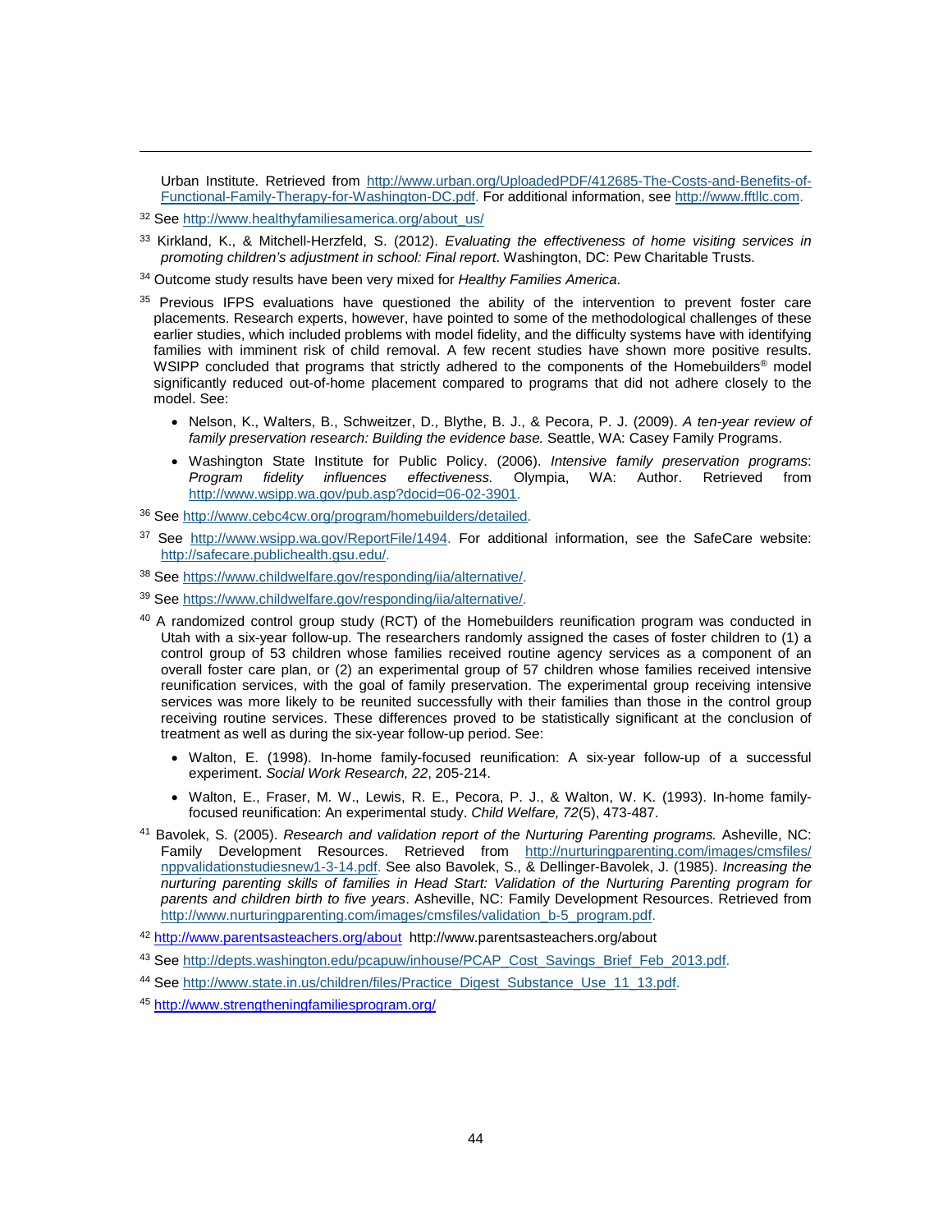Urban Institute. Retrieved from http://www.urban.org/UploadedPDF/412685-The-Costs-and-Benefits-of-Functional-Family-Therapy-for-Washington-DC.pdf. For additional information, see http://www.fftllc.com.

[32] See http://www.healthyfamiliesamerica.org/about_us/

[33] Kirkland, K., & Mitchell-Herzfeld, S. (2012). *Evaluating the effectiveness of home visiting services in promoting children's adjustment in school: Final report*. Washington, DC: Pew Charitable Trusts.

[34] Outcome study results have been very mixed for *Healthy Families America*.

[35] Previous IFPS evaluations have questioned the ability of the intervention to prevent foster care placements. Research experts, however, have pointed to some of the methodological challenges of these earlier studies, which included problems with model fidelity, and the difficulty systems have with identifying families with imminent risk of child removal. A few recent studies have shown more positive results. WSIPP concluded that programs that strictly adhered to the components of the Homebuilders® model significantly reduced out-of-home placement compared to programs that did not adhere closely to the model. See:

- Nelson, K., Walters, B., Schweitzer, D., Blythe, B. J., & Pecora, P. J. (2009). *A ten-year review of family preservation research: Building the evidence base.* Seattle, WA: Casey Family Programs.
- Washington State Institute for Public Policy. (2006). *Intensive family preservation programs: Program fidelity influences effectiveness.* Olympia, WA: Author. Retrieved from http://www.wsipp.wa.gov/pub.asp?docid=06-02-3901.

[36] See http://www.cebc4cw.org/program/homebuilders/detailed.

[37] See http://www.wsipp.wa.gov/ReportFile/1494. For additional information, see the SafeCare website: http://safecare.publichealth.gsu.edu/.

[38] See https://www.childwelfare.gov/responding/iia/alternative/.

[39] See https://www.childwelfare.gov/responding/iia/alternative/.

[40] A randomized control group study (RCT) of the Homebuilders reunification program was conducted in Utah with a six-year follow-up. The researchers randomly assigned the cases of foster children to (1) a control group of 53 children whose families received routine agency services as a component of an overall foster care plan, or (2) an experimental group of 57 children whose families received intensive reunification services, with the goal of family preservation. The experimental group receiving intensive services was more likely to be reunited successfully with their families than those in the control group receiving routine services. These differences proved to be statistically significant at the conclusion of treatment as well as during the six-year follow-up period. See:

- Walton, E. (1998). In-home family-focused reunification: A six-year follow-up of a successful experiment. *Social Work Research, 22*, 205-214.
- Walton, E., Fraser, M. W., Lewis, R. E., Pecora, P. J., & Walton, W. K. (1993). In-home family-focused reunification: An experimental study. *Child Welfare, 72*(5), 473-487.

[41] Bavolek, S. (2005). *Research and validation report of the Nurturing Parenting programs.* Asheville, NC: Family Development Resources. Retrieved from http://nurturingparenting.com/images/cmsfiles/nppvalidationstudiesnew1-3-14.pdf. See also Bavolek, S., & Dellinger-Bavolek, J. (1985). *Increasing the nurturing parenting skills of families in Head Start: Validation of the Nurturing Parenting program for parents and children birth to five years*. Asheville, NC: Family Development Resources. Retrieved from http://www.nurturingparenting.com/images/cmsfiles/validation_b-5_program.pdf.

[42] http://www.parentsasteachers.org/about http://www.parentsasteachers.org/about

[43] See http://depts.washington.edu/pcapuw/inhouse/PCAP_Cost_Savings_Brief_Feb_2013.pdf.

[44] See http://www.state.in.us/children/files/Practice_Digest_Substance_Use_11_13.pdf.

[45] http://www.strengtheningfamiliesprogram.org/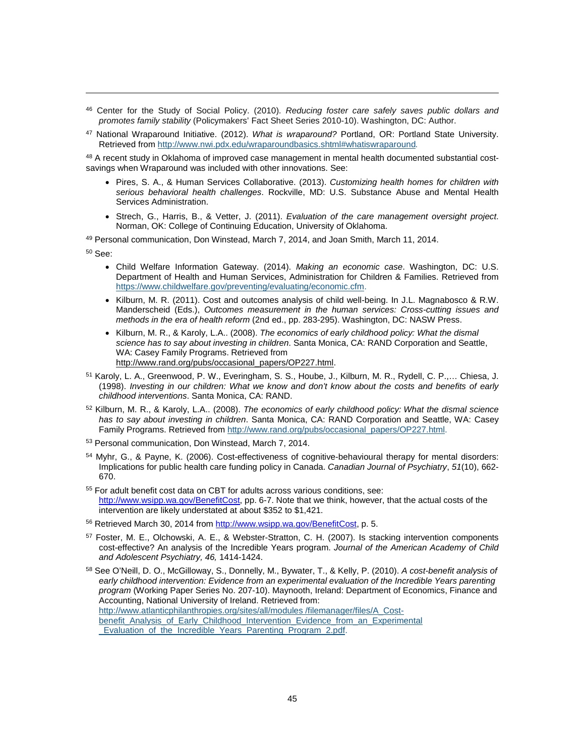[46] Center for the Study of Social Policy. (2010). *Reducing foster care safely saves public dollars and promotes family stability* (Policymakers' Fact Sheet Series 2010-10). Washington, DC: Author.

[47] National Wraparound Initiative. (2012). *What is wraparound?* Portland, OR: Portland State University. Retrieved from http://www.nwi.pdx.edu/wraparoundbasics.shtml#whatiswraparound.

[48] A recent study in Oklahoma of improved case management in mental health documented substantial cost-savings when Wraparound was included with other innovations. See:

- Pires, S. A., & Human Services Collaborative. (2013). *Customizing health homes for children with serious behavioral health challenges*. Rockville, MD: U.S. Substance Abuse and Mental Health Services Administration.
- Strech, G., Harris, B., & Vetter, J. (2011). *Evaluation of the care management oversight project*. Norman, OK: College of Continuing Education, University of Oklahoma.

[49] Personal communication, Don Winstead, March 7, 2014, and Joan Smith, March 11, 2014.

[50] See:

- Child Welfare Information Gateway. (2014). *Making an economic case*. Washington, DC: U.S. Department of Health and Human Services, Administration for Children & Families. Retrieved from https://www.childwelfare.gov/preventing/evaluating/economic.cfm.
- Kilburn, M. R. (2011). Cost and outcomes analysis of child well-being. In J.L. Magnabosco & R.W. Manderscheid (Eds.), *Outcomes measurement in the human services: Cross-cutting issues and methods in the era of health reform* (2nd ed., pp. 283-295). Washington, DC: NASW Press.
- Kilburn, M. R., & Karoly, L.A.. (2008). *The economics of early childhood policy: What the dismal science has to say about investing in children*. Santa Monica, CA: RAND Corporation and Seattle, WA: Casey Family Programs. Retrieved from http://www.rand.org/pubs/occasional_papers/OP227.html.

[51] Karoly, L. A., Greenwood, P. W., Everingham, S. S., Hoube, J., Kilburn, M. R., Rydell, C. P.,… Chiesa, J. (1998). *Investing in our children: What we know and don't know about the costs and benefits of early childhood interventions*. Santa Monica, CA: RAND.

[52] Kilburn, M. R., & Karoly, L.A.. (2008). *The economics of early childhood policy: What the dismal science has to say about investing in children*. Santa Monica, CA: RAND Corporation and Seattle, WA: Casey Family Programs. Retrieved from http://www.rand.org/pubs/occasional_papers/OP227.html.

[53] Personal communication, Don Winstead, March 7, 2014.

[54] Myhr, G., & Payne, K. (2006). Cost-effectiveness of cognitive-behavioural therapy for mental disorders: Implications for public health care funding policy in Canada. *Canadian Journal of Psychiatry*, *51*(10), 662-670.

[55] For adult benefit cost data on CBT for adults across various conditions, see: http://www.wsipp.wa.gov/BenefitCost, pp. 6-7. Note that we think, however, that the actual costs of the intervention are likely understated at about $352 to $1,421.

[56] Retrieved March 30, 2014 from http://www.wsipp.wa.gov/BenefitCost, p. 5.

[57] Foster, M. E., Olchowski, A. E., & Webster-Stratton, C. H. (2007). Is stacking intervention components cost-effective? An analysis of the Incredible Years program. *Journal of the American Academy of Child and Adolescent Psychiatry, 46,* 1414-1424.

[58] See O'Neill, D. O., McGilloway, S., Donnelly, M., Bywater, T., & Kelly, P. (2010). *A cost-benefit analysis of early childhood intervention: Evidence from an experimental evaluation of the Incredible Years parenting program* (Working Paper Series No. 207-10). Maynooth, Ireland: Department of Economics, Finance and Accounting, National University of Ireland. Retrieved from: http://www.atlanticphilanthropies.org/sites/all/modules /filemanager/files/A_Cost-benefit_Analysis_of_Early_Childhood_Intervention_Evidence_from_an_Experimental_Evaluation_of_the_Incredible_Years_Parenting_Program_2.pdf.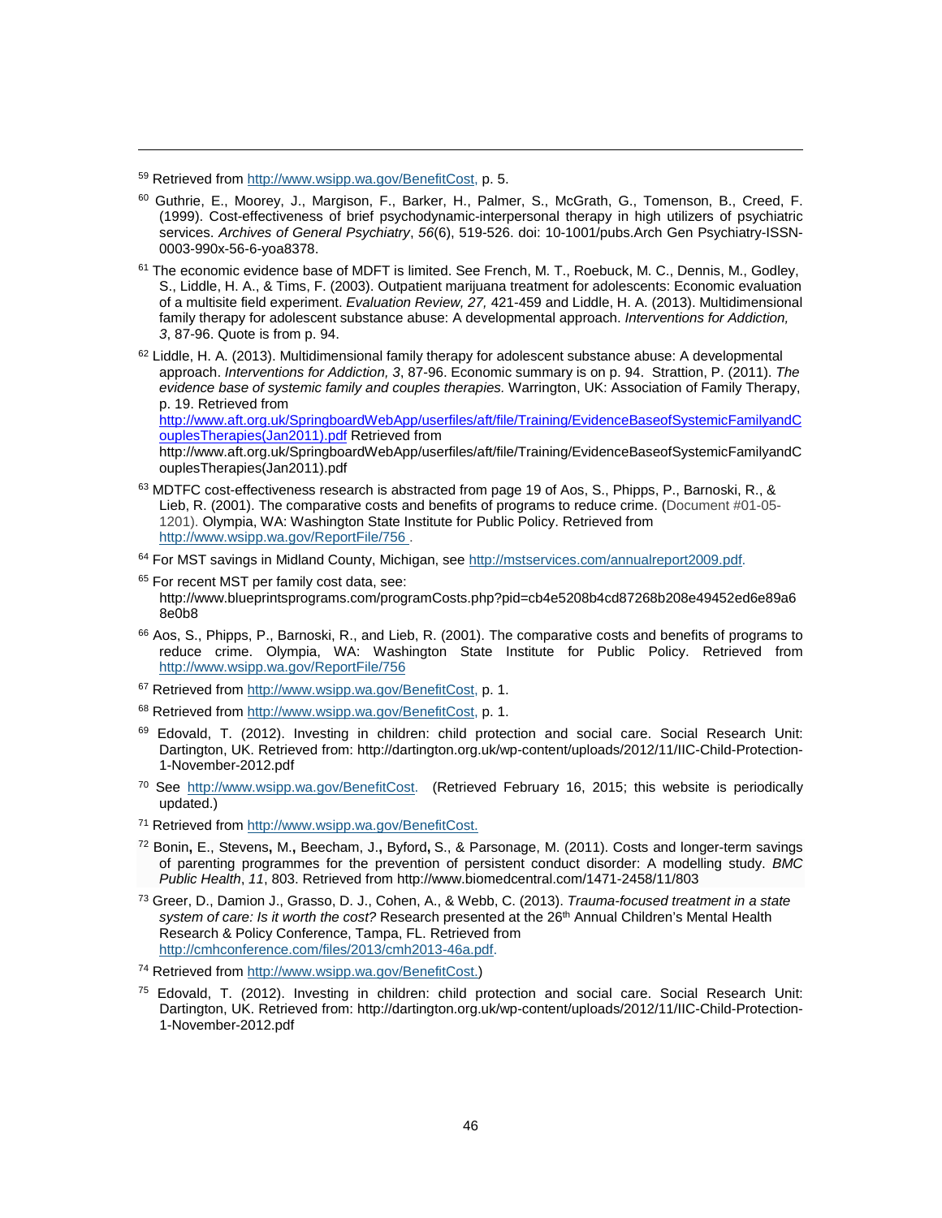[59] Retrieved from http://www.wsipp.wa.gov/BenefitCost, p. 5.

[60] Guthrie, E., Moorey, J., Margison, F., Barker, H., Palmer, S., McGrath, G., Tomenson, B., Creed, F. (1999). Cost-effectiveness of brief psychodynamic-interpersonal therapy in high utilizers of psychiatric services. *Archives of General Psychiatry*, *56*(6), 519-526. doi: 10-1001/pubs.Arch Gen Psychiatry-ISSN-0003-990x-56-6-yoa8378.

[61] The economic evidence base of MDFT is limited. See French, M. T., Roebuck, M. C., Dennis, M., Godley, S., Liddle, H. A., & Tims, F. (2003). Outpatient marijuana treatment for adolescents: Economic evaluation of a multisite field experiment. *Evaluation Review, 27,* 421-459 and Liddle, H. A. (2013). Multidimensional family therapy for adolescent substance abuse: A developmental approach. *Interventions for Addiction, 3*, 87-96. Quote is from p. 94.

[62] Liddle, H. A. (2013). Multidimensional family therapy for adolescent substance abuse: A developmental approach. *Interventions for Addiction, 3*, 87-96. Economic summary is on p. 94. Strattion, P. (2011). *The evidence base of systemic family and couples therapies.* Warrington, UK: Association of Family Therapy, p. 19. Retrieved from http://www.aft.org.uk/SpringboardWebApp/userfiles/aft/file/Training/EvidenceBaseofSystemicFamilyandCouplesTherapies(Jan2011).pdf Retrieved from http://www.aft.org.uk/SpringboardWebApp/userfiles/aft/file/Training/EvidenceBaseofSystemicFamilyandCouplesTherapies(Jan2011).pdf

[63] MDTFC cost-effectiveness research is abstracted from page 19 of Aos, S., Phipps, P., Barnoski, R., & Lieb, R. (2001). The comparative costs and benefits of programs to reduce crime. (Document #01-05-1201). Olympia, WA: Washington State Institute for Public Policy. Retrieved from http://www.wsipp.wa.gov/ReportFile/756 .

[64] For MST savings in Midland County, Michigan, see http://mstservices.com/annualreport2009.pdf.

[65] For recent MST per family cost data, see: http://www.blueprintsprograms.com/programCosts.php?pid=cb4e5208b4cd87268b208e49452ed6e89a68e0b8

[66] Aos, S., Phipps, P., Barnoski, R., and Lieb, R. (2001). The comparative costs and benefits of programs to reduce crime. Olympia, WA: Washington State Institute for Public Policy. Retrieved from http://www.wsipp.wa.gov/ReportFile/756

[67] Retrieved from http://www.wsipp.wa.gov/BenefitCost, p. 1.

[68] Retrieved from http://www.wsipp.wa.gov/BenefitCost, p. 1.

[69] Edovald, T. (2012). Investing in children: child protection and social care. Social Research Unit: Dartington, UK. Retrieved from: http://dartington.org.uk/wp-content/uploads/2012/11/IIC-Child-Protection-1-November-2012.pdf

[70] See http://www.wsipp.wa.gov/BenefitCost. (Retrieved February 16, 2015; this website is periodically updated.)

[71] Retrieved from http://www.wsipp.wa.gov/BenefitCost.

[72] Bonin**,** E., Stevens**,** M.**,** Beecham, J.**,** Byford**,** S., & Parsonage, M. (2011). Costs and longer-term savings of parenting programmes for the prevention of persistent conduct disorder: A modelling study. *BMC Public Health*, *11*, 803. Retrieved from http://www.biomedcentral.com/1471-2458/11/803

[73] Greer, D., Damion J., Grasso, D. J., Cohen, A., & Webb, C. (2013). *Trauma-focused treatment in a state system of care: Is it worth the cost?* Research presented at the 26th Annual Children's Mental Health Research & Policy Conference, Tampa, FL. Retrieved from http://cmhconference.com/files/2013/cmh2013-46a.pdf.

[74] Retrieved from http://www.wsipp.wa.gov/BenefitCost.)

[75] Edovald, T. (2012). Investing in children: child protection and social care. Social Research Unit: Dartington, UK. Retrieved from: http://dartington.org.uk/wp-content/uploads/2012/11/IIC-Child-Protection-1-November-2012.pdf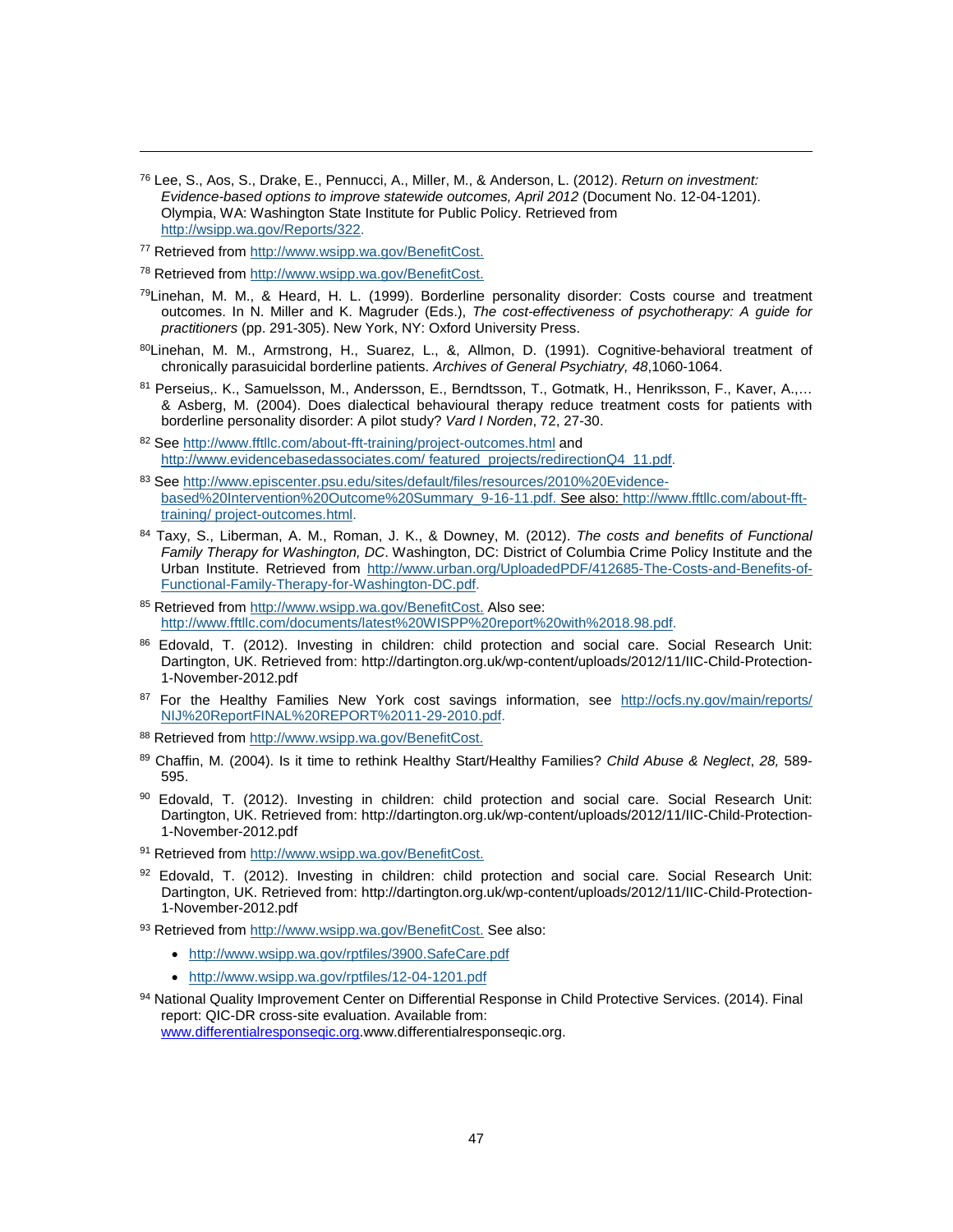[76] Lee, S., Aos, S., Drake, E., Pennucci, A., Miller, M., & Anderson, L. (2012). *Return on investment: Evidence-based options to improve statewide outcomes, April 2012* (Document No. 12-04-1201). Olympia, WA: Washington State Institute for Public Policy. Retrieved from http://wsipp.wa.gov/Reports/322.

[77] Retrieved from http://www.wsipp.wa.gov/BenefitCost.

[78] Retrieved from http://www.wsipp.wa.gov/BenefitCost.

[79] Linehan, M. M., & Heard, H. L. (1999). Borderline personality disorder: Costs course and treatment outcomes. In N. Miller and K. Magruder (Eds.), *The cost-effectiveness of psychotherapy: A guide for practitioners* (pp. 291-305). New York, NY: Oxford University Press.

[80] Linehan, M. M., Armstrong, H., Suarez, L., &, Allmon, D. (1991). Cognitive-behavioral treatment of chronically parasuicidal borderline patients. *Archives of General Psychiatry, 48*,1060-1064.

[81] Perseius,. K., Samuelsson, M., Andersson, E., Berndtsson, T., Gotmatk, H., Henriksson, F., Kaver, A.,… & Asberg, M. (2004). Does dialectical behavioural therapy reduce treatment costs for patients with borderline personality disorder: A pilot study? *Vard I Norden*, 72, 27-30.

[82] See http://www.fftllc.com/about-fft-training/project-outcomes.html and http://www.evidencebasedassociates.com/ featured_projects/redirectionQ4_11.pdf.

[83] See http://www.episcenter.psu.edu/sites/default/files/resources/2010%20Evidence-based%20Intervention%20Outcome%20Summary_9-16-11.pdf. See also: http://www.fftllc.com/about-fft-training/ project-outcomes.html.

[84] Taxy, S., Liberman, A. M., Roman, J. K., & Downey, M. (2012). *The costs and benefits of Functional Family Therapy for Washington, DC*. Washington, DC: District of Columbia Crime Policy Institute and the Urban Institute. Retrieved from http://www.urban.org/UploadedPDF/412685-The-Costs-and-Benefits-of-Functional-Family-Therapy-for-Washington-DC.pdf.

[85] Retrieved from http://www.wsipp.wa.gov/BenefitCost. Also see: http://www.fftllc.com/documents/latest%20WISPP%20report%20with%2018.98.pdf.

[86] Edovald, T. (2012). Investing in children: child protection and social care. Social Research Unit: Dartington, UK. Retrieved from: http://dartington.org.uk/wp-content/uploads/2012/11/IIC-Child-Protection-1-November-2012.pdf

[87] For the Healthy Families New York cost savings information, see http://ocfs.ny.gov/main/reports/ NIJ%20ReportFINAL%20REPORT%2011-29-2010.pdf.

[88] Retrieved from http://www.wsipp.wa.gov/BenefitCost.

[89] Chaffin, M. (2004). Is it time to rethink Healthy Start/Healthy Families? *Child Abuse & Neglect*, *28,* 589-595.

[90] Edovald, T. (2012). Investing in children: child protection and social care. Social Research Unit: Dartington, UK. Retrieved from: http://dartington.org.uk/wp-content/uploads/2012/11/IIC-Child-Protection-1-November-2012.pdf

[91] Retrieved from http://www.wsipp.wa.gov/BenefitCost.

[92] Edovald, T. (2012). Investing in children: child protection and social care. Social Research Unit: Dartington, UK. Retrieved from: http://dartington.org.uk/wp-content/uploads/2012/11/IIC-Child-Protection-1-November-2012.pdf

[93] Retrieved from http://www.wsipp.wa.gov/BenefitCost. See also:

- http://www.wsipp.wa.gov/rptfiles/3900.SafeCare.pdf
- http://www.wsipp.wa.gov/rptfiles/12-04-1201.pdf

[94] National Quality Improvement Center on Differential Response in Child Protective Services. (2014). Final report: QIC-DR cross-site evaluation. Available from: www.differentialresponseqic.org.www.differentialresponseqic.org.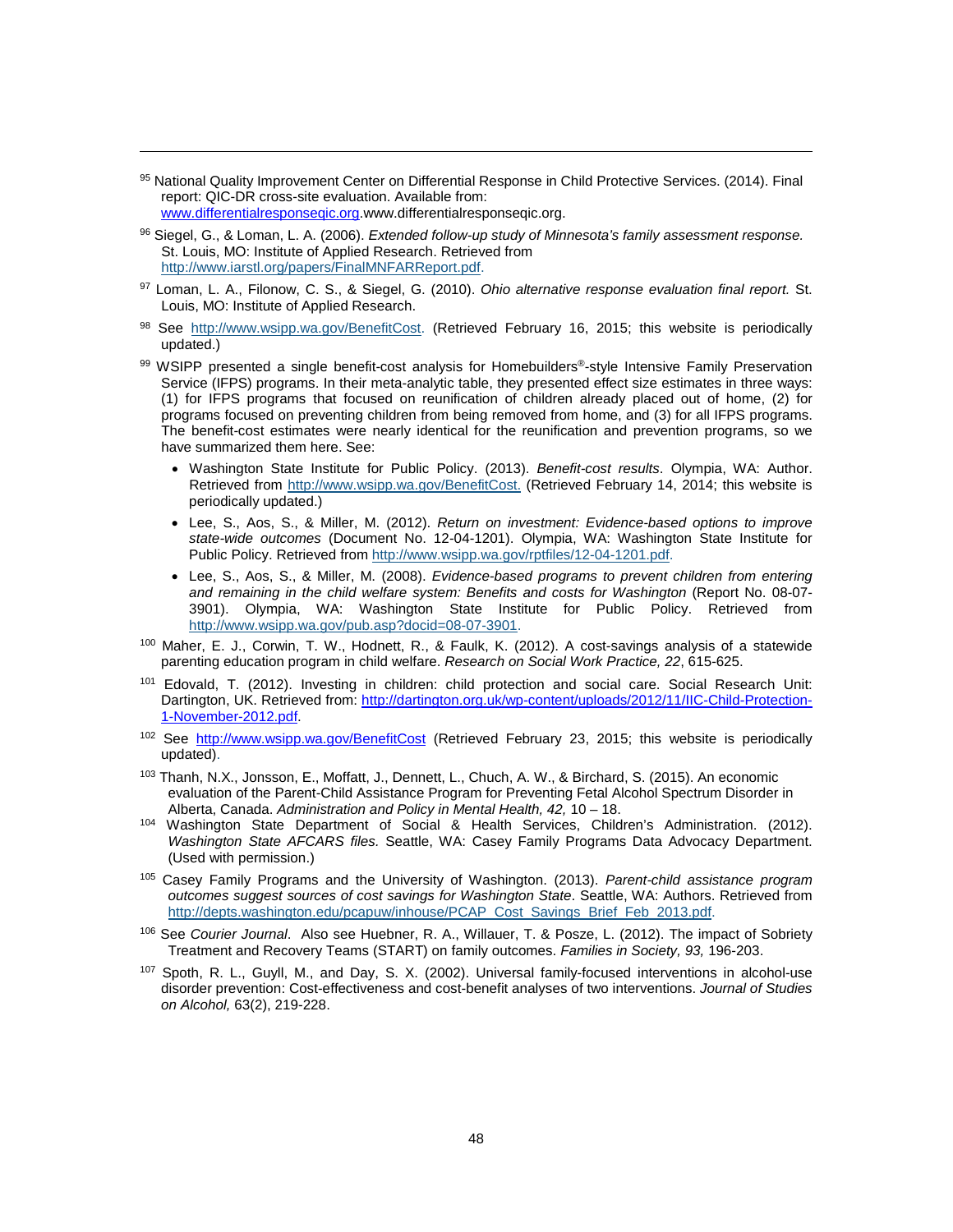[95] National Quality Improvement Center on Differential Response in Child Protective Services. (2014). Final report: QIC-DR cross-site evaluation. Available from: www.differentialresponseqic.org.www.differentialresponseqic.org.

[96] Siegel, G., & Loman, L. A. (2006). *Extended follow-up study of Minnesota's family assessment response.* St. Louis, MO: Institute of Applied Research. Retrieved from http://www.iarstl.org/papers/FinalMNFARReport.pdf.

[97] Loman, L. A., Filonow, C. S., & Siegel, G. (2010). *Ohio alternative response evaluation final report.* St. Louis, MO: Institute of Applied Research.

[98] See http://www.wsipp.wa.gov/BenefitCost. (Retrieved February 16, 2015; this website is periodically updated.)

[99] WSIPP presented a single benefit-cost analysis for Homebuilders®-style Intensive Family Preservation Service (IFPS) programs. In their meta-analytic table, they presented effect size estimates in three ways: (1) for IFPS programs that focused on reunification of children already placed out of home, (2) for programs focused on preventing children from being removed from home, and (3) for all IFPS programs. The benefit-cost estimates were nearly identical for the reunification and prevention programs, so we have summarized them here. See:

- Washington State Institute for Public Policy. (2013). *Benefit-cost results*. Olympia, WA: Author. Retrieved from http://www.wsipp.wa.gov/BenefitCost. (Retrieved February 14, 2014; this website is periodically updated.)
- Lee, S., Aos, S., & Miller, M. (2012). *Return on investment: Evidence-based options to improve state-wide outcomes* (Document No. 12-04-1201). Olympia, WA: Washington State Institute for Public Policy. Retrieved from http://www.wsipp.wa.gov/rptfiles/12-04-1201.pdf.
- Lee, S., Aos, S., & Miller, M. (2008). *Evidence-based programs to prevent children from entering and remaining in the child welfare system: Benefits and costs for Washington* (Report No. 08-07-3901). Olympia, WA: Washington State Institute for Public Policy. Retrieved from http://www.wsipp.wa.gov/pub.asp?docid=08-07-3901.

[100] Maher, E. J., Corwin, T. W., Hodnett, R., & Faulk, K. (2012). A cost-savings analysis of a statewide parenting education program in child welfare. *Research on Social Work Practice, 22*, 615-625.

[101] Edovald, T. (2012). Investing in children: child protection and social care. Social Research Unit: Dartington, UK. Retrieved from: http://dartington.org.uk/wp-content/uploads/2012/11/IIC-Child-Protection-1-November-2012.pdf.

[102] See http://www.wsipp.wa.gov/BenefitCost (Retrieved February 23, 2015; this website is periodically updated).

[103] Thanh, N.X., Jonsson, E., Moffatt, J., Dennett, L., Chuch, A. W., & Birchard, S. (2015). An economic evaluation of the Parent-Child Assistance Program for Preventing Fetal Alcohol Spectrum Disorder in Alberta, Canada. *Administration and Policy in Mental Health, 42,* 10 – 18.

[104] Washington State Department of Social & Health Services, Children's Administration. (2012). *Washington State AFCARS files.* Seattle, WA: Casey Family Programs Data Advocacy Department. (Used with permission.)

[105] Casey Family Programs and the University of Washington. (2013). *Parent-child assistance program outcomes suggest sources of cost savings for Washington State*. Seattle, WA: Authors. Retrieved from http://depts.washington.edu/pcapuw/inhouse/PCAP_Cost_Savings_Brief_Feb_2013.pdf.

[106] See *Courier Journal*. Also see Huebner, R. A., Willauer, T. & Posze, L. (2012). The impact of Sobriety Treatment and Recovery Teams (START) on family outcomes. *Families in Society, 93,* 196-203.

[107] Spoth, R. L., Guyll, M., and Day, S. X. (2002). Universal family-focused interventions in alcohol-use disorder prevention: Cost-effectiveness and cost-benefit analyses of two interventions. *Journal of Studies on Alcohol,* 63(2), 219-228.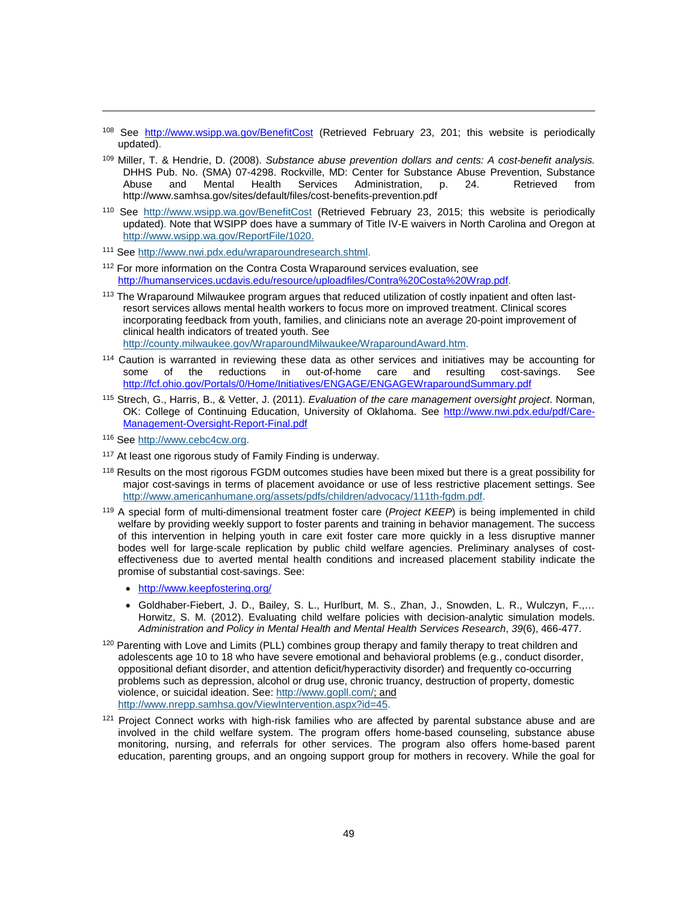[108] See http://www.wsipp.wa.gov/BenefitCost (Retrieved February 23, 201; this website is periodically updated).

[109] Miller, T. & Hendrie, D. (2008). *Substance abuse prevention dollars and cents: A cost-benefit analysis.* DHHS Pub. No. (SMA) 07-4298. Rockville, MD: Center for Substance Abuse Prevention, Substance Abuse and Mental Health Services Administration, p. 24. Retrieved from http://www.samhsa.gov/sites/default/files/cost-benefits-prevention.pdf

[110] See http://www.wsipp.wa.gov/BenefitCost (Retrieved February 23, 2015; this website is periodically updated). Note that WSIPP does have a summary of Title IV-E waivers in North Carolina and Oregon at http://www.wsipp.wa.gov/ReportFile/1020.

[111] See http://www.nwi.pdx.edu/wraparoundresearch.shtml.

[112] For more information on the Contra Costa Wraparound services evaluation, see http://humanservices.ucdavis.edu/resource/uploadfiles/Contra%20Costa%20Wrap.pdf.

[113] The Wraparound Milwaukee program argues that reduced utilization of costly inpatient and often last-resort services allows mental health workers to focus more on improved treatment. Clinical scores incorporating feedback from youth, families, and clinicians note an average 20-point improvement of clinical health indicators of treated youth. See http://county.milwaukee.gov/WraparoundMilwaukee/WraparoundAward.htm.

[114] Caution is warranted in reviewing these data as other services and initiatives may be accounting for some of the reductions in out-of-home care and resulting cost-savings. See http://fcf.ohio.gov/Portals/0/Home/Initiatives/ENGAGE/ENGAGEWraparoundSummary.pdf

[115] Strech, G., Harris, B., & Vetter, J. (2011). *Evaluation of the care management oversight project*. Norman, OK: College of Continuing Education, University of Oklahoma. See http://www.nwi.pdx.edu/pdf/Care-Management-Oversight-Report-Final.pdf

[116] See http://www.cebc4cw.org.

[117] At least one rigorous study of Family Finding is underway.

[118] Results on the most rigorous FGDM outcomes studies have been mixed but there is a great possibility for major cost-savings in terms of placement avoidance or use of less restrictive placement settings. See http://www.americanhumane.org/assets/pdfs/children/advocacy/111th-fgdm.pdf.

[119] A special form of multi-dimensional treatment foster care (*Project KEEP*) is being implemented in child welfare by providing weekly support to foster parents and training in behavior management. The success of this intervention in helping youth in care exit foster care more quickly in a less disruptive manner bodes well for large-scale replication by public child welfare agencies. Preliminary analyses of cost-effectiveness due to averted mental health conditions and increased placement stability indicate the promise of substantial cost-savings. See:

- http://www.keepfostering.org/
- Goldhaber-Fiebert, J. D., Bailey, S. L., Hurlburt, M. S., Zhan, J., Snowden, L. R., Wulczyn, F.,… Horwitz, S. M. (2012). Evaluating child welfare policies with decision-analytic simulation models. *Administration and Policy in Mental Health and Mental Health Services Research*, *39*(6), 466-477.

[120] Parenting with Love and Limits (PLL) combines group therapy and family therapy to treat children and adolescents age 10 to 18 who have severe emotional and behavioral problems (e.g., conduct disorder, oppositional defiant disorder, and attention deficit/hyperactivity disorder) and frequently co-occurring problems such as depression, alcohol or drug use, chronic truancy, destruction of property, domestic violence, or suicidal ideation. See: http://www.gopll.com/; and http://www.nrepp.samhsa.gov/ViewIntervention.aspx?id=45.

[121] Project Connect works with high-risk families who are affected by parental substance abuse and are involved in the child welfare system. The program offers home-based counseling, substance abuse monitoring, nursing, and referrals for other services. The program also offers home-based parent education, parenting groups, and an ongoing support group for mothers in recovery. While the goal for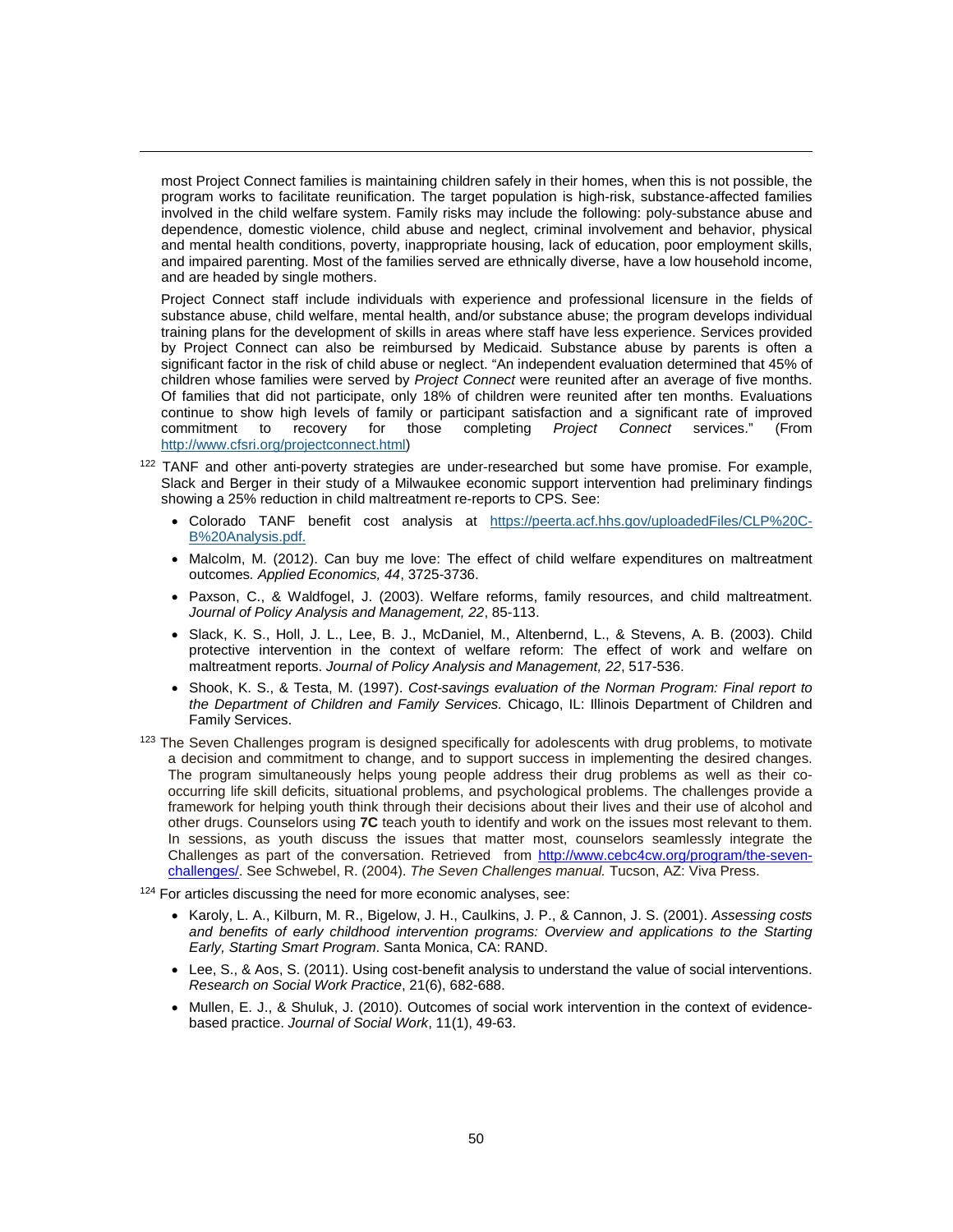most Project Connect families is maintaining children safely in their homes, when this is not possible, the program works to facilitate reunification. The target population is high-risk, substance-affected families involved in the child welfare system. Family risks may include the following: poly-substance abuse and dependence, domestic violence, child abuse and neglect, criminal involvement and behavior, physical and mental health conditions, poverty, inappropriate housing, lack of education, poor employment skills, and impaired parenting. Most of the families served are ethnically diverse, have a low household income, and are headed by single mothers.

Project Connect staff include individuals with experience and professional licensure in the fields of substance abuse, child welfare, mental health, and/or substance abuse; the program develops individual training plans for the development of skills in areas where staff have less experience. Services provided by Project Connect can also be reimbursed by Medicaid. Substance abuse by parents is often a significant factor in the risk of child abuse or neglect. "An independent evaluation determined that 45% of children whose families were served by *Project Connect* were reunited after an average of five months. Of families that did not participate, only 18% of children were reunited after ten months. Evaluations continue to show high levels of family or participant satisfaction and a significant rate of improved commitment to recovery for those completing *Project Connect* services." (From http://www.cfsri.org/projectconnect.html)

[122] TANF and other anti-poverty strategies are under-researched but some have promise. For example, Slack and Berger in their study of a Milwaukee economic support intervention had preliminary findings showing a 25% reduction in child maltreatment re-reports to CPS. See:

- Colorado TANF benefit cost analysis at https://peerta.acf.hhs.gov/uploadedFiles/CLP%20C-B%20Analysis.pdf.
- Malcolm, M. (2012). Can buy me love: The effect of child welfare expenditures on maltreatment outcomes*. Applied Economics, 44*, 3725-3736.
- Paxson, C., & Waldfogel, J. (2003). Welfare reforms, family resources, and child maltreatment. *Journal of Policy Analysis and Management, 22*, 85-113.
- Slack, K. S., Holl, J. L., Lee, B. J., McDaniel, M., Altenbernd, L., & Stevens, A. B. (2003). Child protective intervention in the context of welfare reform: The effect of work and welfare on maltreatment reports. *Journal of Policy Analysis and Management, 22*, 517-536.
- Shook, K. S., & Testa, M. (1997). *Cost-savings evaluation of the Norman Program: Final report to the Department of Children and Family Services.* Chicago, IL: Illinois Department of Children and Family Services.

[123] The Seven Challenges program is designed specifically for adolescents with drug problems, to motivate a decision and commitment to change, and to support success in implementing the desired changes. The program simultaneously helps young people address their drug problems as well as their co-occurring life skill deficits, situational problems, and psychological problems. The challenges provide a framework for helping youth think through their decisions about their lives and their use of alcohol and other drugs. Counselors using **7C** teach youth to identify and work on the issues most relevant to them. In sessions, as youth discuss the issues that matter most, counselors seamlessly integrate the Challenges as part of the conversation. Retrieved from http://www.cebc4cw.org/program/the-seven-challenges/. See Schwebel, R. (2004). *The Seven Challenges manual.* Tucson, AZ: Viva Press.

[124] For articles discussing the need for more economic analyses, see:

- Karoly, L. A., Kilburn, M. R., Bigelow, J. H., Caulkins, J. P., & Cannon, J. S. (2001). *Assessing costs and benefits of early childhood intervention programs: Overview and applications to the Starting Early, Starting Smart Program*. Santa Monica, CA: RAND.
- Lee, S., & Aos, S. (2011). Using cost-benefit analysis to understand the value of social interventions. *Research on Social Work Practice*, 21(6), 682-688.
- Mullen, E. J., & Shuluk, J. (2010). Outcomes of social work intervention in the context of evidence-based practice. *Journal of Social Work*, 11(1), 49-63.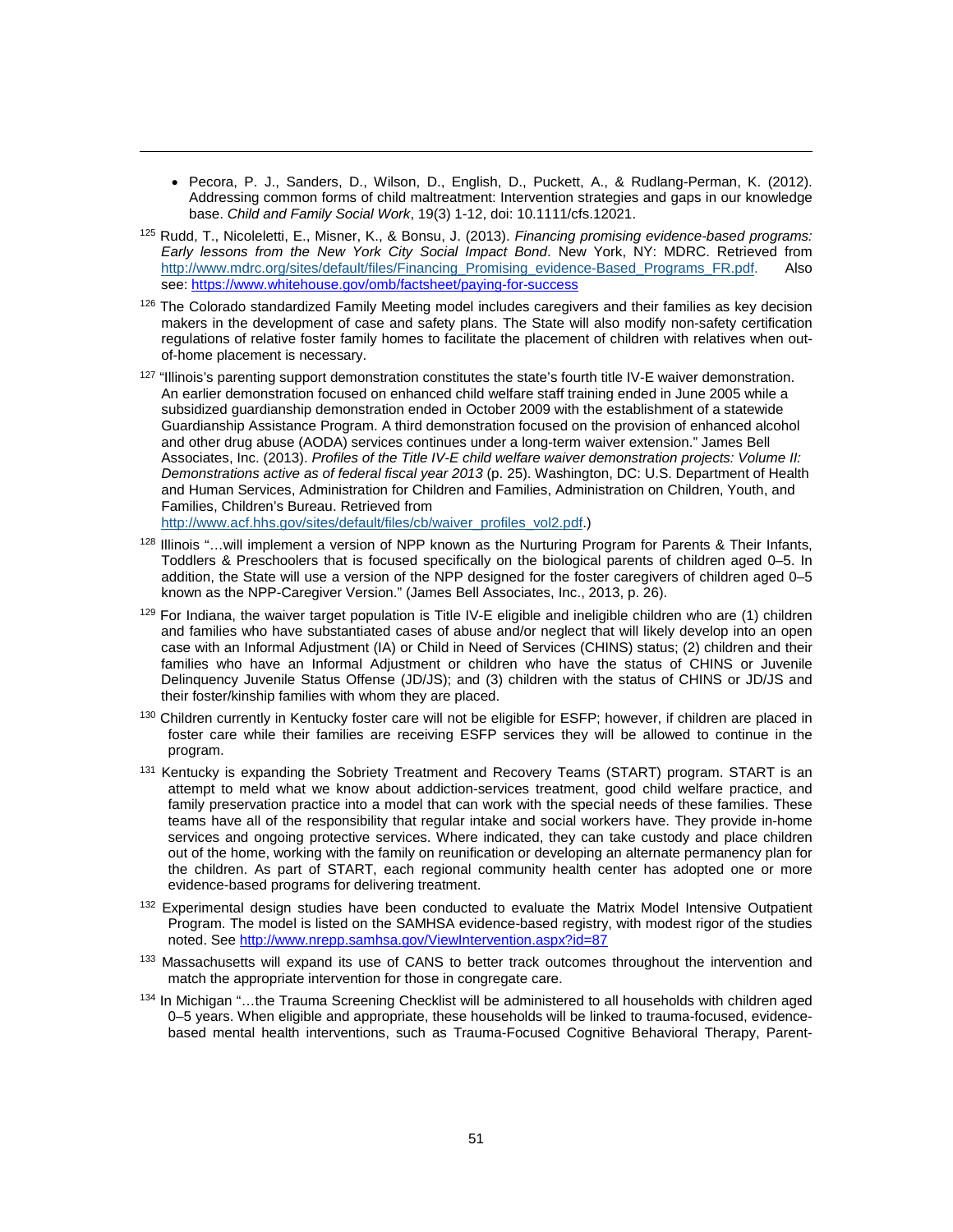- Pecora, P. J., Sanders, D., Wilson, D., English, D., Puckett, A., & Rudlang-Perman, K. (2012). Addressing common forms of child maltreatment: Intervention strategies and gaps in our knowledge base. *Child and Family Social Work*, 19(3) 1-12, doi: 10.1111/cfs.12021.

[125] Rudd, T., Nicoleletti, E., Misner, K., & Bonsu, J. (2013). *Financing promising evidence-based programs: Early lessons from the New York City Social Impact Bond*. New York, NY: MDRC. Retrieved from http://www.mdrc.org/sites/default/files/Financing_Promising_evidence-Based_Programs_FR.pdf. Also see: https://www.whitehouse.gov/omb/factsheet/paying-for-success

[126] The Colorado standardized Family Meeting model includes caregivers and their families as key decision makers in the development of case and safety plans. The State will also modify non-safety certification regulations of relative foster family homes to facilitate the placement of children with relatives when out-of-home placement is necessary.

[127] "Illinois's parenting support demonstration constitutes the state's fourth title IV-E waiver demonstration. An earlier demonstration focused on enhanced child welfare staff training ended in June 2005 while a subsidized guardianship demonstration ended in October 2009 with the establishment of a statewide Guardianship Assistance Program. A third demonstration focused on the provision of enhanced alcohol and other drug abuse (AODA) services continues under a long-term waiver extension." James Bell Associates, Inc. (2013). *Profiles of the Title IV-E child welfare waiver demonstration projects: Volume II: Demonstrations active as of federal fiscal year 2013* (p. 25). Washington, DC: U.S. Department of Health and Human Services, Administration for Children and Families, Administration on Children, Youth, and Families, Children's Bureau. Retrieved from http://www.acf.hhs.gov/sites/default/files/cb/waiver_profiles_vol2.pdf.)

[128] Illinois "…will implement a version of NPP known as the Nurturing Program for Parents & Their Infants, Toddlers & Preschoolers that is focused specifically on the biological parents of children aged 0–5. In addition, the State will use a version of the NPP designed for the foster caregivers of children aged 0–5 known as the NPP-Caregiver Version." (James Bell Associates, Inc., 2013, p. 26).

[129] For Indiana, the waiver target population is Title IV-E eligible and ineligible children who are (1) children and families who have substantiated cases of abuse and/or neglect that will likely develop into an open case with an Informal Adjustment (IA) or Child in Need of Services (CHINS) status; (2) children and their families who have an Informal Adjustment or children who have the status of CHINS or Juvenile Delinquency Juvenile Status Offense (JD/JS); and (3) children with the status of CHINS or JD/JS and their foster/kinship families with whom they are placed.

[130] Children currently in Kentucky foster care will not be eligible for ESFP; however, if children are placed in foster care while their families are receiving ESFP services they will be allowed to continue in the program.

[131] Kentucky is expanding the Sobriety Treatment and Recovery Teams (START) program. START is an attempt to meld what we know about addiction-services treatment, good child welfare practice, and family preservation practice into a model that can work with the special needs of these families. These teams have all of the responsibility that regular intake and social workers have. They provide in-home services and ongoing protective services. Where indicated, they can take custody and place children out of the home, working with the family on reunification or developing an alternate permanency plan for the children. As part of START, each regional community health center has adopted one or more evidence-based programs for delivering treatment.

[132] Experimental design studies have been conducted to evaluate the Matrix Model Intensive Outpatient Program. The model is listed on the SAMHSA evidence-based registry, with modest rigor of the studies noted. See http://www.nrepp.samhsa.gov/ViewIntervention.aspx?id=87

[133] Massachusetts will expand its use of CANS to better track outcomes throughout the intervention and match the appropriate intervention for those in congregate care.

[134] In Michigan "…the Trauma Screening Checklist will be administered to all households with children aged 0–5 years. When eligible and appropriate, these households will be linked to trauma-focused, evidence-based mental health interventions, such as Trauma-Focused Cognitive Behavioral Therapy, Parent-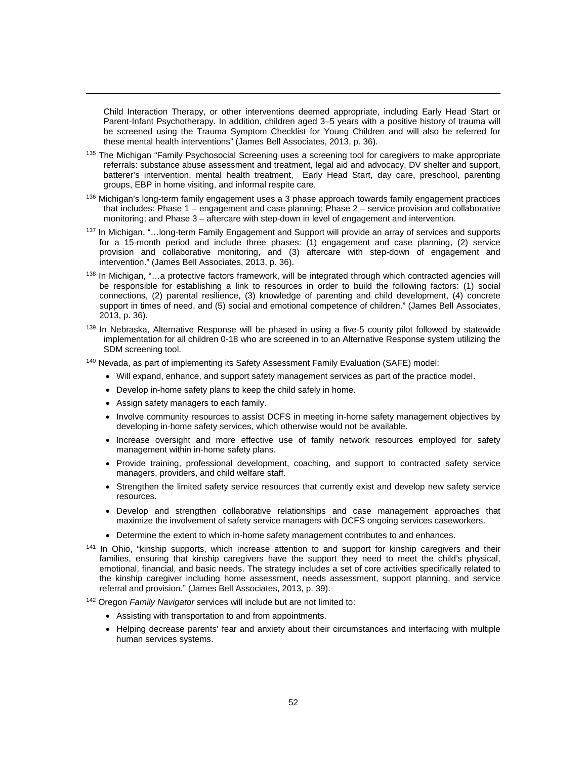Child Interaction Therapy, or other interventions deemed appropriate, including Early Head Start or Parent-Infant Psychotherapy. In addition, children aged 3–5 years with a positive history of trauma will be screened using the Trauma Symptom Checklist for Young Children and will also be referred for these mental health interventions" (James Bell Associates, 2013, p. 36).

[135] The Michigan "Family Psychosocial Screening uses a screening tool for caregivers to make appropriate referrals: substance abuse assessment and treatment, legal aid and advocacy, DV shelter and support, batterer's intervention, mental health treatment, Early Head Start, day care, preschool, parenting groups, EBP in home visiting, and informal respite care.

[136] Michigan's long-term family engagement uses a 3 phase approach towards family engagement practices that includes: Phase 1 – engagement and case planning; Phase 2 – service provision and collaborative monitoring; and Phase 3 – aftercare with step-down in level of engagement and intervention.

[137] In Michigan, "…long-term Family Engagement and Support will provide an array of services and supports for a 15-month period and include three phases: (1) engagement and case planning, (2) service provision and collaborative monitoring, and (3) aftercare with step-down of engagement and intervention." (James Bell Associates, 2013, p. 36).

[138] In Michigan, "…a protective factors framework, will be integrated through which contracted agencies will be responsible for establishing a link to resources in order to build the following factors: (1) social connections, (2) parental resilience, (3) knowledge of parenting and child development, (4) concrete support in times of need, and (5) social and emotional competence of children." (James Bell Associates, 2013, p. 36).

[139] In Nebraska, Alternative Response will be phased in using a five-5 county pilot followed by statewide implementation for all children 0-18 who are screened in to an Alternative Response system utilizing the SDM screening tool.

[140] Nevada, as part of implementing its Safety Assessment Family Evaluation (SAFE) model:

- Will expand, enhance, and support safety management services as part of the practice model.
- Develop in-home safety plans to keep the child safely in home.
- Assign safety managers to each family.
- Involve community resources to assist DCFS in meeting in-home safety management objectives by developing in-home safety services, which otherwise would not be available.
- Increase oversight and more effective use of family network resources employed for safety management within in-home safety plans.
- Provide training, professional development, coaching, and support to contracted safety service managers, providers, and child welfare staff.
- Strengthen the limited safety service resources that currently exist and develop new safety service resources.
- Develop and strengthen collaborative relationships and case management approaches that maximize the involvement of safety service managers with DCFS ongoing services caseworkers.
- Determine the extent to which in-home safety management contributes to and enhances.

[141] In Ohio, "kinship supports, which increase attention to and support for kinship caregivers and their families, ensuring that kinship caregivers have the support they need to meet the child's physical, emotional, financial, and basic needs. The strategy includes a set of core activities specifically related to the kinship caregiver including home assessment, needs assessment, support planning, and service referral and provision." (James Bell Associates, 2013, p. 39).

[142] Oregon *Family Navigator s*ervices will include but are not limited to:

- Assisting with transportation to and from appointments.
- Helping decrease parents' fear and anxiety about their circumstances and interfacing with multiple human services systems.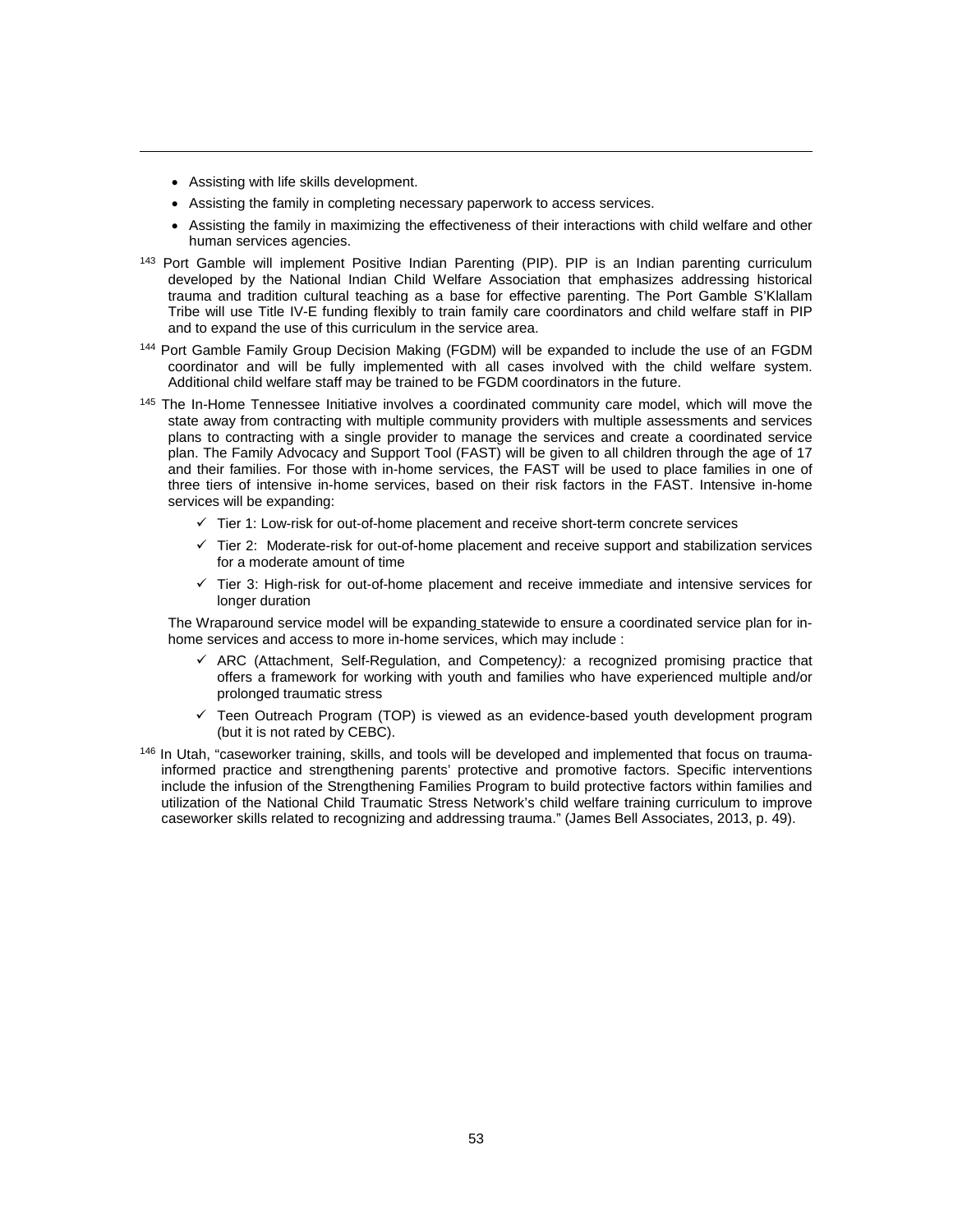- Assisting with life skills development.
- Assisting the family in completing necessary paperwork to access services.
- Assisting the family in maximizing the effectiveness of their interactions with child welfare and other human services agencies.

[143] Port Gamble will implement Positive Indian Parenting (PIP). PIP is an Indian parenting curriculum developed by the National Indian Child Welfare Association that emphasizes addressing historical trauma and tradition cultural teaching as a base for effective parenting. The Port Gamble S'Klallam Tribe will use Title IV-E funding flexibly to train family care coordinators and child welfare staff in PIP and to expand the use of this curriculum in the service area.

[144] Port Gamble Family Group Decision Making (FGDM) will be expanded to include the use of an FGDM coordinator and will be fully implemented with all cases involved with the child welfare system. Additional child welfare staff may be trained to be FGDM coordinators in the future.

[145] The In-Home Tennessee Initiative involves a coordinated community care model, which will move the state away from contracting with multiple community providers with multiple assessments and services plans to contracting with a single provider to manage the services and create a coordinated service plan. The Family Advocacy and Support Tool (FAST) will be given to all children through the age of 17 and their families. For those with in-home services, the FAST will be used to place families in one of three tiers of intensive in-home services, based on their risk factors in the FAST. Intensive in-home services will be expanding:

- ✓ Tier 1: Low-risk for out-of-home placement and receive short-term concrete services
- ✓ Tier 2: Moderate-risk for out-of-home placement and receive support and stabilization services for a moderate amount of time
- ✓ Tier 3: High-risk for out-of-home placement and receive immediate and intensive services for longer duration

The Wraparound service model will be expanding statewide to ensure a coordinated service plan for in-home services and access to more in-home services, which may include :

- ✓ ARC (Attachment, Self-Regulation, and Competency*):* a recognized promising practice that offers a framework for working with youth and families who have experienced multiple and/or prolonged traumatic stress
- ✓ Teen Outreach Program (TOP) is viewed as an evidence-based youth development program (but it is not rated by CEBC).

[146] In Utah, "caseworker training, skills, and tools will be developed and implemented that focus on trauma-informed practice and strengthening parents' protective and promotive factors. Specific interventions include the infusion of the Strengthening Families Program to build protective factors within families and utilization of the National Child Traumatic Stress Network's child welfare training curriculum to improve caseworker skills related to recognizing and addressing trauma." (James Bell Associates, 2013, p. 49).